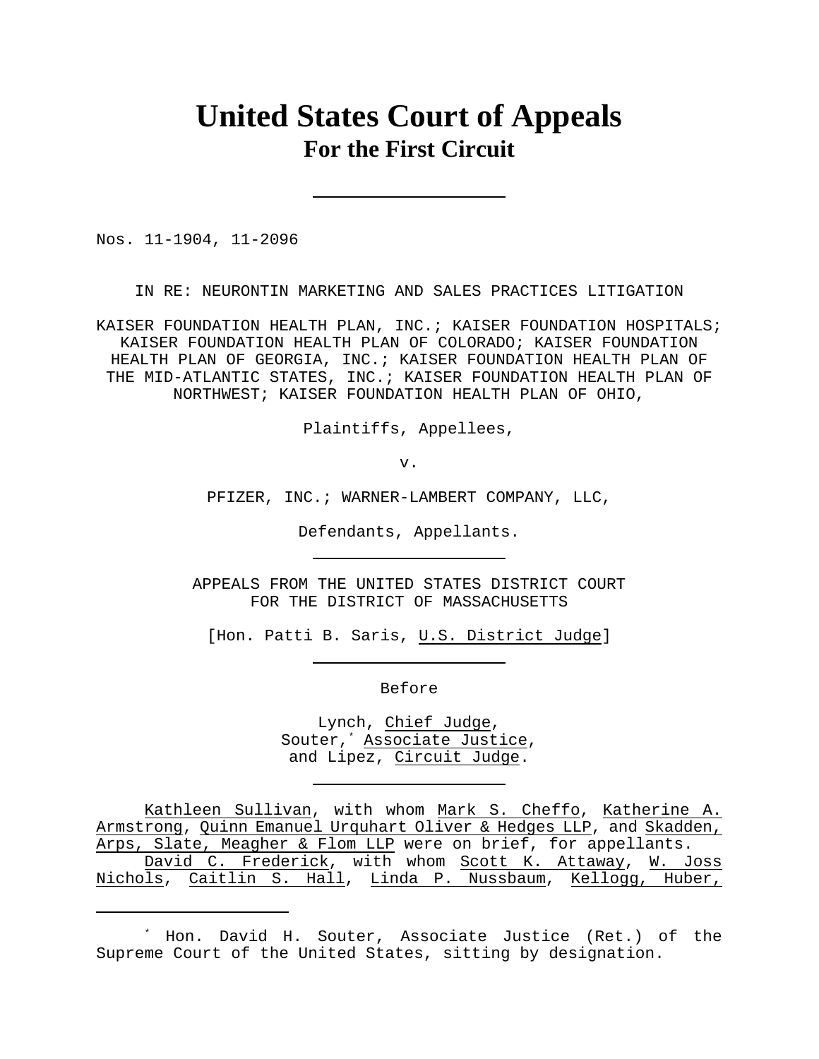# United States Court of Appeals
## For the First Circuit

Nos. 11-1904, 11-2096

IN RE: NEURONTIN MARKETING AND SALES PRACTICES LITIGATION

KAISER FOUNDATION HEALTH PLAN, INC.; KAISER FOUNDATION HOSPITALS; KAISER FOUNDATION HEALTH PLAN OF COLORADO; KAISER FOUNDATION HEALTH PLAN OF GEORGIA, INC.; KAISER FOUNDATION HEALTH PLAN OF THE MID-ATLANTIC STATES, INC.; KAISER FOUNDATION HEALTH PLAN OF NORTHWEST; KAISER FOUNDATION HEALTH PLAN OF OHIO,

Plaintiffs, Appellees,

v.

PFIZER, INC.; WARNER-LAMBERT COMPANY, LLC,

Defendants, Appellants.

APPEALS FROM THE UNITED STATES DISTRICT COURT FOR THE DISTRICT OF MASSACHUSETTS

[Hon. Patti B. Saris, U.S. District Judge]

Before

Lynch, Chief Judge,
Souter,* Associate Justice,
and Lipez, Circuit Judge.

Kathleen Sullivan, with whom Mark S. Cheffo, Katherine A. Armstrong, Quinn Emanuel Urquhart Oliver & Hedges LLP, and Skadden, Arps, Slate, Meagher & Flom LLP were on brief, for appellants.

David C. Frederick, with whom Scott K. Attaway, W. Joss Nichols, Caitlin S. Hall, Linda P. Nussbaum, Kellogg, Huber,

---

* Hon. David H. Souter, Associate Justice (Ret.) of the Supreme Court of the United States, sitting by designation.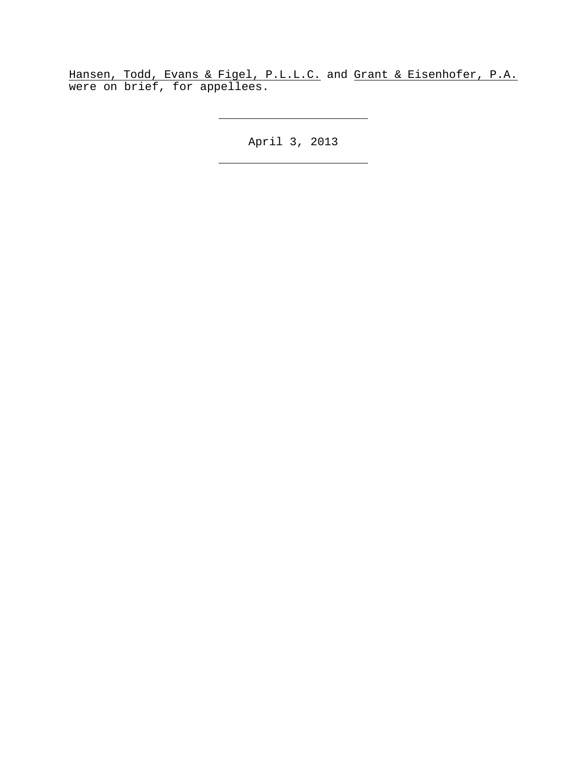Hansen, Todd, Evans & Figel, P.L.L.C. and Grant & Eisenhofer, P.A. were on brief, for appellees.

---

April 3, 2013

---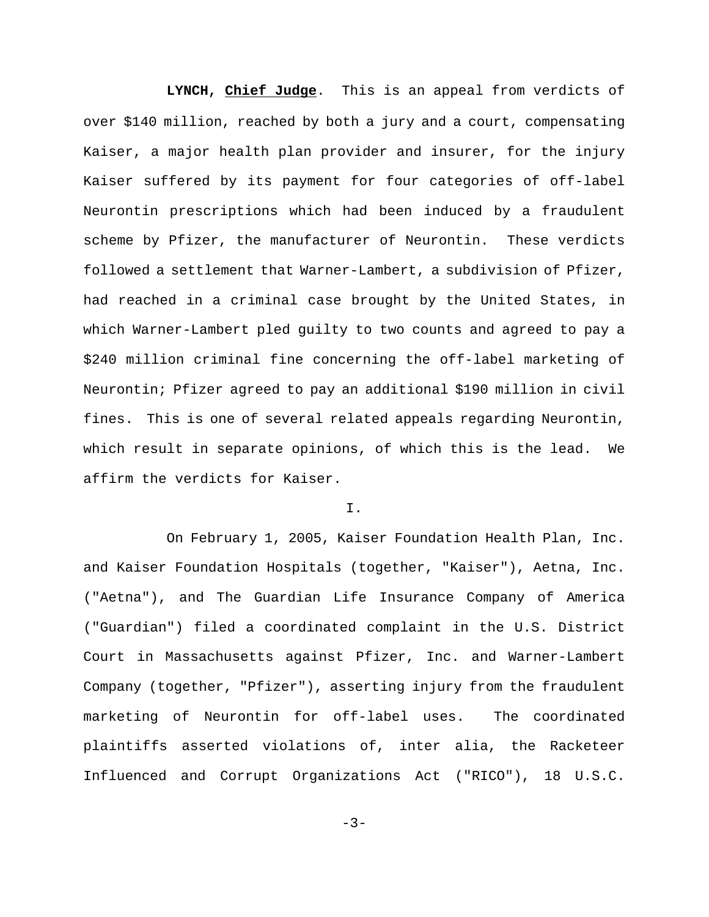**LYNCH, Chief Judge**. This is an appeal from verdicts of over $140 million, reached by both a jury and a court, compensating Kaiser, a major health plan provider and insurer, for the injury Kaiser suffered by its payment for four categories of off-label Neurontin prescriptions which had been induced by a fraudulent scheme by Pfizer, the manufacturer of Neurontin. These verdicts followed a settlement that Warner-Lambert, a subdivision of Pfizer, had reached in a criminal case brought by the United States, in which Warner-Lambert pled guilty to two counts and agreed to pay a $240 million criminal fine concerning the off-label marketing of Neurontin; Pfizer agreed to pay an additional $190 million in civil fines. This is one of several related appeals regarding Neurontin, which result in separate opinions, of which this is the lead. We affirm the verdicts for Kaiser.

I.

On February 1, 2005, Kaiser Foundation Health Plan, Inc. and Kaiser Foundation Hospitals (together, "Kaiser"), Aetna, Inc. ("Aetna"), and The Guardian Life Insurance Company of America ("Guardian") filed a coordinated complaint in the U.S. District Court in Massachusetts against Pfizer, Inc. and Warner-Lambert Company (together, "Pfizer"), asserting injury from the fraudulent marketing of Neurontin for off-label uses. The coordinated plaintiffs asserted violations of, inter alia, the Racketeer Influenced and Corrupt Organizations Act ("RICO"), 18 U.S.C.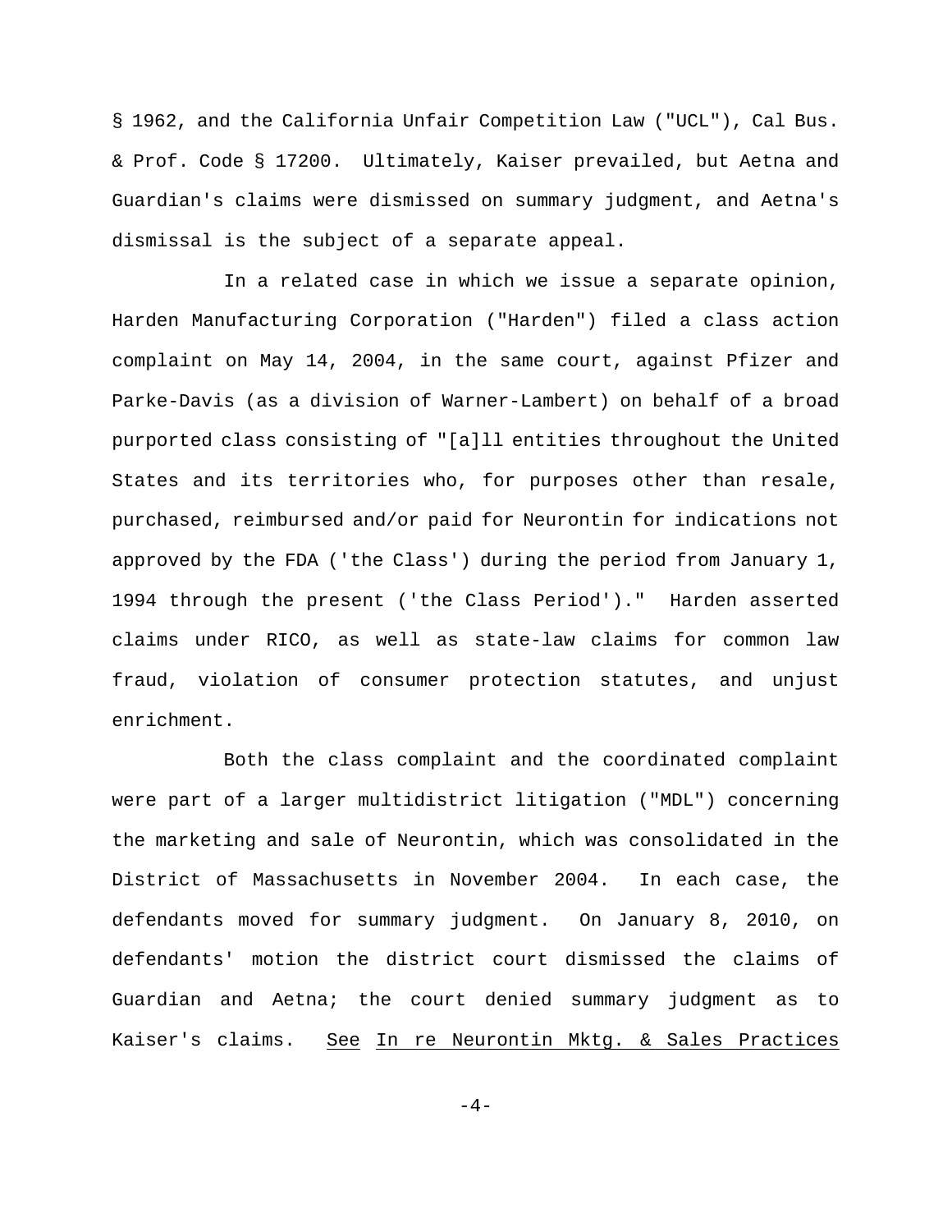§ 1962, and the California Unfair Competition Law ("UCL"), Cal Bus. & Prof. Code § 17200. Ultimately, Kaiser prevailed, but Aetna and Guardian's claims were dismissed on summary judgment, and Aetna's dismissal is the subject of a separate appeal.

In a related case in which we issue a separate opinion, Harden Manufacturing Corporation ("Harden") filed a class action complaint on May 14, 2004, in the same court, against Pfizer and Parke-Davis (as a division of Warner-Lambert) on behalf of a broad purported class consisting of "[a]ll entities throughout the United States and its territories who, for purposes other than resale, purchased, reimbursed and/or paid for Neurontin for indications not approved by the FDA ('the Class') during the period from January 1, 1994 through the present ('the Class Period')." Harden asserted claims under RICO, as well as state-law claims for common law fraud, violation of consumer protection statutes, and unjust enrichment.

Both the class complaint and the coordinated complaint were part of a larger multidistrict litigation ("MDL") concerning the marketing and sale of Neurontin, which was consolidated in the District of Massachusetts in November 2004. In each case, the defendants moved for summary judgment. On January 8, 2010, on defendants' motion the district court dismissed the claims of Guardian and Aetna; the court denied summary judgment as to Kaiser's claims. See In re Neurontin Mktg. & Sales Practices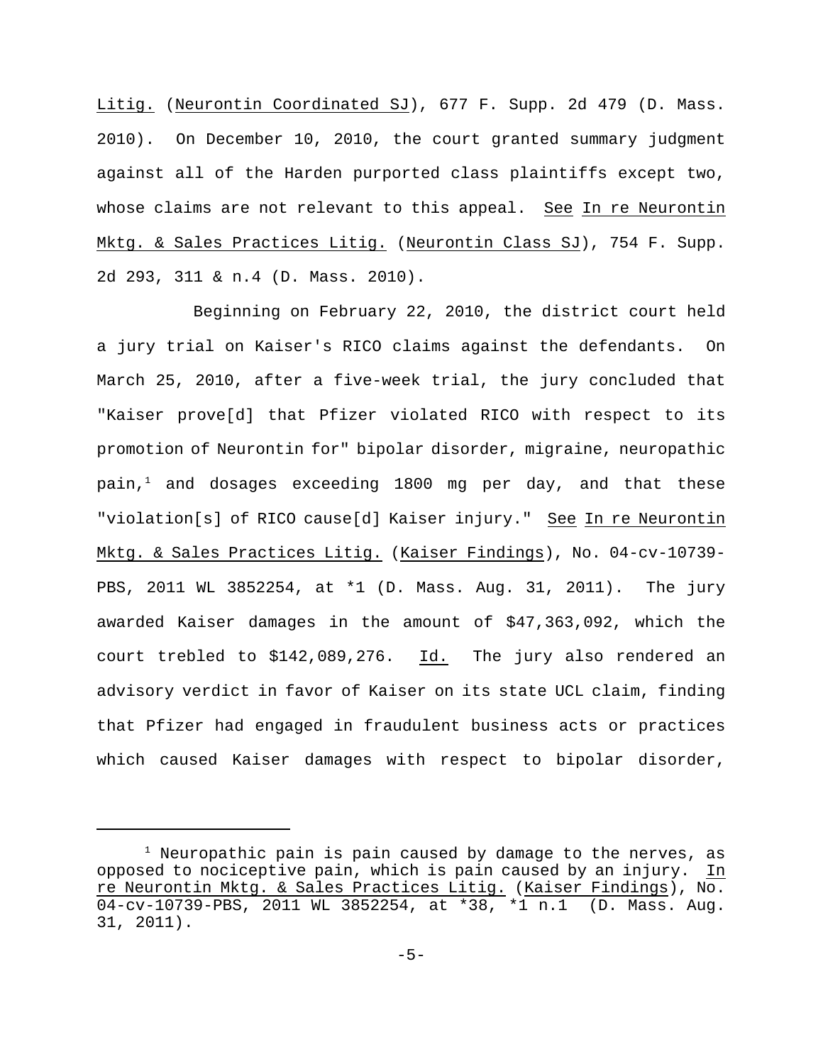Litig. (Neurontin Coordinated SJ), 677 F. Supp. 2d 479 (D. Mass. 2010). On December 10, 2010, the court granted summary judgment against all of the Harden purported class plaintiffs except two, whose claims are not relevant to this appeal. See In re Neurontin Mktg. & Sales Practices Litig. (Neurontin Class SJ), 754 F. Supp. 2d 293, 311 & n.4 (D. Mass. 2010).

Beginning on February 22, 2010, the district court held a jury trial on Kaiser's RICO claims against the defendants. On March 25, 2010, after a five-week trial, the jury concluded that "Kaiser prove[d] that Pfizer violated RICO with respect to its promotion of Neurontin for" bipolar disorder, migraine, neuropathic pain,[1] and dosages exceeding 1800 mg per day, and that these "violation[s] of RICO cause[d] Kaiser injury." See In re Neurontin Mktg. & Sales Practices Litig. (Kaiser Findings), No. 04-cv-10739-PBS, 2011 WL 3852254, at *1 (D. Mass. Aug. 31, 2011). The jury awarded Kaiser damages in the amount of $47,363,092, which the court trebled to $142,089,276. Id. The jury also rendered an advisory verdict in favor of Kaiser on its state UCL claim, finding that Pfizer had engaged in fraudulent business acts or practices which caused Kaiser damages with respect to bipolar disorder,

[1] Neuropathic pain is pain caused by damage to the nerves, as opposed to nociceptive pain, which is pain caused by an injury. In re Neurontin Mktg. & Sales Practices Litig. (Kaiser Findings), No. 04-cv-10739-PBS, 2011 WL 3852254, at *38, *1 n.1 (D. Mass. Aug. 31, 2011).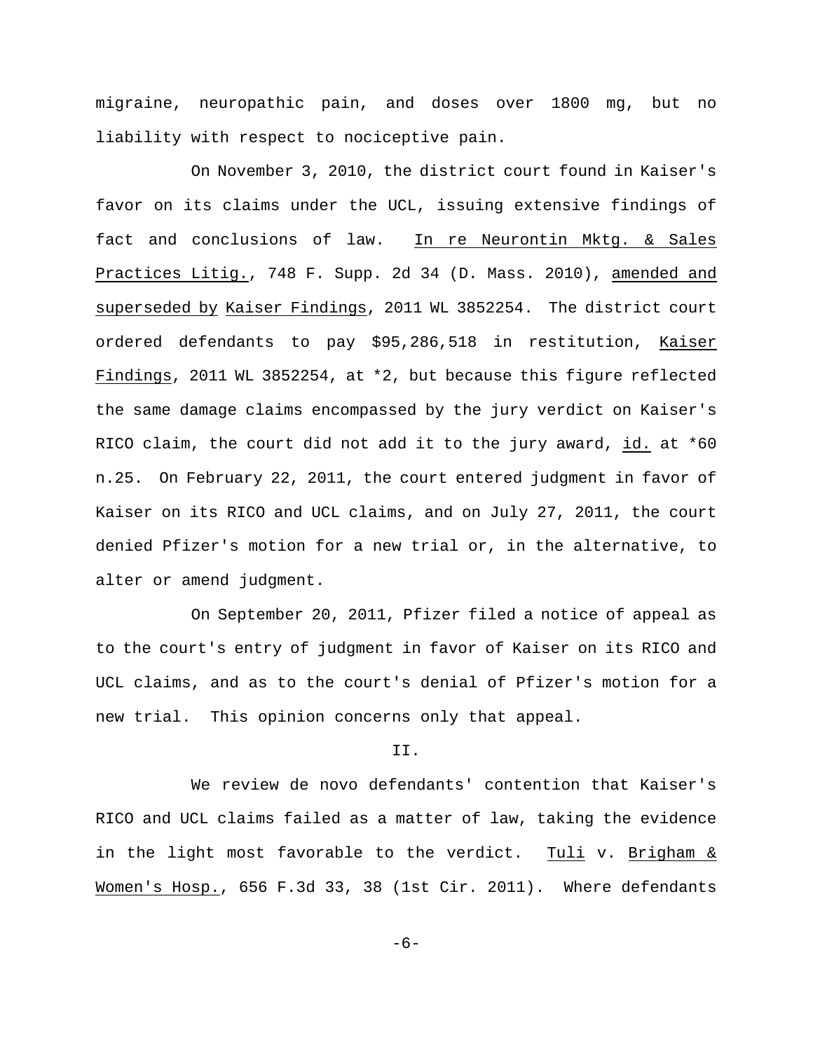migraine, neuropathic pain, and doses over 1800 mg, but no liability with respect to nociceptive pain.

On November 3, 2010, the district court found in Kaiser's favor on its claims under the UCL, issuing extensive findings of fact and conclusions of law. In re Neurontin Mktg. & Sales Practices Litig., 748 F. Supp. 2d 34 (D. Mass. 2010), amended and superseded by Kaiser Findings, 2011 WL 3852254. The district court ordered defendants to pay $95,286,518 in restitution, Kaiser Findings, 2011 WL 3852254, at *2, but because this figure reflected the same damage claims encompassed by the jury verdict on Kaiser's RICO claim, the court did not add it to the jury award, id. at *60 n.25. On February 22, 2011, the court entered judgment in favor of Kaiser on its RICO and UCL claims, and on July 27, 2011, the court denied Pfizer's motion for a new trial or, in the alternative, to alter or amend judgment.

On September 20, 2011, Pfizer filed a notice of appeal as to the court's entry of judgment in favor of Kaiser on its RICO and UCL claims, and as to the court's denial of Pfizer's motion for a new trial. This opinion concerns only that appeal.

## II.

We review de novo defendants' contention that Kaiser's RICO and UCL claims failed as a matter of law, taking the evidence in the light most favorable to the verdict. Tuli v. Brigham & Women's Hosp., 656 F.3d 33, 38 (1st Cir. 2011). Where defendants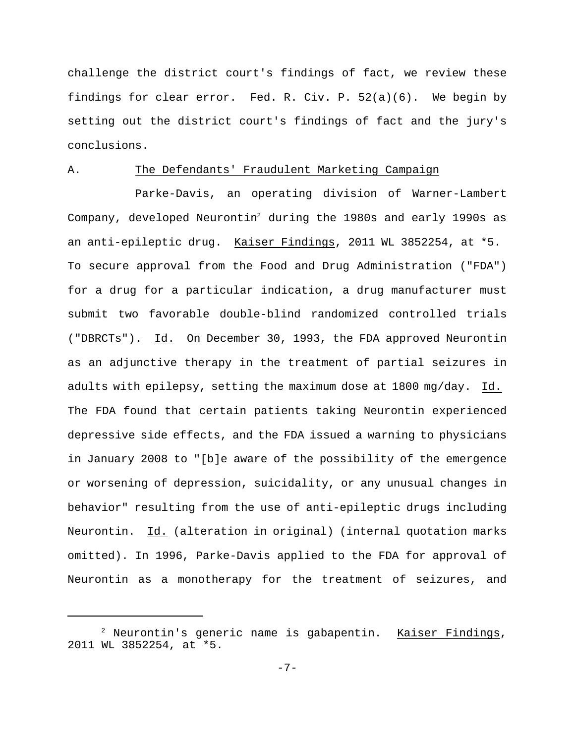challenge the district court's findings of fact, we review these findings for clear error. Fed. R. Civ. P. 52(a)(6). We begin by setting out the district court's findings of fact and the jury's conclusions.

A. The Defendants' Fraudulent Marketing Campaign

Parke-Davis, an operating division of Warner-Lambert Company, developed Neurontin[2] during the 1980s and early 1990s as an anti-epileptic drug. Kaiser Findings, 2011 WL 3852254, at *5. To secure approval from the Food and Drug Administration ("FDA") for a drug for a particular indication, a drug manufacturer must submit two favorable double-blind randomized controlled trials ("DBRCTs"). Id. On December 30, 1993, the FDA approved Neurontin as an adjunctive therapy in the treatment of partial seizures in adults with epilepsy, setting the maximum dose at 1800 mg/day. Id. The FDA found that certain patients taking Neurontin experienced depressive side effects, and the FDA issued a warning to physicians in January 2008 to "[b]e aware of the possibility of the emergence or worsening of depression, suicidality, or any unusual changes in behavior" resulting from the use of anti-epileptic drugs including Neurontin. Id. (alteration in original) (internal quotation marks omitted). In 1996, Parke-Davis applied to the FDA for approval of Neurontin as a monotherapy for the treatment of seizures, and

[2] Neurontin's generic name is gabapentin. Kaiser Findings, 2011 WL 3852254, at *5.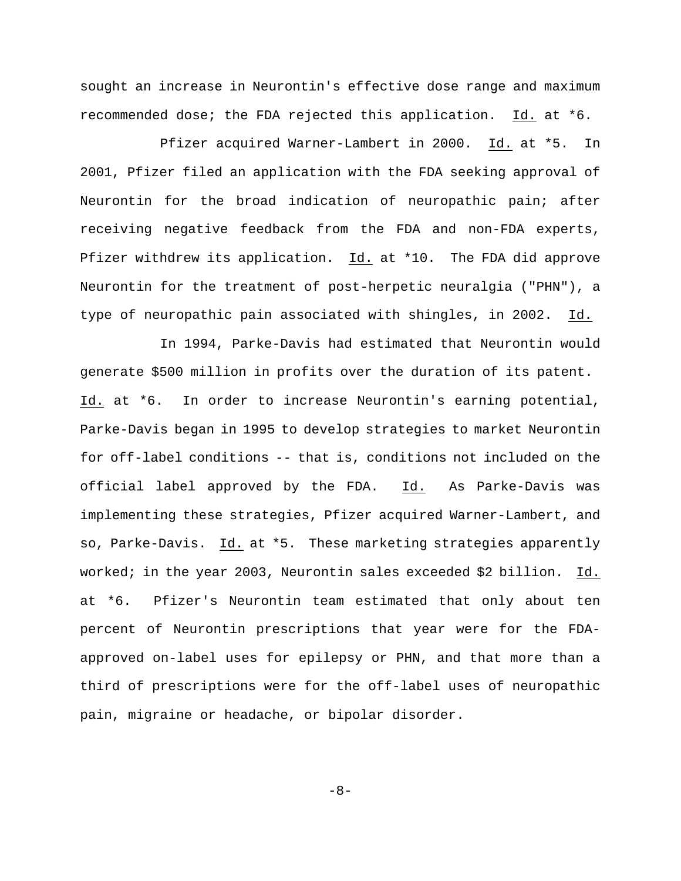sought an increase in Neurontin's effective dose range and maximum recommended dose; the FDA rejected this application. Id. at *6.

Pfizer acquired Warner-Lambert in 2000. Id. at *5. In 2001, Pfizer filed an application with the FDA seeking approval of Neurontin for the broad indication of neuropathic pain; after receiving negative feedback from the FDA and non-FDA experts, Pfizer withdrew its application. Id. at *10. The FDA did approve Neurontin for the treatment of post-herpetic neuralgia ("PHN"), a type of neuropathic pain associated with shingles, in 2002. Id.

In 1994, Parke-Davis had estimated that Neurontin would generate $500 million in profits over the duration of its patent. Id. at *6. In order to increase Neurontin's earning potential, Parke-Davis began in 1995 to develop strategies to market Neurontin for off-label conditions -- that is, conditions not included on the official label approved by the FDA. Id. As Parke-Davis was implementing these strategies, Pfizer acquired Warner-Lambert, and so, Parke-Davis. Id. at *5. These marketing strategies apparently worked; in the year 2003, Neurontin sales exceeded $2 billion. Id. at *6. Pfizer's Neurontin team estimated that only about ten percent of Neurontin prescriptions that year were for the FDA-approved on-label uses for epilepsy or PHN, and that more than a third of prescriptions were for the off-label uses of neuropathic pain, migraine or headache, or bipolar disorder.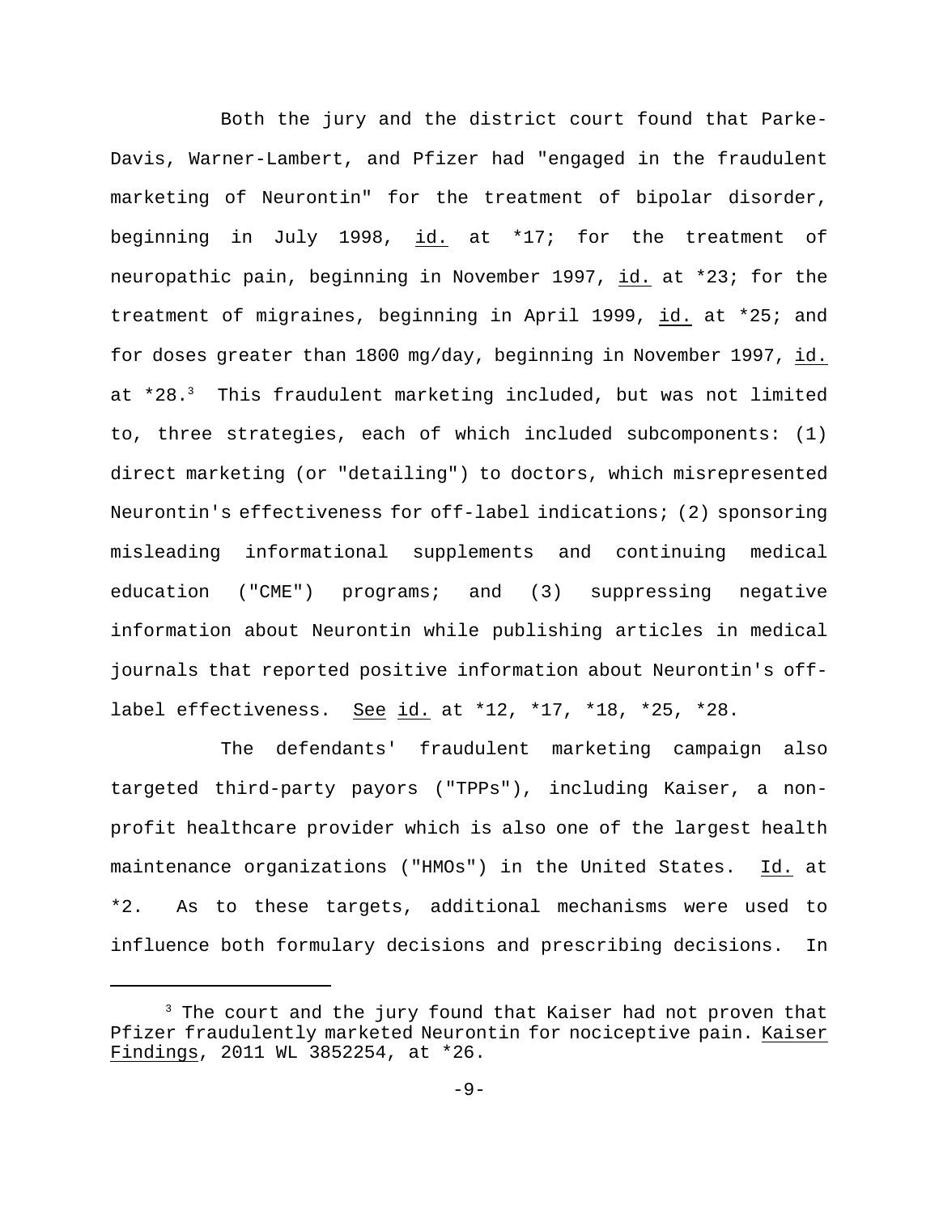Both the jury and the district court found that Parke-Davis, Warner-Lambert, and Pfizer had "engaged in the fraudulent marketing of Neurontin" for the treatment of bipolar disorder, beginning in July 1998, id. at *17; for the treatment of neuropathic pain, beginning in November 1997, id. at *23; for the treatment of migraines, beginning in April 1999, id. at *25; and for doses greater than 1800 mg/day, beginning in November 1997, id. at *28.[3] This fraudulent marketing included, but was not limited to, three strategies, each of which included subcomponents: (1) direct marketing (or "detailing") to doctors, which misrepresented Neurontin's effectiveness for off-label indications; (2) sponsoring misleading informational supplements and continuing medical education ("CME") programs; and (3) suppressing negative information about Neurontin while publishing articles in medical journals that reported positive information about Neurontin's off-label effectiveness. See id. at *12, *17, *18, *25, *28.

The defendants' fraudulent marketing campaign also targeted third-party payors ("TPPs"), including Kaiser, a non-profit healthcare provider which is also one of the largest health maintenance organizations ("HMOs") in the United States. Id. at *2. As to these targets, additional mechanisms were used to influence both formulary decisions and prescribing decisions. In

[3] The court and the jury found that Kaiser had not proven that Pfizer fraudulently marketed Neurontin for nociceptive pain. Kaiser Findings, 2011 WL 3852254, at *26.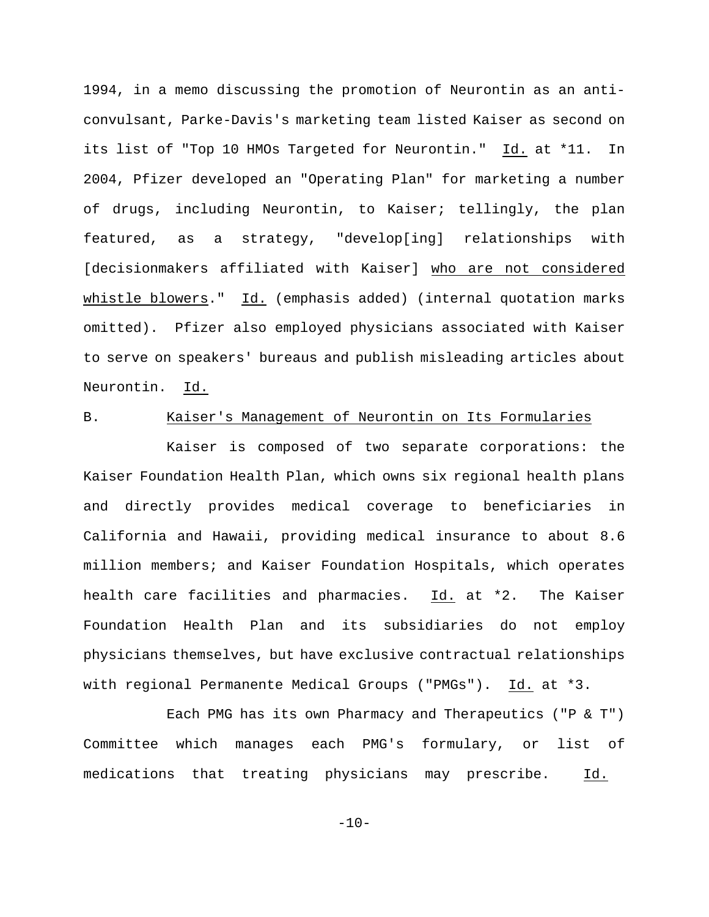1994, in a memo discussing the promotion of Neurontin as an anti-convulsant, Parke-Davis's marketing team listed Kaiser as second on its list of "Top 10 HMOs Targeted for Neurontin." Id. at *11. In 2004, Pfizer developed an "Operating Plan" for marketing a number of drugs, including Neurontin, to Kaiser; tellingly, the plan featured, as a strategy, "develop[ing] relationships with [decisionmakers affiliated with Kaiser] who are not considered whistle blowers." Id. (emphasis added) (internal quotation marks omitted). Pfizer also employed physicians associated with Kaiser to serve on speakers' bureaus and publish misleading articles about Neurontin. Id.

## B. Kaiser's Management of Neurontin on Its Formularies

Kaiser is composed of two separate corporations: the Kaiser Foundation Health Plan, which owns six regional health plans and directly provides medical coverage to beneficiaries in California and Hawaii, providing medical insurance to about 8.6 million members; and Kaiser Foundation Hospitals, which operates health care facilities and pharmacies. Id. at *2. The Kaiser Foundation Health Plan and its subsidiaries do not employ physicians themselves, but have exclusive contractual relationships with regional Permanente Medical Groups ("PMGs"). Id. at *3.

Each PMG has its own Pharmacy and Therapeutics ("P & T") Committee which manages each PMG's formulary, or list of medications that treating physicians may prescribe. Id.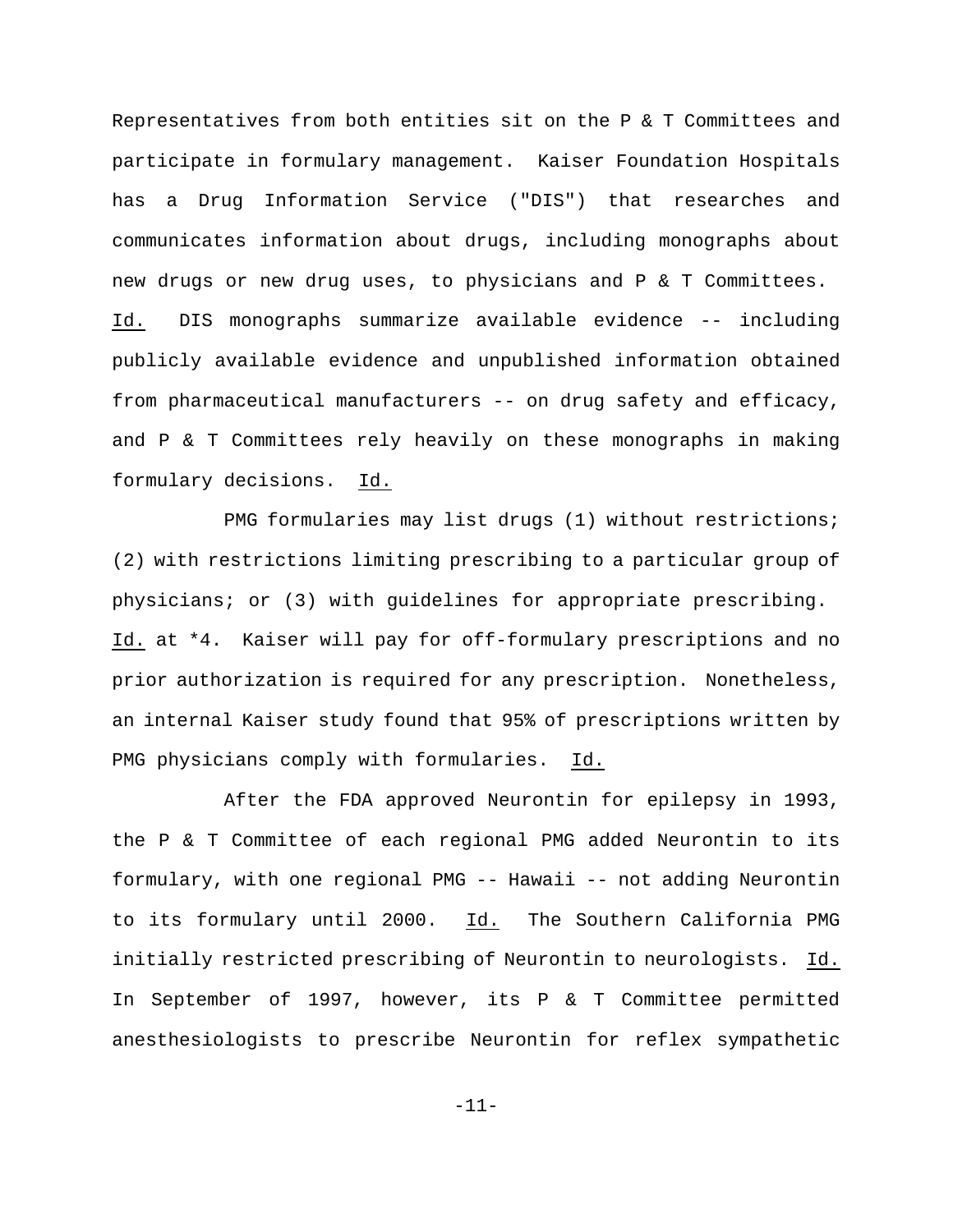Representatives from both entities sit on the P & T Committees and participate in formulary management. Kaiser Foundation Hospitals has a Drug Information Service ("DIS") that researches and communicates information about drugs, including monographs about new drugs or new drug uses, to physicians and P & T Committees. Id. DIS monographs summarize available evidence -- including publicly available evidence and unpublished information obtained from pharmaceutical manufacturers -- on drug safety and efficacy, and P & T Committees rely heavily on these monographs in making formulary decisions. Id.

PMG formularies may list drugs (1) without restrictions; (2) with restrictions limiting prescribing to a particular group of physicians; or (3) with guidelines for appropriate prescribing. Id. at *4. Kaiser will pay for off-formulary prescriptions and no prior authorization is required for any prescription. Nonetheless, an internal Kaiser study found that 95% of prescriptions written by PMG physicians comply with formularies. Id.

After the FDA approved Neurontin for epilepsy in 1993, the P & T Committee of each regional PMG added Neurontin to its formulary, with one regional PMG -- Hawaii -- not adding Neurontin to its formulary until 2000. Id. The Southern California PMG initially restricted prescribing of Neurontin to neurologists. Id. In September of 1997, however, its P & T Committee permitted anesthesiologists to prescribe Neurontin for reflex sympathetic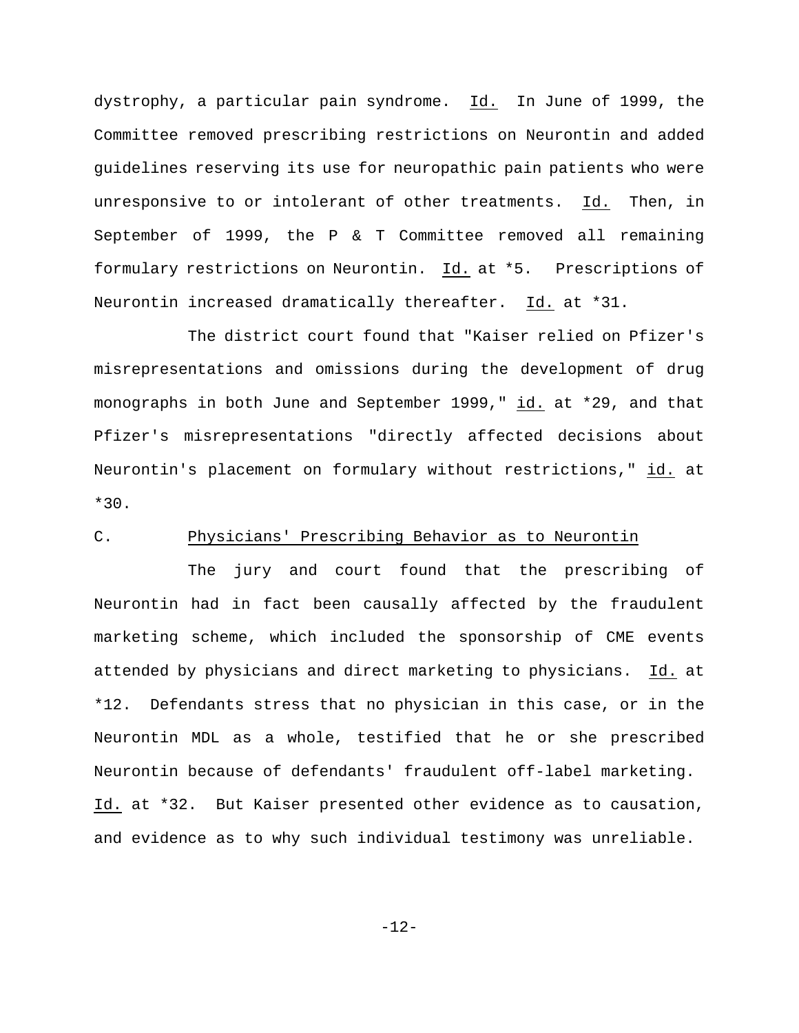dystrophy, a particular pain syndrome. Id. In June of 1999, the Committee removed prescribing restrictions on Neurontin and added guidelines reserving its use for neuropathic pain patients who were unresponsive to or intolerant of other treatments. Id. Then, in September of 1999, the P & T Committee removed all remaining formulary restrictions on Neurontin. Id. at *5. Prescriptions of Neurontin increased dramatically thereafter. Id. at *31.

The district court found that "Kaiser relied on Pfizer's misrepresentations and omissions during the development of drug monographs in both June and September 1999," id. at *29, and that Pfizer's misrepresentations "directly affected decisions about Neurontin's placement on formulary without restrictions," id. at *30.

### C. Physicians' Prescribing Behavior as to Neurontin

The jury and court found that the prescribing of Neurontin had in fact been causally affected by the fraudulent marketing scheme, which included the sponsorship of CME events attended by physicians and direct marketing to physicians. Id. at *12. Defendants stress that no physician in this case, or in the Neurontin MDL as a whole, testified that he or she prescribed Neurontin because of defendants' fraudulent off-label marketing. Id. at *32. But Kaiser presented other evidence as to causation, and evidence as to why such individual testimony was unreliable.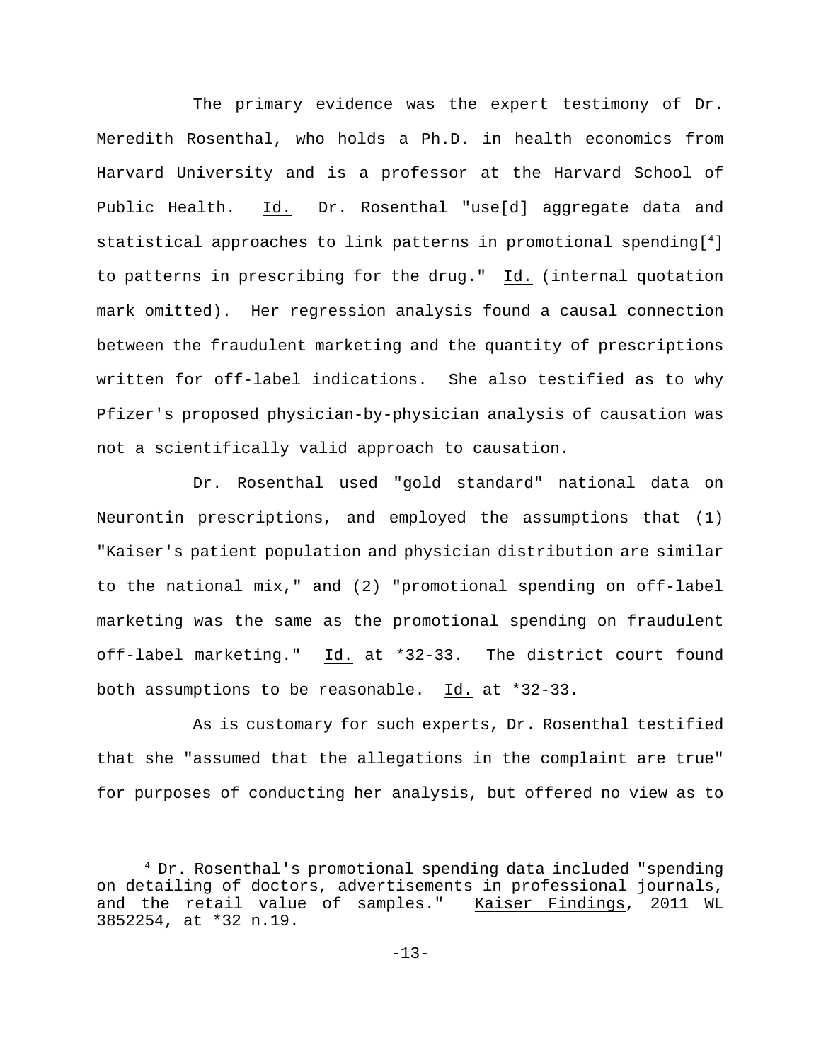The primary evidence was the expert testimony of Dr. Meredith Rosenthal, who holds a Ph.D. in health economics from Harvard University and is a professor at the Harvard School of Public Health. Id. Dr. Rosenthal "use[d] aggregate data and statistical approaches to link patterns in promotional spending[4] to patterns in prescribing for the drug." Id. (internal quotation mark omitted). Her regression analysis found a causal connection between the fraudulent marketing and the quantity of prescriptions written for off-label indications. She also testified as to why Pfizer's proposed physician-by-physician analysis of causation was not a scientifically valid approach to causation.

Dr. Rosenthal used "gold standard" national data on Neurontin prescriptions, and employed the assumptions that (1) "Kaiser's patient population and physician distribution are similar to the national mix," and (2) "promotional spending on off-label marketing was the same as the promotional spending on fraudulent off-label marketing." Id. at *32-33. The district court found both assumptions to be reasonable. Id. at *32-33.

As is customary for such experts, Dr. Rosenthal testified that she "assumed that the allegations in the complaint are true" for purposes of conducting her analysis, but offered no view as to

[4] Dr. Rosenthal's promotional spending data included "spending on detailing of doctors, advertisements in professional journals, and the retail value of samples." Kaiser Findings, 2011 WL 3852254, at *32 n.19.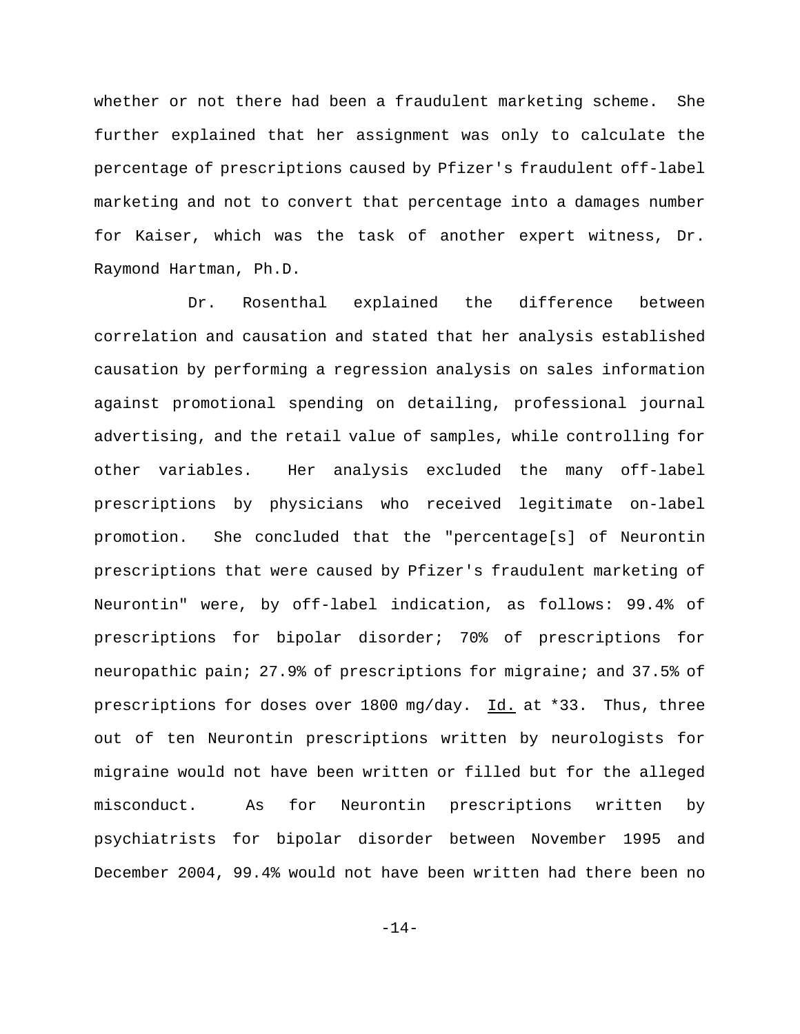whether or not there had been a fraudulent marketing scheme. She further explained that her assignment was only to calculate the percentage of prescriptions caused by Pfizer's fraudulent off-label marketing and not to convert that percentage into a damages number for Kaiser, which was the task of another expert witness, Dr. Raymond Hartman, Ph.D.

Dr. Rosenthal explained the difference between correlation and causation and stated that her analysis established causation by performing a regression analysis on sales information against promotional spending on detailing, professional journal advertising, and the retail value of samples, while controlling for other variables. Her analysis excluded the many off-label prescriptions by physicians who received legitimate on-label promotion. She concluded that the "percentage[s] of Neurontin prescriptions that were caused by Pfizer's fraudulent marketing of Neurontin" were, by off-label indication, as follows: 99.4% of prescriptions for bipolar disorder; 70% of prescriptions for neuropathic pain; 27.9% of prescriptions for migraine; and 37.5% of prescriptions for doses over 1800 mg/day. Id. at *33. Thus, three out of ten Neurontin prescriptions written by neurologists for migraine would not have been written or filled but for the alleged misconduct. As for Neurontin prescriptions written by psychiatrists for bipolar disorder between November 1995 and December 2004, 99.4% would not have been written had there been no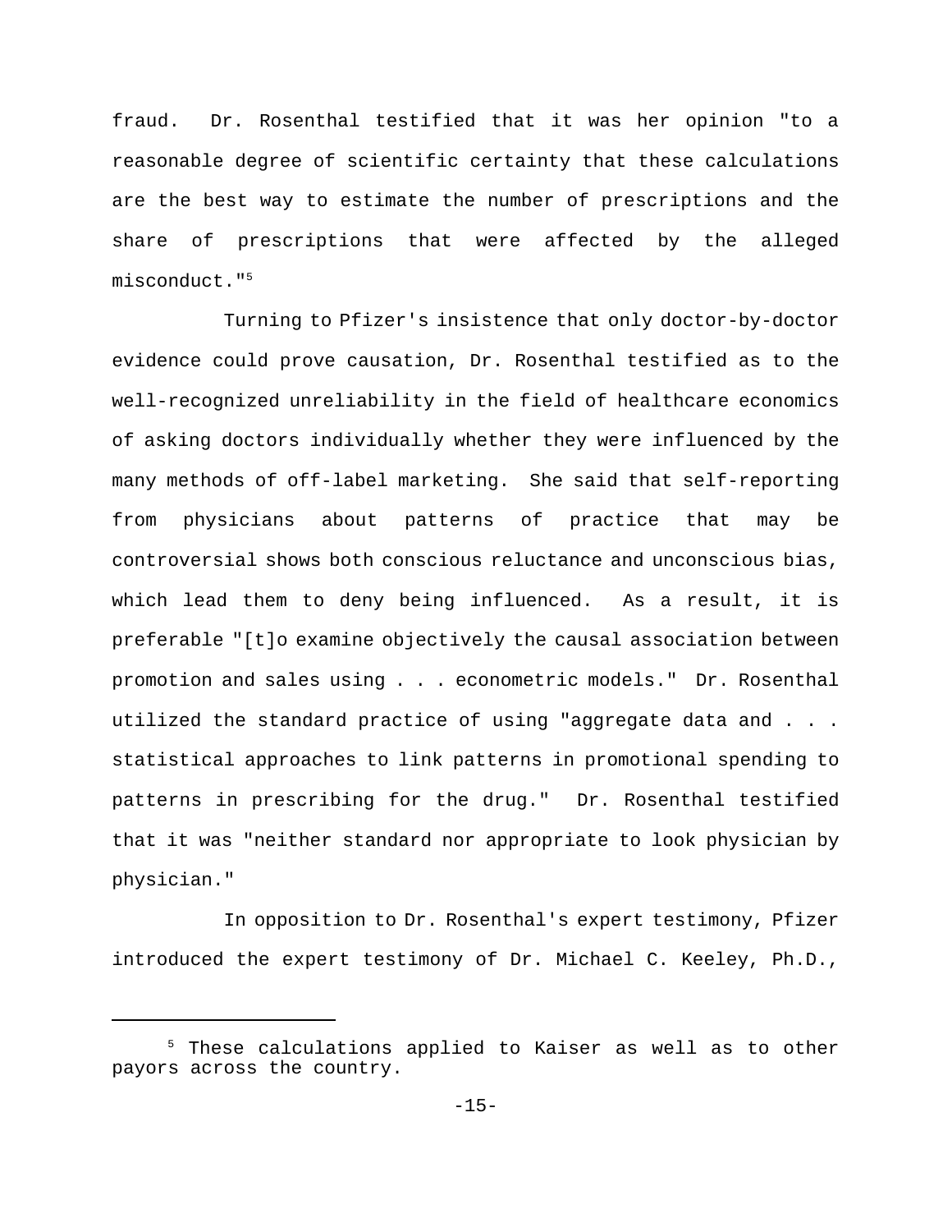fraud. Dr. Rosenthal testified that it was her opinion "to a reasonable degree of scientific certainty that these calculations are the best way to estimate the number of prescriptions and the share of prescriptions that were affected by the alleged misconduct."[5]

Turning to Pfizer's insistence that only doctor-by-doctor evidence could prove causation, Dr. Rosenthal testified as to the well-recognized unreliability in the field of healthcare economics of asking doctors individually whether they were influenced by the many methods of off-label marketing. She said that self-reporting from physicians about patterns of practice that may be controversial shows both conscious reluctance and unconscious bias, which lead them to deny being influenced. As a result, it is preferable "[t]o examine objectively the causal association between promotion and sales using . . . econometric models." Dr. Rosenthal utilized the standard practice of using "aggregate data and . . . statistical approaches to link patterns in promotional spending to patterns in prescribing for the drug." Dr. Rosenthal testified that it was "neither standard nor appropriate to look physician by physician."

In opposition to Dr. Rosenthal's expert testimony, Pfizer introduced the expert testimony of Dr. Michael C. Keeley, Ph.D.,

---

[5] These calculations applied to Kaiser as well as to other payors across the country.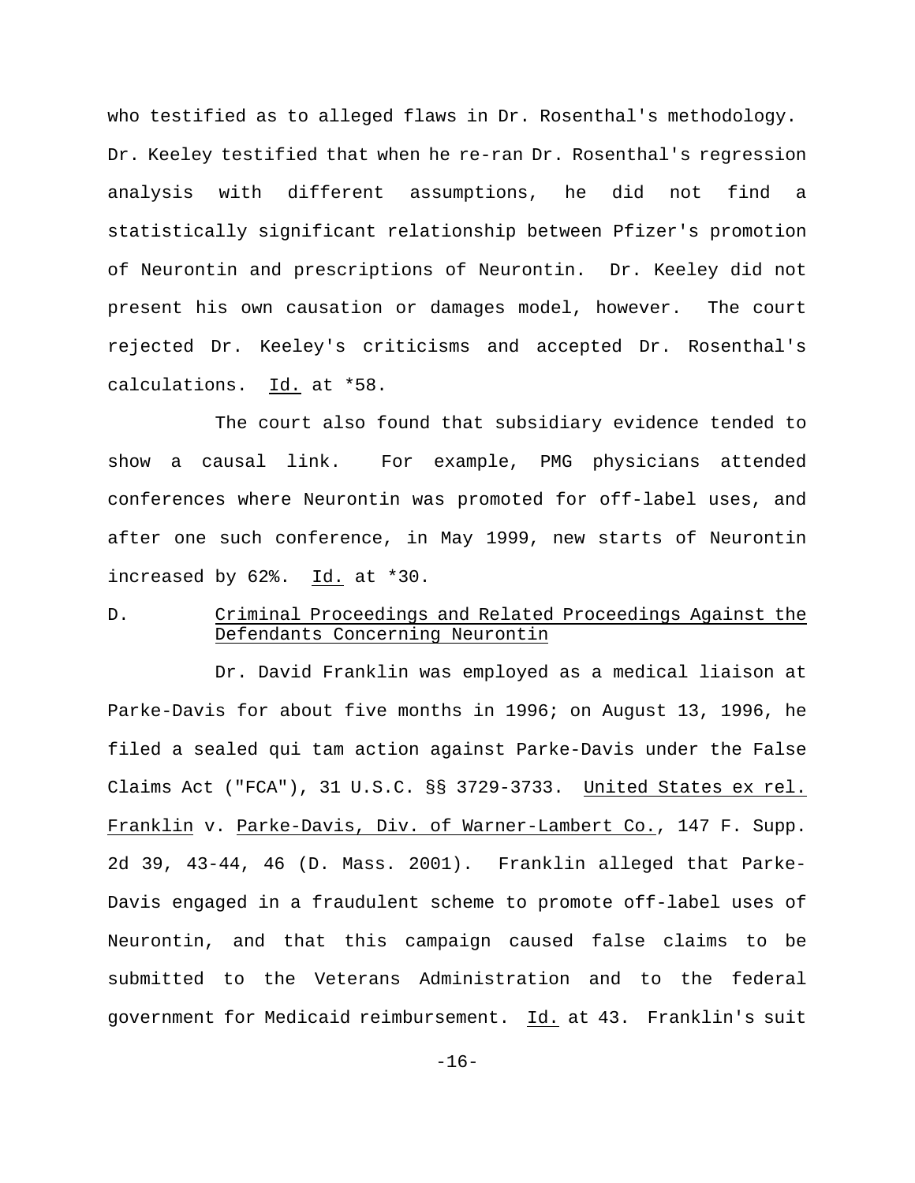who testified as to alleged flaws in Dr. Rosenthal's methodology. Dr. Keeley testified that when he re-ran Dr. Rosenthal's regression analysis with different assumptions, he did not find a statistically significant relationship between Pfizer's promotion of Neurontin and prescriptions of Neurontin. Dr. Keeley did not present his own causation or damages model, however. The court rejected Dr. Keeley's criticisms and accepted Dr. Rosenthal's calculations. Id. at *58.

The court also found that subsidiary evidence tended to show a causal link. For example, PMG physicians attended conferences where Neurontin was promoted for off-label uses, and after one such conference, in May 1999, new starts of Neurontin increased by 62%. Id. at *30.

## D. Criminal Proceedings and Related Proceedings Against the Defendants Concerning Neurontin

Dr. David Franklin was employed as a medical liaison at Parke-Davis for about five months in 1996; on August 13, 1996, he filed a sealed qui tam action against Parke-Davis under the False Claims Act ("FCA"), 31 U.S.C. §§ 3729-3733. United States ex rel. Franklin v. Parke-Davis, Div. of Warner-Lambert Co., 147 F. Supp. 2d 39, 43-44, 46 (D. Mass. 2001). Franklin alleged that Parke-Davis engaged in a fraudulent scheme to promote off-label uses of Neurontin, and that this campaign caused false claims to be submitted to the Veterans Administration and to the federal government for Medicaid reimbursement. Id. at 43. Franklin's suit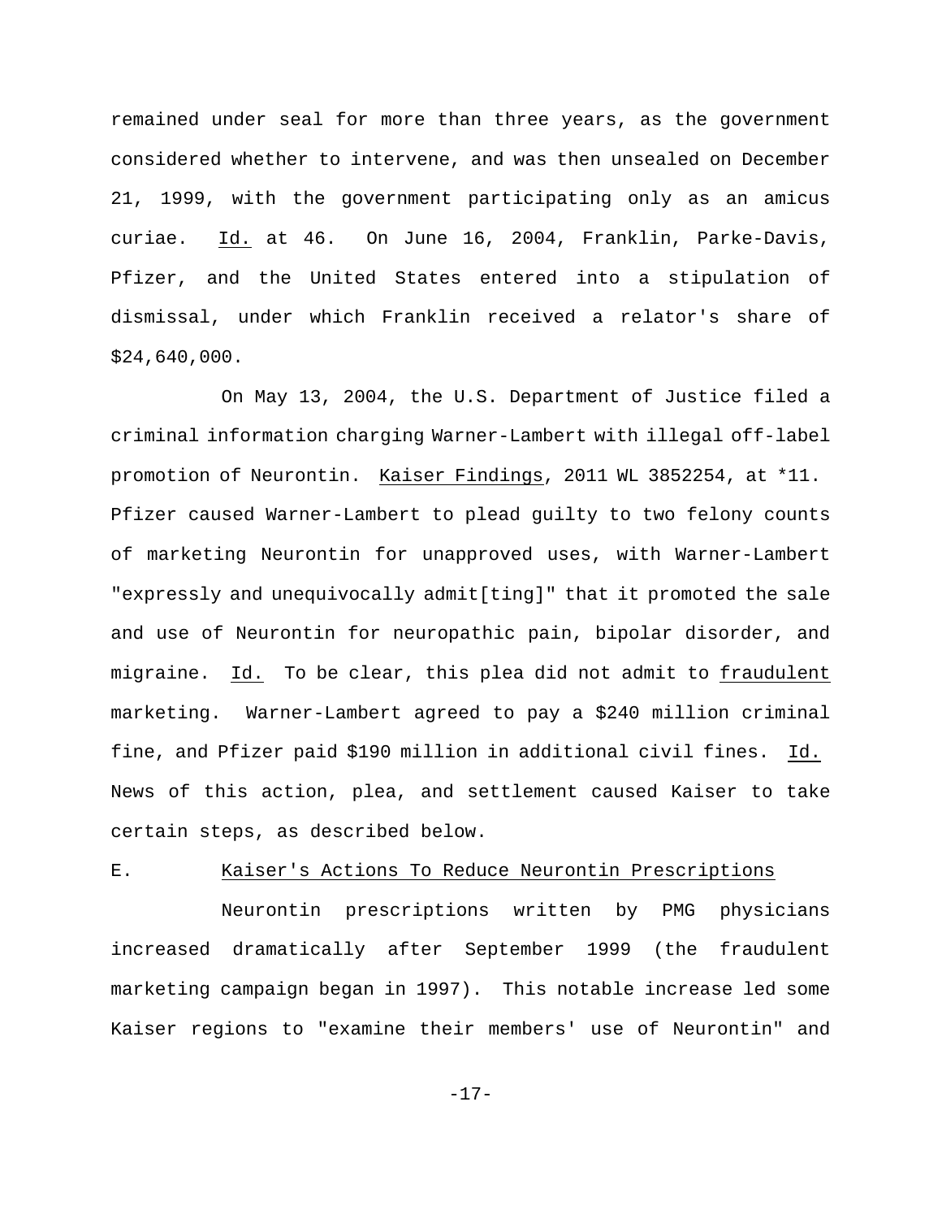remained under seal for more than three years, as the government considered whether to intervene, and was then unsealed on December 21, 1999, with the government participating only as an amicus curiae. Id. at 46. On June 16, 2004, Franklin, Parke-Davis, Pfizer, and the United States entered into a stipulation of dismissal, under which Franklin received a relator's share of $24,640,000.

On May 13, 2004, the U.S. Department of Justice filed a criminal information charging Warner-Lambert with illegal off-label promotion of Neurontin. Kaiser Findings, 2011 WL 3852254, at *11. Pfizer caused Warner-Lambert to plead guilty to two felony counts of marketing Neurontin for unapproved uses, with Warner-Lambert "expressly and unequivocally admit[ting]" that it promoted the sale and use of Neurontin for neuropathic pain, bipolar disorder, and migraine. Id. To be clear, this plea did not admit to fraudulent marketing. Warner-Lambert agreed to pay a $240 million criminal fine, and Pfizer paid $190 million in additional civil fines. Id. News of this action, plea, and settlement caused Kaiser to take certain steps, as described below.

### E. Kaiser's Actions To Reduce Neurontin Prescriptions

Neurontin prescriptions written by PMG physicians increased dramatically after September 1999 (the fraudulent marketing campaign began in 1997). This notable increase led some Kaiser regions to "examine their members' use of Neurontin" and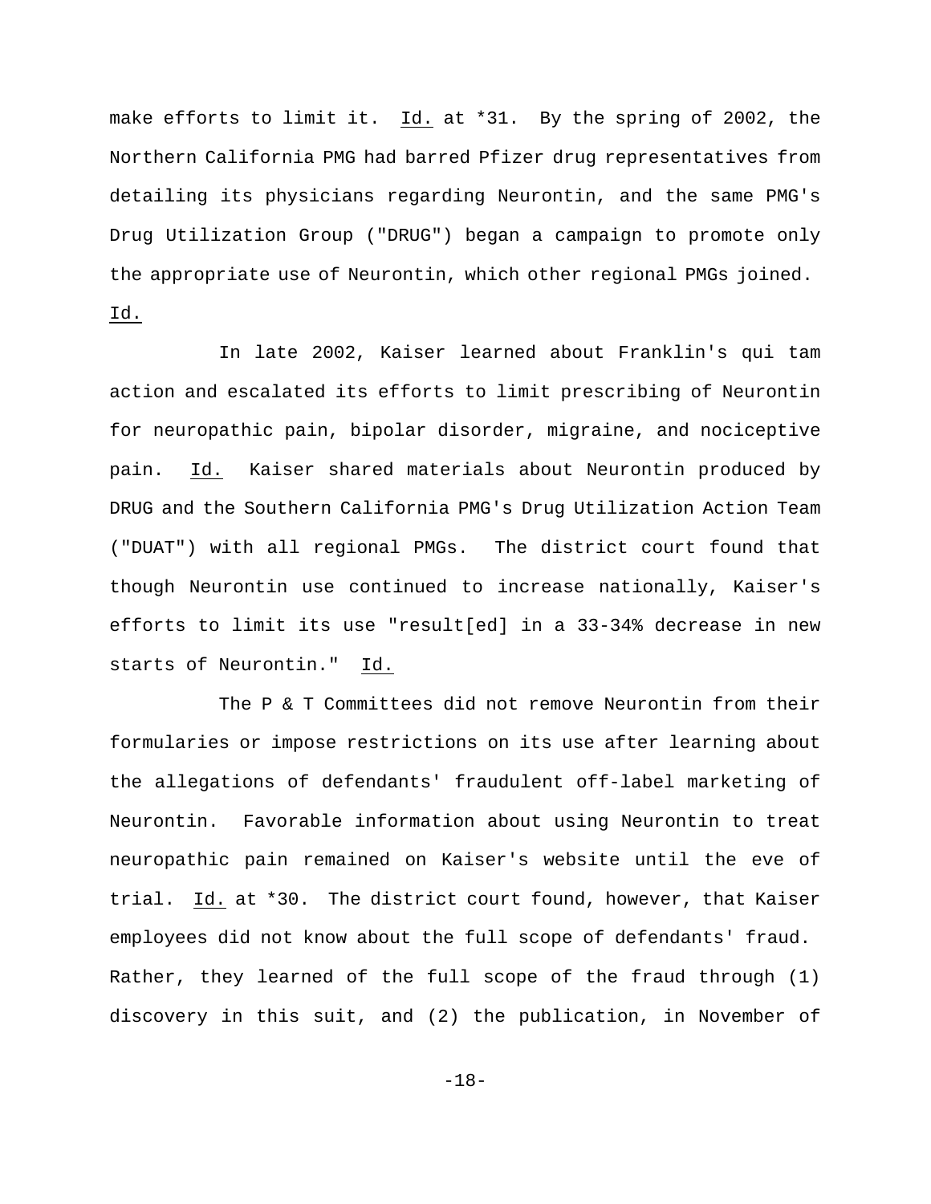make efforts to limit it. Id. at *31. By the spring of 2002, the Northern California PMG had barred Pfizer drug representatives from detailing its physicians regarding Neurontin, and the same PMG's Drug Utilization Group ("DRUG") began a campaign to promote only the appropriate use of Neurontin, which other regional PMGs joined. Id.

In late 2002, Kaiser learned about Franklin's qui tam action and escalated its efforts to limit prescribing of Neurontin for neuropathic pain, bipolar disorder, migraine, and nociceptive pain. Id. Kaiser shared materials about Neurontin produced by DRUG and the Southern California PMG's Drug Utilization Action Team ("DUAT") with all regional PMGs. The district court found that though Neurontin use continued to increase nationally, Kaiser's efforts to limit its use "result[ed] in a 33-34% decrease in new starts of Neurontin." Id.

The P & T Committees did not remove Neurontin from their formularies or impose restrictions on its use after learning about the allegations of defendants' fraudulent off-label marketing of Neurontin. Favorable information about using Neurontin to treat neuropathic pain remained on Kaiser's website until the eve of trial. Id. at *30. The district court found, however, that Kaiser employees did not know about the full scope of defendants' fraud. Rather, they learned of the full scope of the fraud through (1) discovery in this suit, and (2) the publication, in November of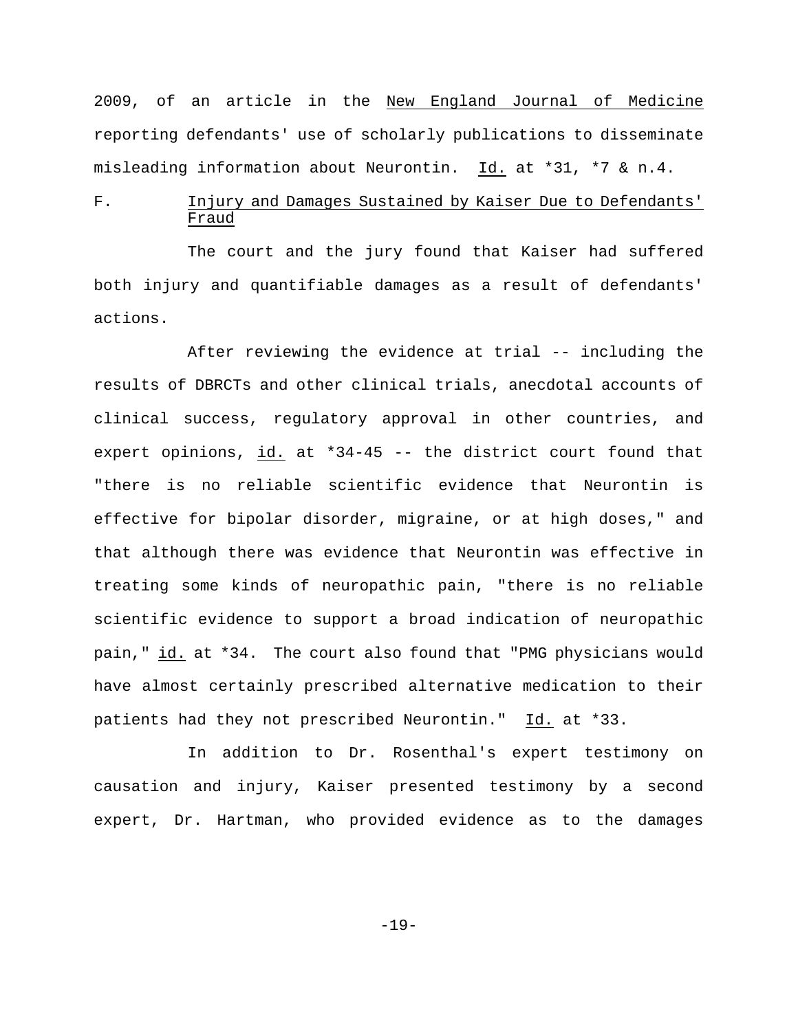2009, of an article in the New England Journal of Medicine reporting defendants' use of scholarly publications to disseminate misleading information about Neurontin. Id. at *31, *7 & n.4.

### F. Injury and Damages Sustained by Kaiser Due to Defendants' Fraud

The court and the jury found that Kaiser had suffered both injury and quantifiable damages as a result of defendants' actions.

After reviewing the evidence at trial -- including the results of DBRCTs and other clinical trials, anecdotal accounts of clinical success, regulatory approval in other countries, and expert opinions, id. at *34-45 -- the district court found that "there is no reliable scientific evidence that Neurontin is effective for bipolar disorder, migraine, or at high doses," and that although there was evidence that Neurontin was effective in treating some kinds of neuropathic pain, "there is no reliable scientific evidence to support a broad indication of neuropathic pain," id. at *34. The court also found that "PMG physicians would have almost certainly prescribed alternative medication to their patients had they not prescribed Neurontin." Id. at *33.

In addition to Dr. Rosenthal's expert testimony on causation and injury, Kaiser presented testimony by a second expert, Dr. Hartman, who provided evidence as to the damages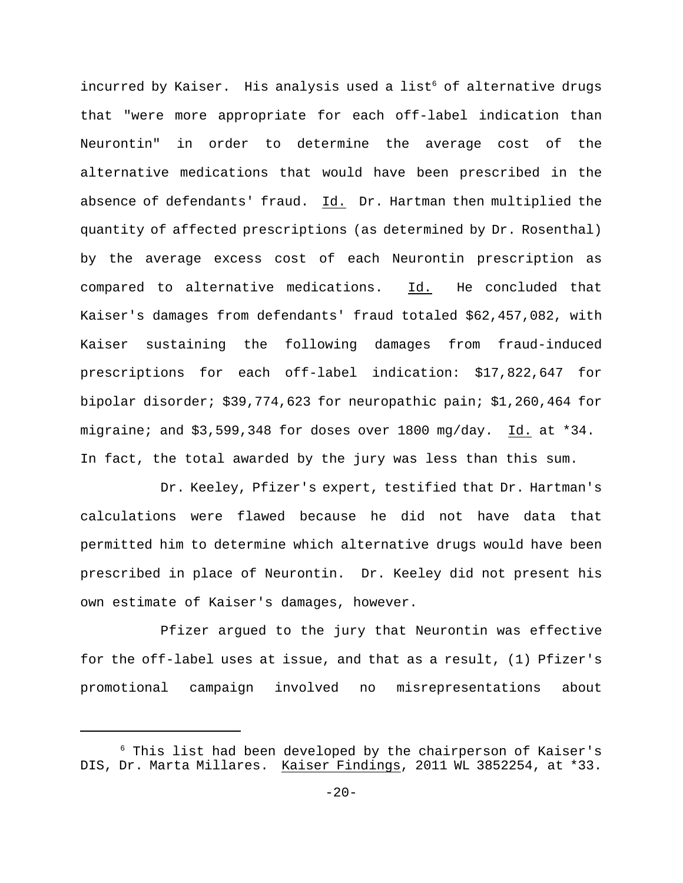incurred by Kaiser. His analysis used a list[6] of alternative drugs that "were more appropriate for each off-label indication than Neurontin" in order to determine the average cost of the alternative medications that would have been prescribed in the absence of defendants' fraud. Id. Dr. Hartman then multiplied the quantity of affected prescriptions (as determined by Dr. Rosenthal) by the average excess cost of each Neurontin prescription as compared to alternative medications. Id. He concluded that Kaiser's damages from defendants' fraud totaled $62,457,082, with Kaiser sustaining the following damages from fraud-induced prescriptions for each off-label indication: $17,822,647 for bipolar disorder; $39,774,623 for neuropathic pain; $1,260,464 for migraine; and $3,599,348 for doses over 1800 mg/day. Id. at *34. In fact, the total awarded by the jury was less than this sum.

Dr. Keeley, Pfizer's expert, testified that Dr. Hartman's calculations were flawed because he did not have data that permitted him to determine which alternative drugs would have been prescribed in place of Neurontin. Dr. Keeley did not present his own estimate of Kaiser's damages, however.

Pfizer argued to the jury that Neurontin was effective for the off-label uses at issue, and that as a result, (1) Pfizer's promotional campaign involved no misrepresentations about

---

[6] This list had been developed by the chairperson of Kaiser's DIS, Dr. Marta Millares. Kaiser Findings, 2011 WL 3852254, at *33.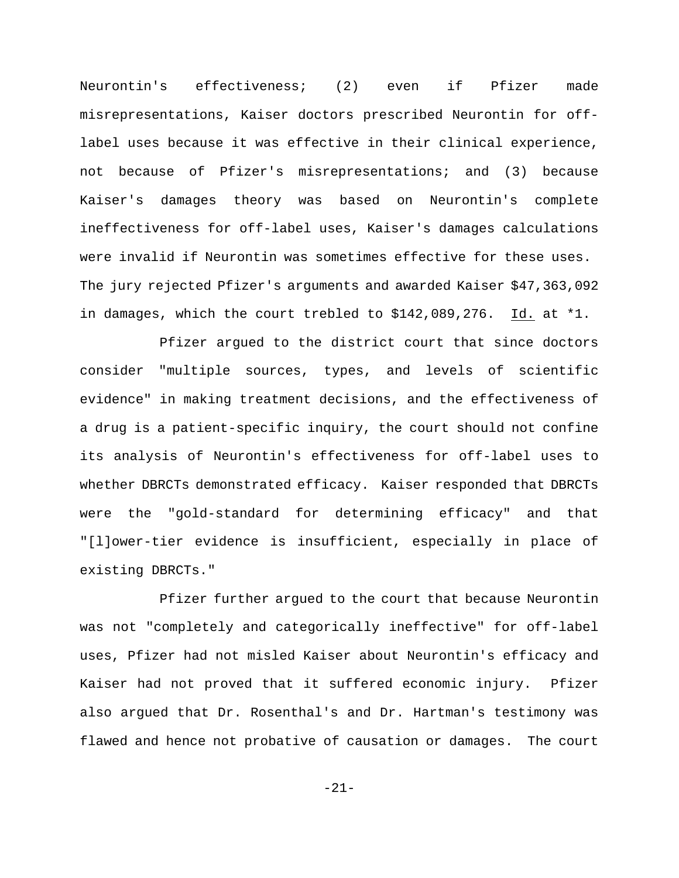Neurontin's effectiveness; (2) even if Pfizer made misrepresentations, Kaiser doctors prescribed Neurontin for off-label uses because it was effective in their clinical experience, not because of Pfizer's misrepresentations; and (3) because Kaiser's damages theory was based on Neurontin's complete ineffectiveness for off-label uses, Kaiser's damages calculations were invalid if Neurontin was sometimes effective for these uses. The jury rejected Pfizer's arguments and awarded Kaiser $47,363,092 in damages, which the court trebled to $142,089,276. Id. at *1.

Pfizer argued to the district court that since doctors consider "multiple sources, types, and levels of scientific evidence" in making treatment decisions, and the effectiveness of a drug is a patient-specific inquiry, the court should not confine its analysis of Neurontin's effectiveness for off-label uses to whether DBRCTs demonstrated efficacy. Kaiser responded that DBRCTs were the "gold-standard for determining efficacy" and that "[l]ower-tier evidence is insufficient, especially in place of existing DBRCTs."

Pfizer further argued to the court that because Neurontin was not "completely and categorically ineffective" for off-label uses, Pfizer had not misled Kaiser about Neurontin's efficacy and Kaiser had not proved that it suffered economic injury. Pfizer also argued that Dr. Rosenthal's and Dr. Hartman's testimony was flawed and hence not probative of causation or damages. The court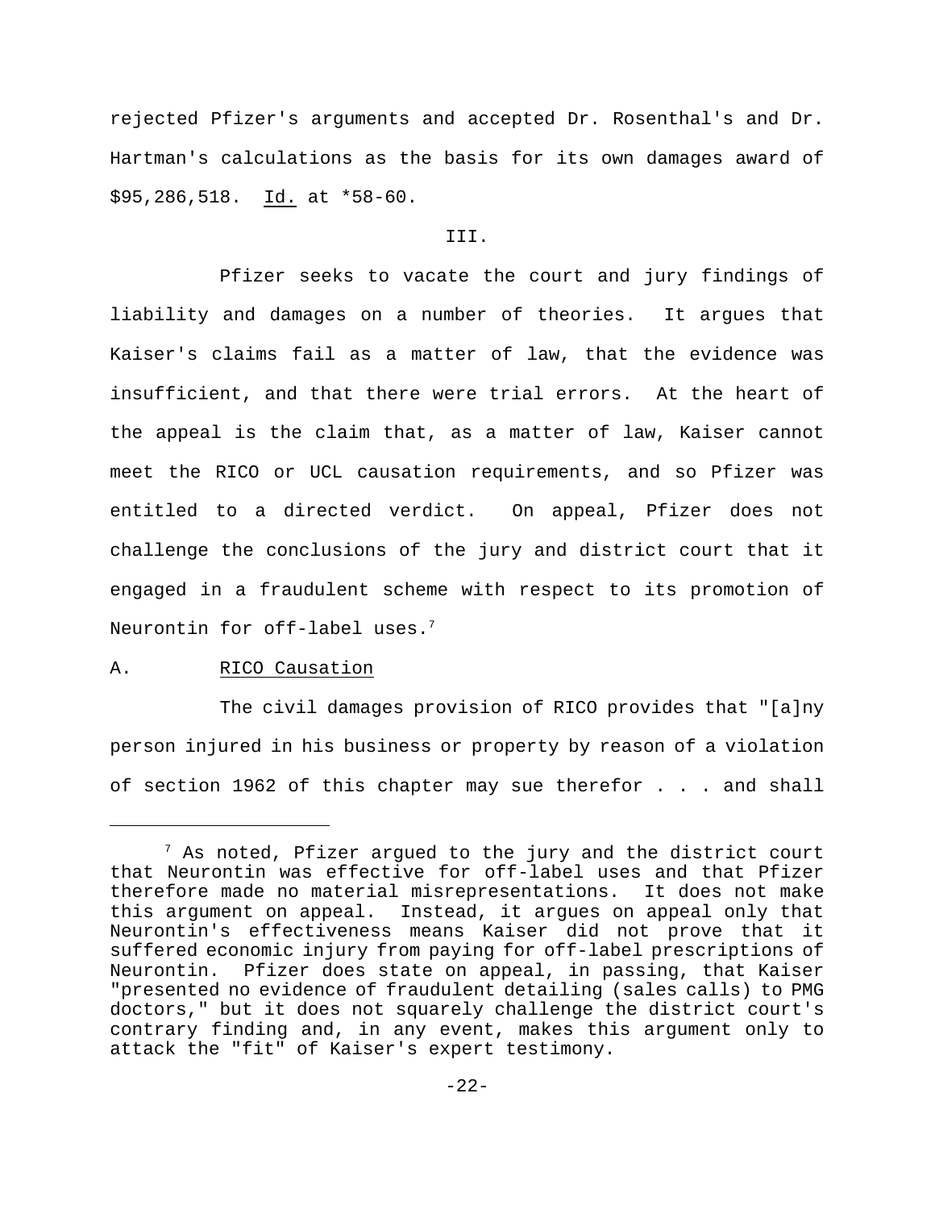rejected Pfizer's arguments and accepted Dr. Rosenthal's and Dr. Hartman's calculations as the basis for its own damages award of $95,286,518. Id. at *58-60.

## III.

Pfizer seeks to vacate the court and jury findings of liability and damages on a number of theories. It argues that Kaiser's claims fail as a matter of law, that the evidence was insufficient, and that there were trial errors. At the heart of the appeal is the claim that, as a matter of law, Kaiser cannot meet the RICO or UCL causation requirements, and so Pfizer was entitled to a directed verdict. On appeal, Pfizer does not challenge the conclusions of the jury and district court that it engaged in a fraudulent scheme with respect to its promotion of Neurontin for off-label uses.[7]

### A. RICO Causation

The civil damages provision of RICO provides that "[a]ny person injured in his business or property by reason of a violation of section 1962 of this chapter may sue therefor . . . and shall

---

[7] As noted, Pfizer argued to the jury and the district court that Neurontin was effective for off-label uses and that Pfizer therefore made no material misrepresentations. It does not make this argument on appeal. Instead, it argues on appeal only that Neurontin's effectiveness means Kaiser did not prove that it suffered economic injury from paying for off-label prescriptions of Neurontin. Pfizer does state on appeal, in passing, that Kaiser "presented no evidence of fraudulent detailing (sales calls) to PMG doctors," but it does not squarely challenge the district court's contrary finding and, in any event, makes this argument only to attack the "fit" of Kaiser's expert testimony.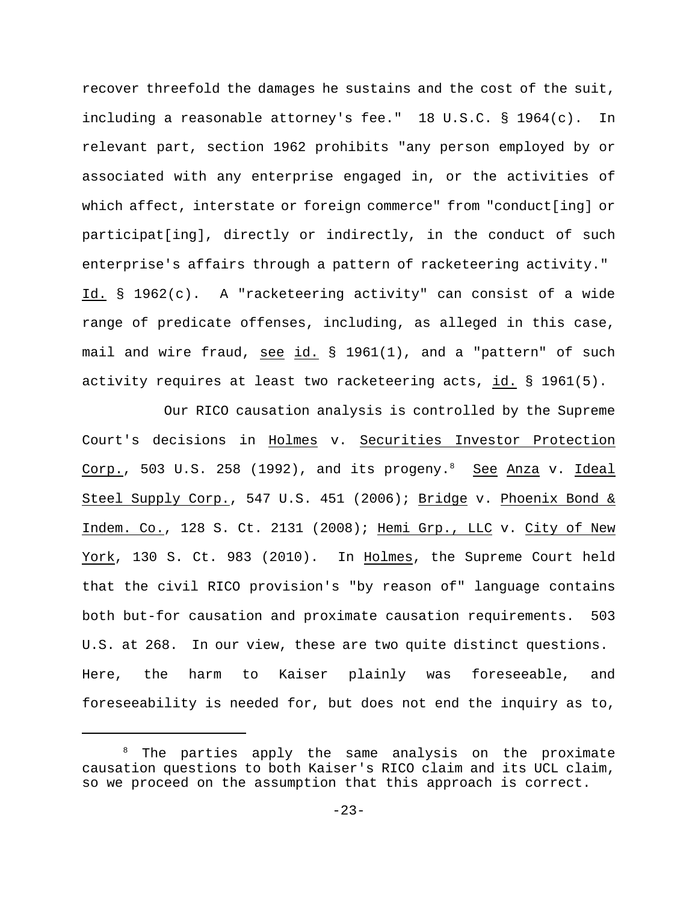recover threefold the damages he sustains and the cost of the suit, including a reasonable attorney's fee." 18 U.S.C. § 1964(c). In relevant part, section 1962 prohibits "any person employed by or associated with any enterprise engaged in, or the activities of which affect, interstate or foreign commerce" from "conduct[ing] or participat[ing], directly or indirectly, in the conduct of such enterprise's affairs through a pattern of racketeering activity." _Id._ § 1962(c). A "racketeering activity" can consist of a wide range of predicate offenses, including, as alleged in this case, mail and wire fraud, _see_ _id._ § 1961(1), and a "pattern" of such activity requires at least two racketeering acts, _id._ § 1961(5).

Our RICO causation analysis is controlled by the Supreme Court's decisions in _Holmes_ v. _Securities Investor Protection Corp._, 503 U.S. 258 (1992), and its progeny.[8] _See_ _Anza_ v. _Ideal Steel Supply Corp._, 547 U.S. 451 (2006); _Bridge_ v. _Phoenix Bond & Indem. Co._, 128 S. Ct. 2131 (2008); _Hemi Grp., LLC_ v. _City of New York_, 130 S. Ct. 983 (2010). In _Holmes_, the Supreme Court held that the civil RICO provision's "by reason of" language contains both but-for causation and proximate causation requirements. 503 U.S. at 268. In our view, these are two quite distinct questions. Here, the harm to Kaiser plainly was foreseeable, and foreseeability is needed for, but does not end the inquiry as to,

[8] The parties apply the same analysis on the proximate causation questions to both Kaiser's RICO claim and its UCL claim, so we proceed on the assumption that this approach is correct.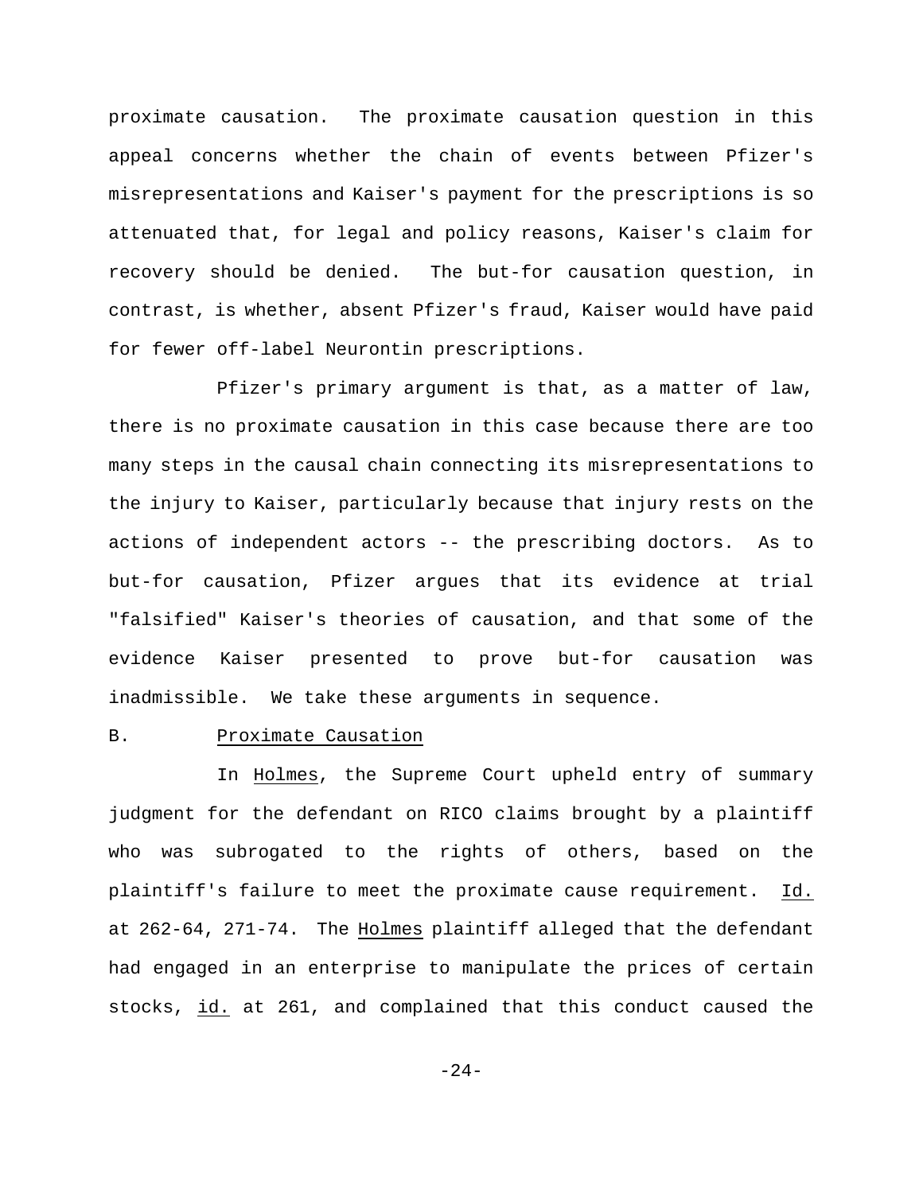proximate causation. The proximate causation question in this appeal concerns whether the chain of events between Pfizer's misrepresentations and Kaiser's payment for the prescriptions is so attenuated that, for legal and policy reasons, Kaiser's claim for recovery should be denied. The but-for causation question, in contrast, is whether, absent Pfizer's fraud, Kaiser would have paid for fewer off-label Neurontin prescriptions.

Pfizer's primary argument is that, as a matter of law, there is no proximate causation in this case because there are too many steps in the causal chain connecting its misrepresentations to the injury to Kaiser, particularly because that injury rests on the actions of independent actors -- the prescribing doctors. As to but-for causation, Pfizer argues that its evidence at trial "falsified" Kaiser's theories of causation, and that some of the evidence Kaiser presented to prove but-for causation was inadmissible. We take these arguments in sequence.

B. Proximate Causation

In Holmes, the Supreme Court upheld entry of summary judgment for the defendant on RICO claims brought by a plaintiff who was subrogated to the rights of others, based on the plaintiff's failure to meet the proximate cause requirement. Id. at 262-64, 271-74. The Holmes plaintiff alleged that the defendant had engaged in an enterprise to manipulate the prices of certain stocks, id. at 261, and complained that this conduct caused the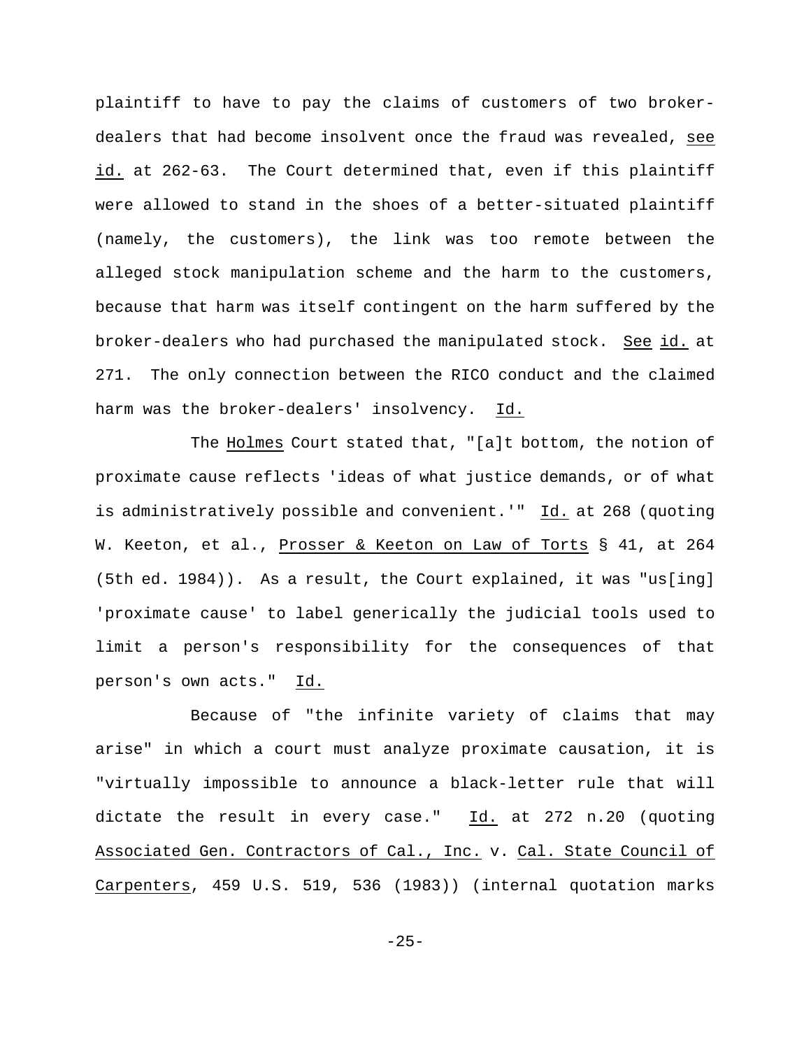plaintiff to have to pay the claims of customers of two broker-dealers that had become insolvent once the fraud was revealed, _see id._ at 262-63. The Court determined that, even if this plaintiff were allowed to stand in the shoes of a better-situated plaintiff (namely, the customers), the link was too remote between the alleged stock manipulation scheme and the harm to the customers, because that harm was itself contingent on the harm suffered by the broker-dealers who had purchased the manipulated stock. _See id._ at 271. The only connection between the RICO conduct and the claimed harm was the broker-dealers' insolvency. _Id._

The _Holmes_ Court stated that, "[a]t bottom, the notion of proximate cause reflects 'ideas of what justice demands, or of what is administratively possible and convenient.'" _Id._ at 268 (quoting W. Keeton, et al., _Prosser & Keeton on Law of Torts_ § 41, at 264 (5th ed. 1984)). As a result, the Court explained, it was "us[ing] 'proximate cause' to label generically the judicial tools used to limit a person's responsibility for the consequences of that person's own acts." _Id._

Because of "the infinite variety of claims that may arise" in which a court must analyze proximate causation, it is "virtually impossible to announce a black-letter rule that will dictate the result in every case." _Id._ at 272 n.20 (quoting _Associated Gen. Contractors of Cal., Inc._ v. _Cal. State Council of Carpenters_, 459 U.S. 519, 536 (1983)) (internal quotation marks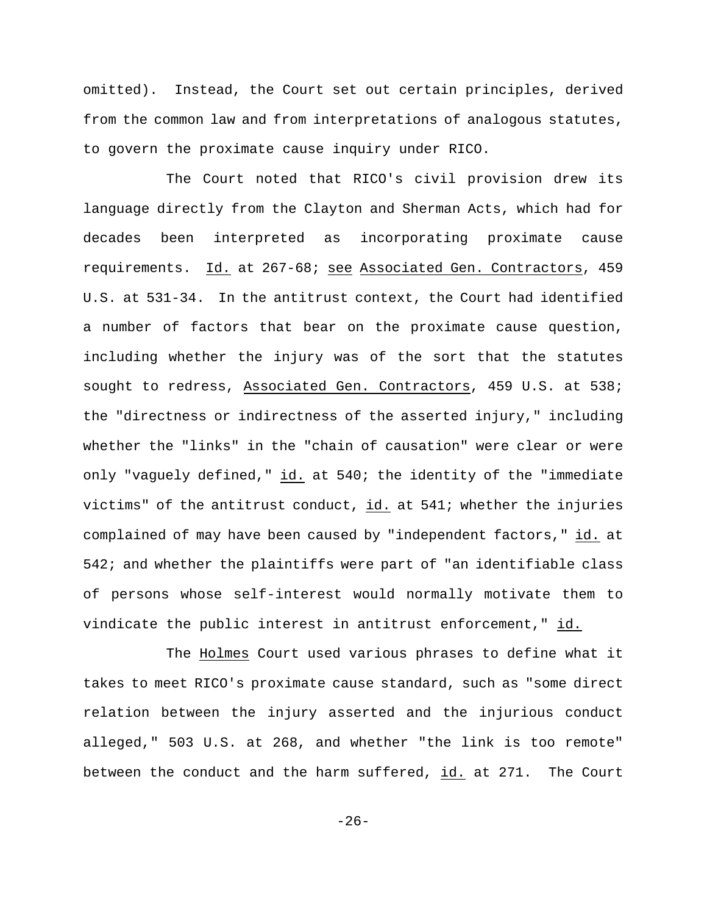omitted). Instead, the Court set out certain principles, derived from the common law and from interpretations of analogous statutes, to govern the proximate cause inquiry under RICO.

The Court noted that RICO's civil provision drew its language directly from the Clayton and Sherman Acts, which had for decades been interpreted as incorporating proximate cause requirements. Id. at 267-68; see Associated Gen. Contractors, 459 U.S. at 531-34. In the antitrust context, the Court had identified a number of factors that bear on the proximate cause question, including whether the injury was of the sort that the statutes sought to redress, Associated Gen. Contractors, 459 U.S. at 538; the "directness or indirectness of the asserted injury," including whether the "links" in the "chain of causation" were clear or were only "vaguely defined," id. at 540; the identity of the "immediate victims" of the antitrust conduct, id. at 541; whether the injuries complained of may have been caused by "independent factors," id. at 542; and whether the plaintiffs were part of "an identifiable class of persons whose self-interest would normally motivate them to vindicate the public interest in antitrust enforcement," id.

The Holmes Court used various phrases to define what it takes to meet RICO's proximate cause standard, such as "some direct relation between the injury asserted and the injurious conduct alleged," 503 U.S. at 268, and whether "the link is too remote" between the conduct and the harm suffered, id. at 271. The Court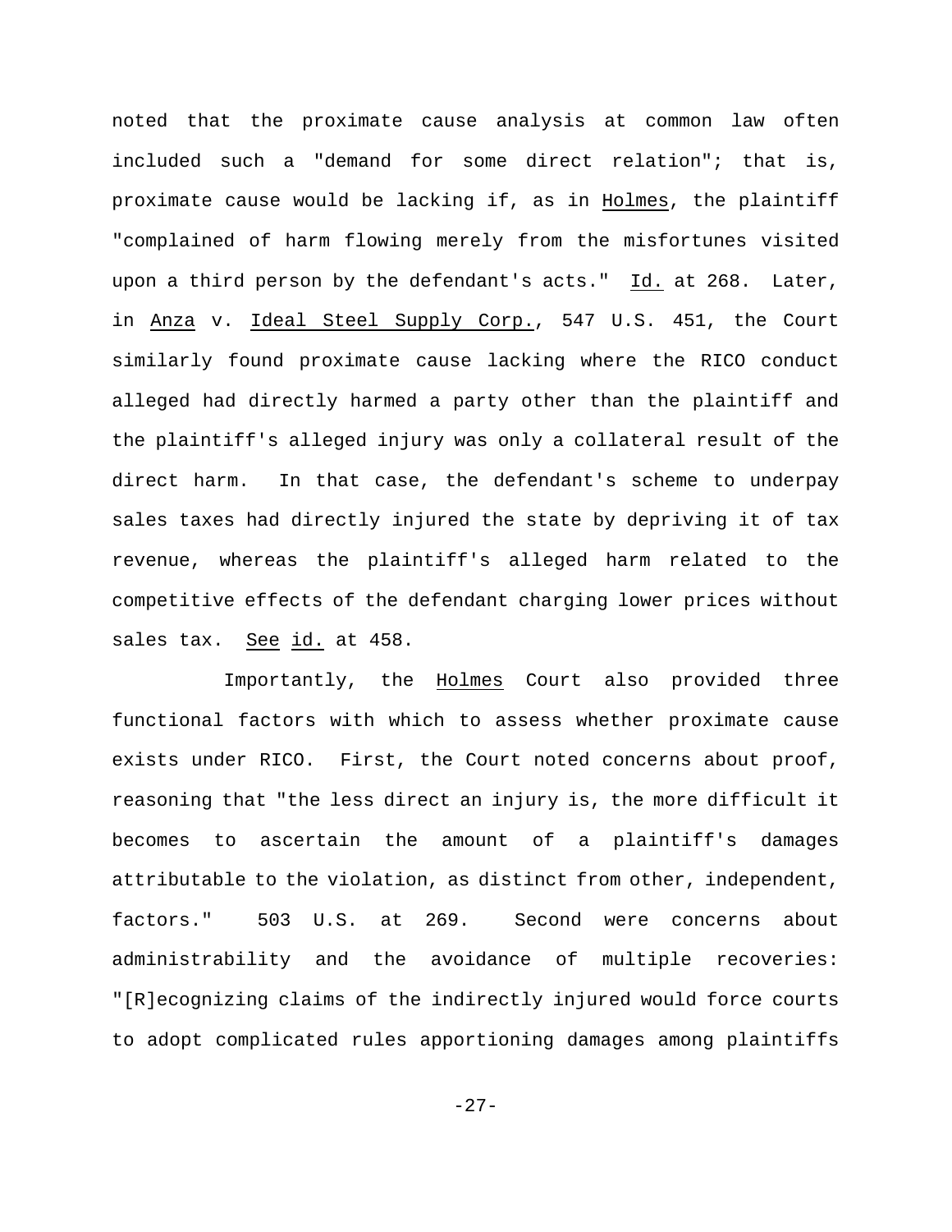noted that the proximate cause analysis at common law often included such a "demand for some direct relation"; that is, proximate cause would be lacking if, as in Holmes, the plaintiff "complained of harm flowing merely from the misfortunes visited upon a third person by the defendant's acts." Id. at 268. Later, in Anza v. Ideal Steel Supply Corp., 547 U.S. 451, the Court similarly found proximate cause lacking where the RICO conduct alleged had directly harmed a party other than the plaintiff and the plaintiff's alleged injury was only a collateral result of the direct harm. In that case, the defendant's scheme to underpay sales taxes had directly injured the state by depriving it of tax revenue, whereas the plaintiff's alleged harm related to the competitive effects of the defendant charging lower prices without sales tax. See id. at 458.

Importantly, the Holmes Court also provided three functional factors with which to assess whether proximate cause exists under RICO. First, the Court noted concerns about proof, reasoning that "the less direct an injury is, the more difficult it becomes to ascertain the amount of a plaintiff's damages attributable to the violation, as distinct from other, independent, factors." 503 U.S. at 269. Second were concerns about administrability and the avoidance of multiple recoveries: "[R]ecognizing claims of the indirectly injured would force courts to adopt complicated rules apportioning damages among plaintiffs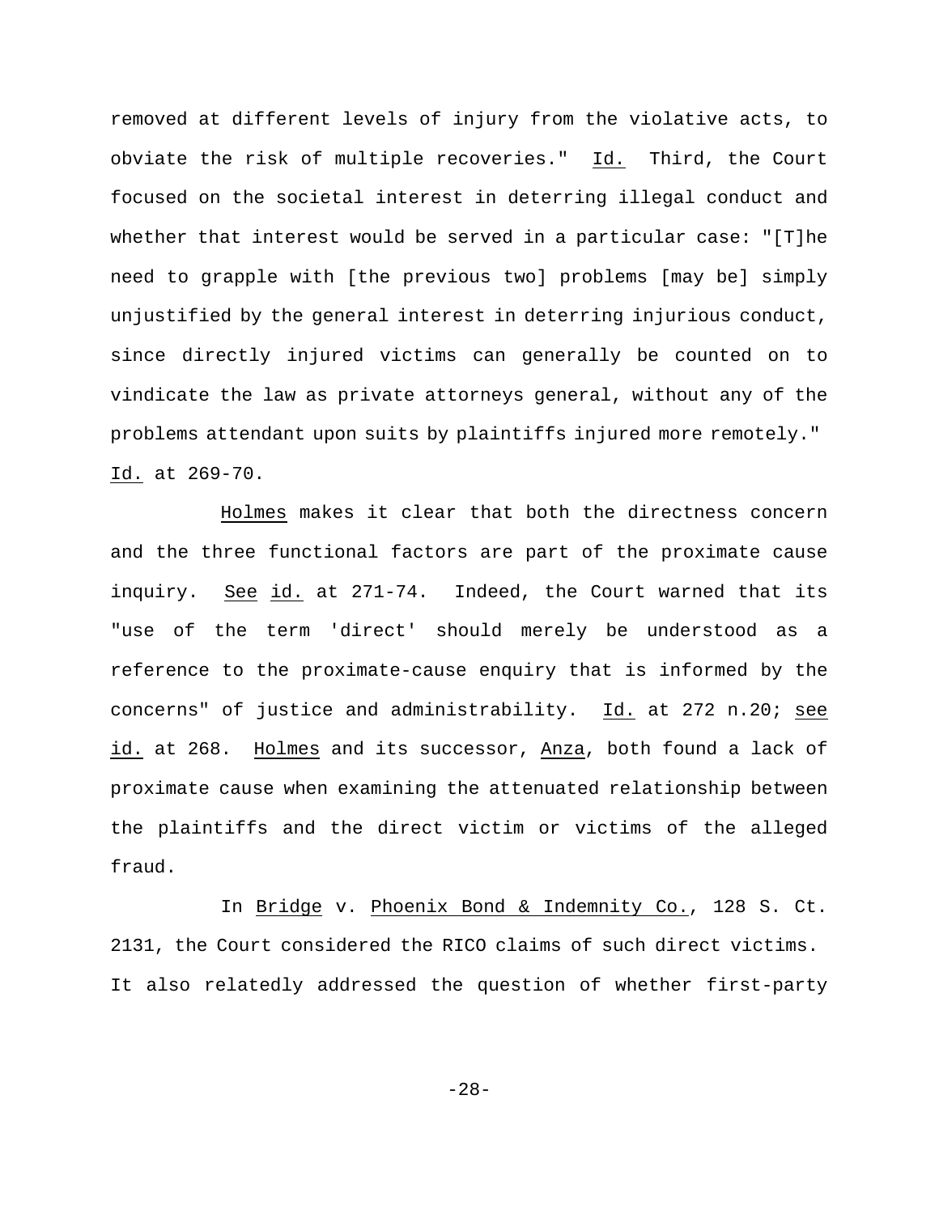removed at different levels of injury from the violative acts, to obviate the risk of multiple recoveries." Id. Third, the Court focused on the societal interest in deterring illegal conduct and whether that interest would be served in a particular case: "[T]he need to grapple with [the previous two] problems [may be] simply unjustified by the general interest in deterring injurious conduct, since directly injured victims can generally be counted on to vindicate the law as private attorneys general, without any of the problems attendant upon suits by plaintiffs injured more remotely." Id. at 269-70.

Holmes makes it clear that both the directness concern and the three functional factors are part of the proximate cause inquiry. See id. at 271-74. Indeed, the Court warned that its "use of the term 'direct' should merely be understood as a reference to the proximate-cause enquiry that is informed by the concerns" of justice and administrability. Id. at 272 n.20; see id. at 268. Holmes and its successor, Anza, both found a lack of proximate cause when examining the attenuated relationship between the plaintiffs and the direct victim or victims of the alleged fraud.

In Bridge v. Phoenix Bond & Indemnity Co., 128 S. Ct. 2131, the Court considered the RICO claims of such direct victims. It also relatedly addressed the question of whether first-party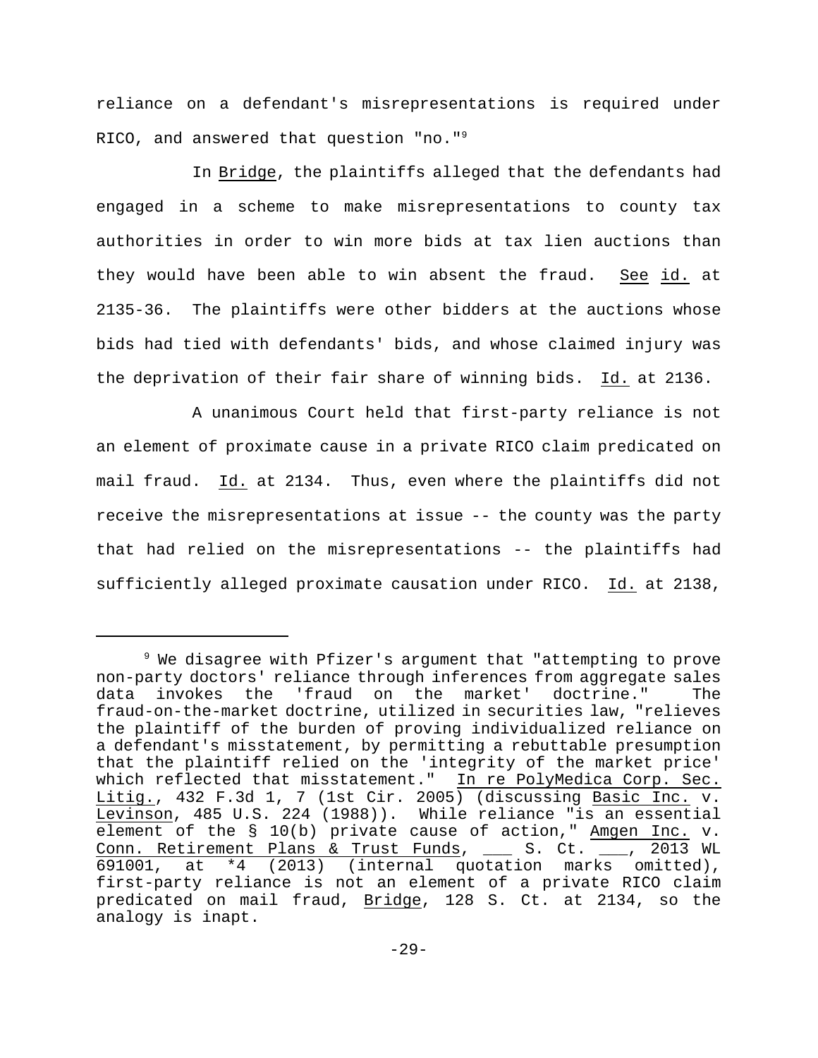reliance on a defendant's misrepresentations is required under RICO, and answered that question "no."[9]

In Bridge, the plaintiffs alleged that the defendants had engaged in a scheme to make misrepresentations to county tax authorities in order to win more bids at tax lien auctions than they would have been able to win absent the fraud. See id. at 2135-36. The plaintiffs were other bidders at the auctions whose bids had tied with defendants' bids, and whose claimed injury was the deprivation of their fair share of winning bids. Id. at 2136.

A unanimous Court held that first-party reliance is not an element of proximate cause in a private RICO claim predicated on mail fraud. Id. at 2134. Thus, even where the plaintiffs did not receive the misrepresentations at issue -- the county was the party that had relied on the misrepresentations -- the plaintiffs had sufficiently alleged proximate causation under RICO. Id. at 2138,

---

[9] We disagree with Pfizer's argument that "attempting to prove non-party doctors' reliance through inferences from aggregate sales data invokes the 'fraud on the market' doctrine." The fraud-on-the-market doctrine, utilized in securities law, "relieves the plaintiff of the burden of proving individualized reliance on a defendant's misstatement, by permitting a rebuttable presumption that the plaintiff relied on the 'integrity of the market price' which reflected that misstatement." In re PolyMedica Corp. Sec. Litig., 432 F.3d 1, 7 (1st Cir. 2005) (discussing Basic Inc. v. Levinson, 485 U.S. 224 (1988)). While reliance "is an essential element of the § 10(b) private cause of action," Amgen Inc. v. Conn. Retirement Plans & Trust Funds, ___ S. Ct. ___, 2013 WL 691001, at *4 (2013) (internal quotation marks omitted), first-party reliance is not an element of a private RICO claim predicated on mail fraud, Bridge, 128 S. Ct. at 2134, so the analogy is inapt.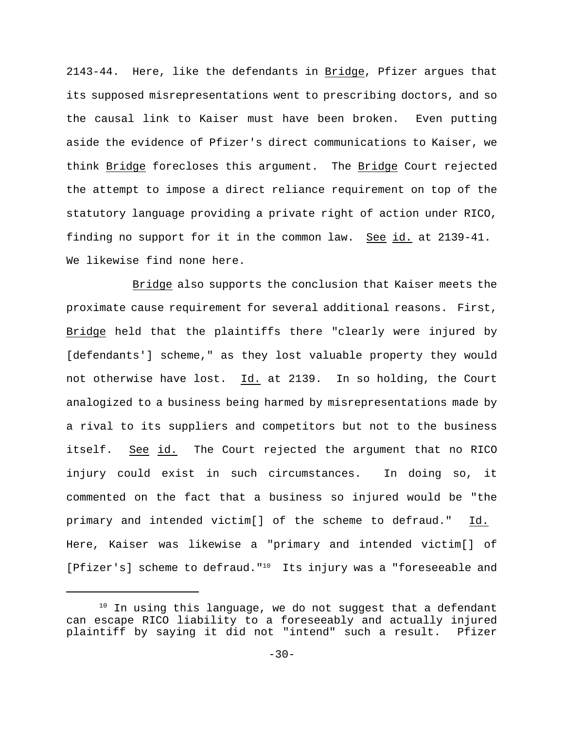2143-44. Here, like the defendants in Bridge, Pfizer argues that its supposed misrepresentations went to prescribing doctors, and so the causal link to Kaiser must have been broken. Even putting aside the evidence of Pfizer's direct communications to Kaiser, we think Bridge forecloses this argument. The Bridge Court rejected the attempt to impose a direct reliance requirement on top of the statutory language providing a private right of action under RICO, finding no support for it in the common law. See id. at 2139-41. We likewise find none here.

Bridge also supports the conclusion that Kaiser meets the proximate cause requirement for several additional reasons. First, Bridge held that the plaintiffs there "clearly were injured by [defendants'] scheme," as they lost valuable property they would not otherwise have lost. Id. at 2139. In so holding, the Court analogized to a business being harmed by misrepresentations made by a rival to its suppliers and competitors but not to the business itself. See id. The Court rejected the argument that no RICO injury could exist in such circumstances. In doing so, it commented on the fact that a business so injured would be "the primary and intended victim[] of the scheme to defraud." Id. Here, Kaiser was likewise a "primary and intended victim[] of [Pfizer's] scheme to defraud."[10] Its injury was a "foreseeable and

[10] In using this language, we do not suggest that a defendant can escape RICO liability to a foreseeably and actually injured plaintiff by saying it did not "intend" such a result. Pfizer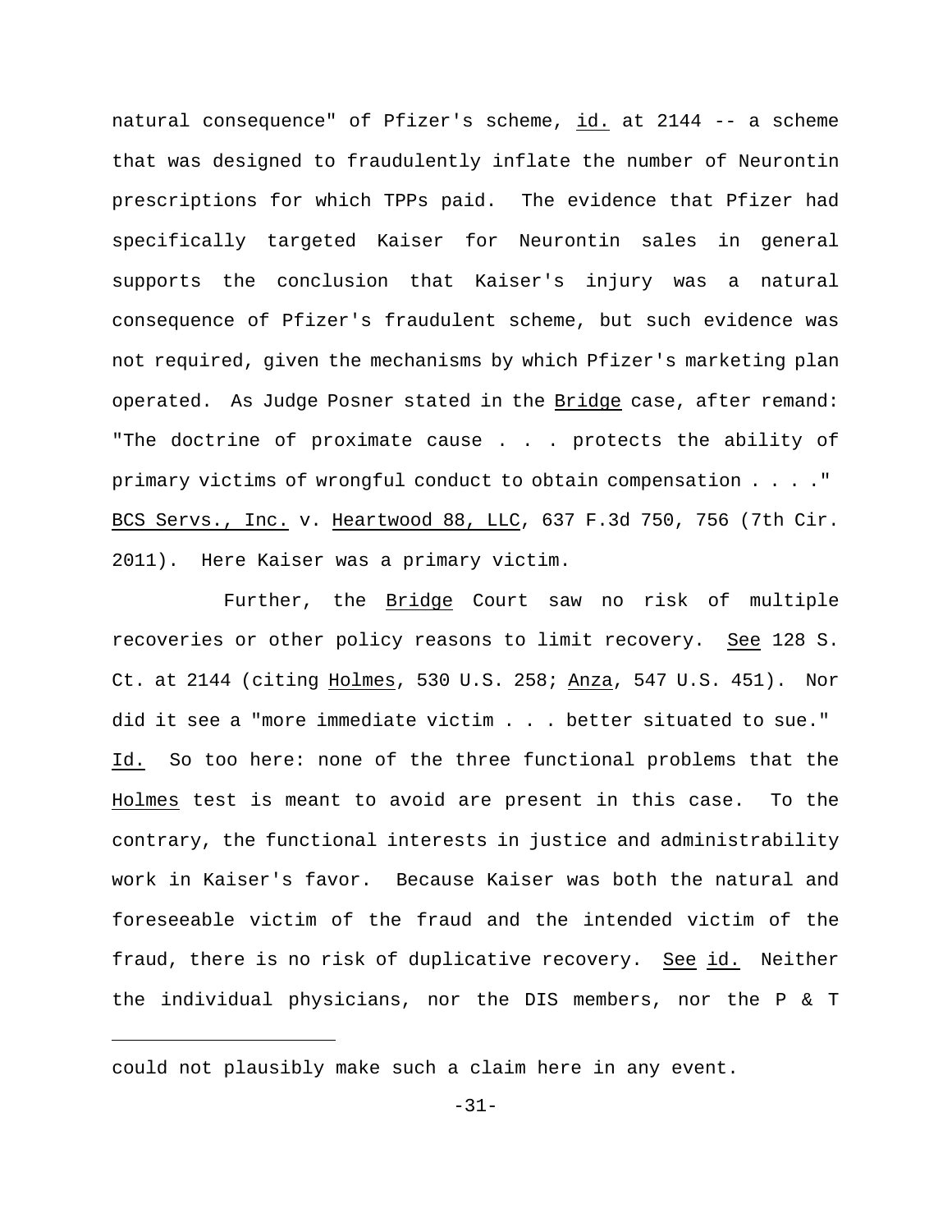natural consequence" of Pfizer's scheme, id. at 2144 -- a scheme that was designed to fraudulently inflate the number of Neurontin prescriptions for which TPPs paid. The evidence that Pfizer had specifically targeted Kaiser for Neurontin sales in general supports the conclusion that Kaiser's injury was a natural consequence of Pfizer's fraudulent scheme, but such evidence was not required, given the mechanisms by which Pfizer's marketing plan operated. As Judge Posner stated in the Bridge case, after remand: "The doctrine of proximate cause . . . protects the ability of primary victims of wrongful conduct to obtain compensation . . . ." BCS Servs., Inc. v. Heartwood 88, LLC, 637 F.3d 750, 756 (7th Cir. 2011). Here Kaiser was a primary victim.

Further, the Bridge Court saw no risk of multiple recoveries or other policy reasons to limit recovery. See 128 S. Ct. at 2144 (citing Holmes, 530 U.S. 258; Anza, 547 U.S. 451). Nor did it see a "more immediate victim . . . better situated to sue." Id. So too here: none of the three functional problems that the Holmes test is meant to avoid are present in this case. To the contrary, the functional interests in justice and administrability work in Kaiser's favor. Because Kaiser was both the natural and foreseeable victim of the fraud and the intended victim of the fraud, there is no risk of duplicative recovery. See id. Neither the individual physicians, nor the DIS members, nor the P & T

---

could not plausibly make such a claim here in any event.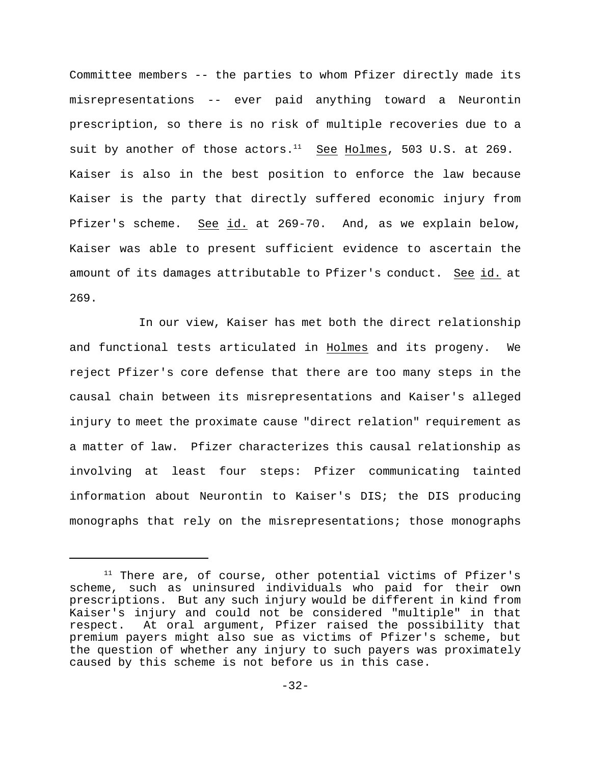Committee members -- the parties to whom Pfizer directly made its misrepresentations -- ever paid anything toward a Neurontin prescription, so there is no risk of multiple recoveries due to a suit by another of those actors.[11] See Holmes, 503 U.S. at 269. Kaiser is also in the best position to enforce the law because Kaiser is the party that directly suffered economic injury from Pfizer's scheme. See id. at 269-70. And, as we explain below, Kaiser was able to present sufficient evidence to ascertain the amount of its damages attributable to Pfizer's conduct. See id. at 269.

In our view, Kaiser has met both the direct relationship and functional tests articulated in Holmes and its progeny. We reject Pfizer's core defense that there are too many steps in the causal chain between its misrepresentations and Kaiser's alleged injury to meet the proximate cause "direct relation" requirement as a matter of law. Pfizer characterizes this causal relationship as involving at least four steps: Pfizer communicating tainted information about Neurontin to Kaiser's DIS; the DIS producing monographs that rely on the misrepresentations; those monographs

[11] There are, of course, other potential victims of Pfizer's scheme, such as uninsured individuals who paid for their own prescriptions. But any such injury would be different in kind from Kaiser's injury and could not be considered "multiple" in that respect. At oral argument, Pfizer raised the possibility that premium payers might also sue as victims of Pfizer's scheme, but the question of whether any injury to such payers was proximately caused by this scheme is not before us in this case.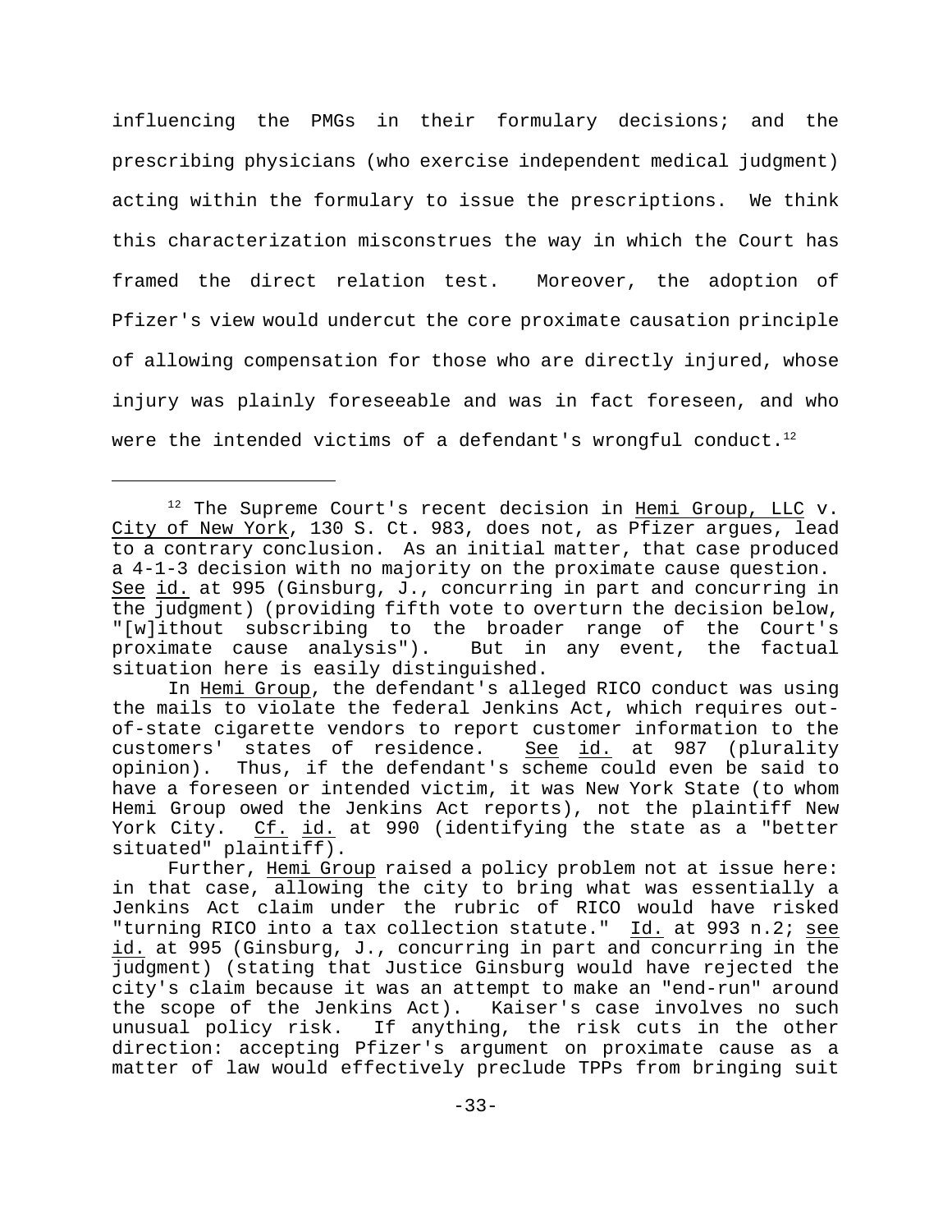influencing the PMGs in their formulary decisions; and the prescribing physicians (who exercise independent medical judgment) acting within the formulary to issue the prescriptions. We think this characterization misconstrues the way in which the Court has framed the direct relation test. Moreover, the adoption of Pfizer's view would undercut the core proximate causation principle of allowing compensation for those who are directly injured, whose injury was plainly foreseeable and was in fact foreseen, and who were the intended victims of a defendant's wrongful conduct.[12]

---

[12] The Supreme Court's recent decision in Hemi Group, LLC v. City of New York, 130 S. Ct. 983, does not, as Pfizer argues, lead to a contrary conclusion. As an initial matter, that case produced a 4-1-3 decision with no majority on the proximate cause question. See id. at 995 (Ginsburg, J., concurring in part and concurring in the judgment) (providing fifth vote to overturn the decision below, "[w]ithout subscribing to the broader range of the Court's proximate cause analysis"). But in any event, the factual situation here is easily distinguished.

In Hemi Group, the defendant's alleged RICO conduct was using the mails to violate the federal Jenkins Act, which requires out-of-state cigarette vendors to report customer information to the customers' states of residence. See id. at 987 (plurality opinion). Thus, if the defendant's scheme could even be said to have a foreseen or intended victim, it was New York State (to whom Hemi Group owed the Jenkins Act reports), not the plaintiff New York City. Cf. id. at 990 (identifying the state as a "better situated" plaintiff).

Further, Hemi Group raised a policy problem not at issue here: in that case, allowing the city to bring what was essentially a Jenkins Act claim under the rubric of RICO would have risked "turning RICO into a tax collection statute." Id. at 993 n.2; see id. at 995 (Ginsburg, J., concurring in part and concurring in the judgment) (stating that Justice Ginsburg would have rejected the city's claim because it was an attempt to make an "end-run" around the scope of the Jenkins Act). Kaiser's case involves no such unusual policy risk. If anything, the risk cuts in the other direction: accepting Pfizer's argument on proximate cause as a matter of law would effectively preclude TPPs from bringing suit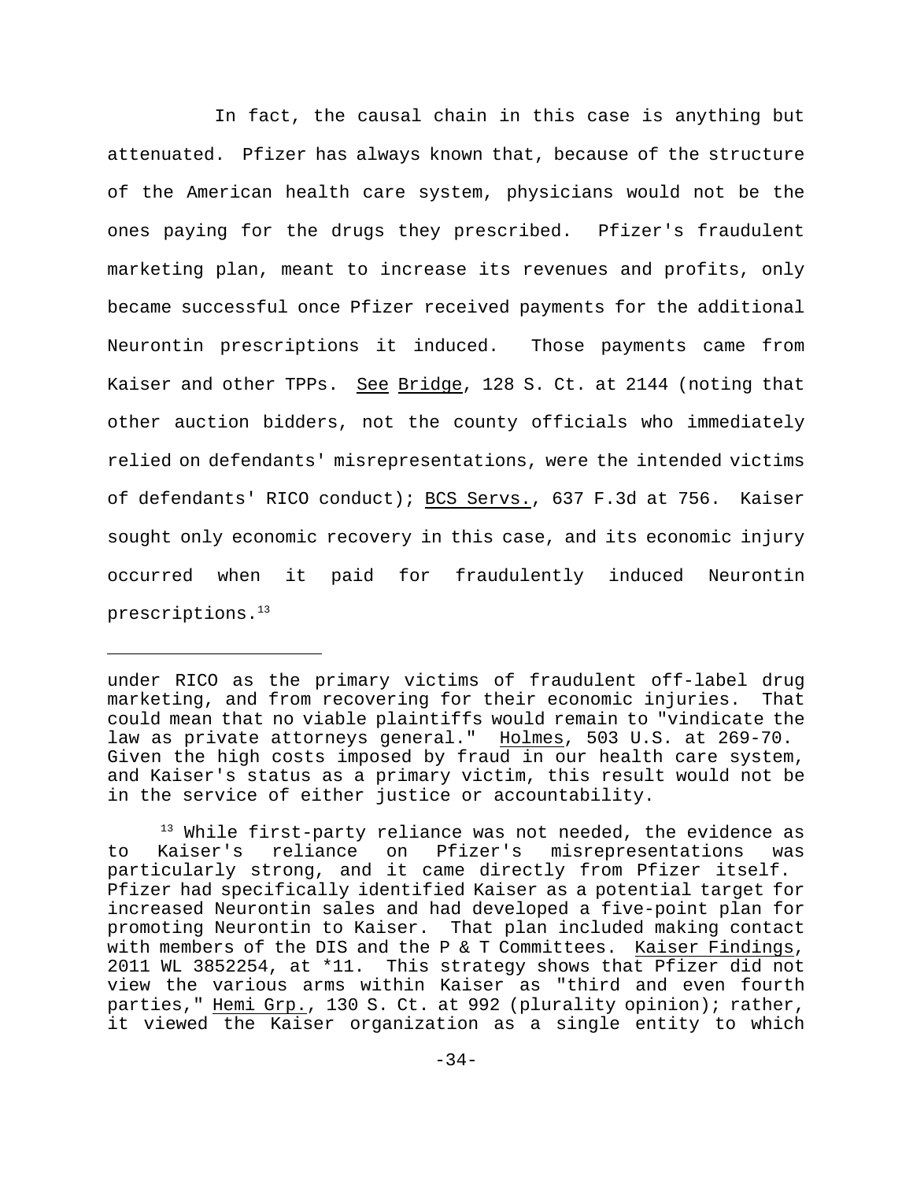In fact, the causal chain in this case is anything but attenuated. Pfizer has always known that, because of the structure of the American health care system, physicians would not be the ones paying for the drugs they prescribed. Pfizer's fraudulent marketing plan, meant to increase its revenues and profits, only became successful once Pfizer received payments for the additional Neurontin prescriptions it induced. Those payments came from Kaiser and other TPPs. See Bridge, 128 S. Ct. at 2144 (noting that other auction bidders, not the county officials who immediately relied on defendants' misrepresentations, were the intended victims of defendants' RICO conduct); BCS Servs., 637 F.3d at 756. Kaiser sought only economic recovery in this case, and its economic injury occurred when it paid for fraudulently induced Neurontin prescriptions.[13]

---

under RICO as the primary victims of fraudulent off-label drug marketing, and from recovering for their economic injuries. That could mean that no viable plaintiffs would remain to "vindicate the law as private attorneys general." Holmes, 503 U.S. at 269-70. Given the high costs imposed by fraud in our health care system, and Kaiser's status as a primary victim, this result would not be in the service of either justice or accountability.

[13] While first-party reliance was not needed, the evidence as to Kaiser's reliance on Pfizer's misrepresentations was particularly strong, and it came directly from Pfizer itself. Pfizer had specifically identified Kaiser as a potential target for increased Neurontin sales and had developed a five-point plan for promoting Neurontin to Kaiser. That plan included making contact with members of the DIS and the P & T Committees. Kaiser Findings, 2011 WL 3852254, at *11. This strategy shows that Pfizer did not view the various arms within Kaiser as "third and even fourth parties," Hemi Grp., 130 S. Ct. at 992 (plurality opinion); rather, it viewed the Kaiser organization as a single entity to which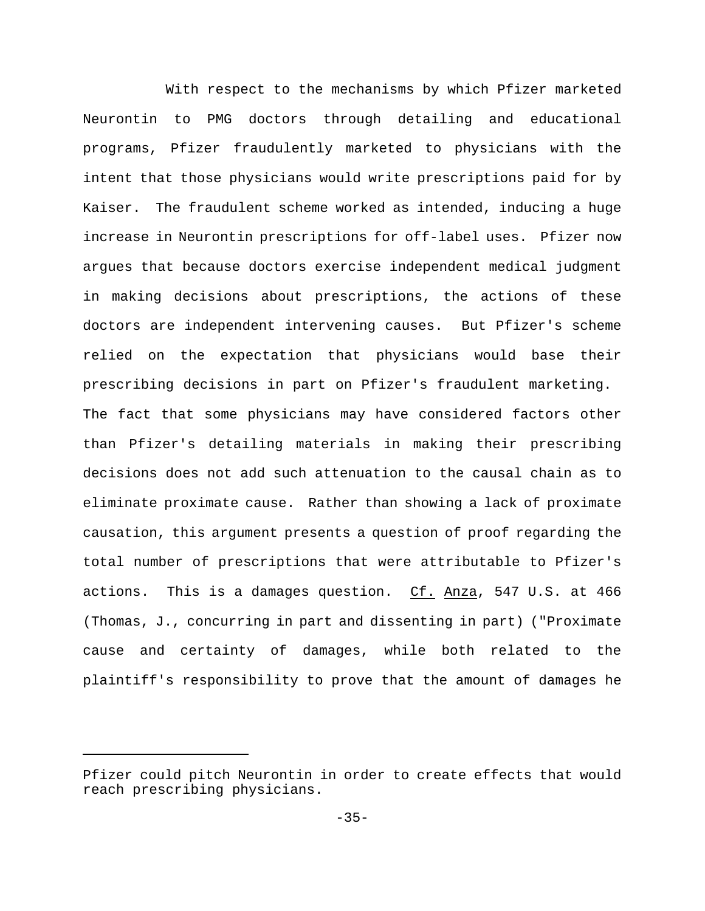With respect to the mechanisms by which Pfizer marketed Neurontin to PMG doctors through detailing and educational programs, Pfizer fraudulently marketed to physicians with the intent that those physicians would write prescriptions paid for by Kaiser. The fraudulent scheme worked as intended, inducing a huge increase in Neurontin prescriptions for off-label uses. Pfizer now argues that because doctors exercise independent medical judgment in making decisions about prescriptions, the actions of these doctors are independent intervening causes. But Pfizer's scheme relied on the expectation that physicians would base their prescribing decisions in part on Pfizer's fraudulent marketing. The fact that some physicians may have considered factors other than Pfizer's detailing materials in making their prescribing decisions does not add such attenuation to the causal chain as to eliminate proximate cause. Rather than showing a lack of proximate causation, this argument presents a question of proof regarding the total number of prescriptions that were attributable to Pfizer's actions. This is a damages question. Cf. Anza, 547 U.S. at 466 (Thomas, J., concurring in part and dissenting in part) ("Proximate cause and certainty of damages, while both related to the plaintiff's responsibility to prove that the amount of damages he

---

Pfizer could pitch Neurontin in order to create effects that would reach prescribing physicians.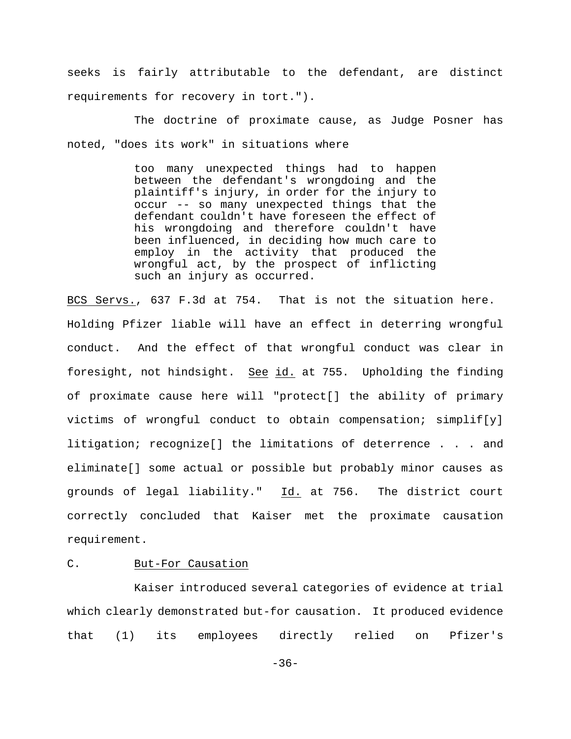seeks is fairly attributable to the defendant, are distinct requirements for recovery in tort.").

The doctrine of proximate cause, as Judge Posner has noted, "does its work" in situations where

> too many unexpected things had to happen between the defendant's wrongdoing and the plaintiff's injury, in order for the injury to occur -- so many unexpected things that the defendant couldn't have foreseen the effect of his wrongdoing and therefore couldn't have been influenced, in deciding how much care to employ in the activity that produced the wrongful act, by the prospect of inflicting such an injury as occurred.

BCS Servs., 637 F.3d at 754. That is not the situation here. Holding Pfizer liable will have an effect in deterring wrongful conduct. And the effect of that wrongful conduct was clear in foresight, not hindsight. See id. at 755. Upholding the finding of proximate cause here will "protect[] the ability of primary victims of wrongful conduct to obtain compensation; simplif[y] litigation; recognize[] the limitations of deterrence . . . and eliminate[] some actual or possible but probably minor causes as grounds of legal liability." Id. at 756. The district court correctly concluded that Kaiser met the proximate causation requirement.

### C. But-For Causation

Kaiser introduced several categories of evidence at trial which clearly demonstrated but-for causation. It produced evidence that (1) its employees directly relied on Pfizer's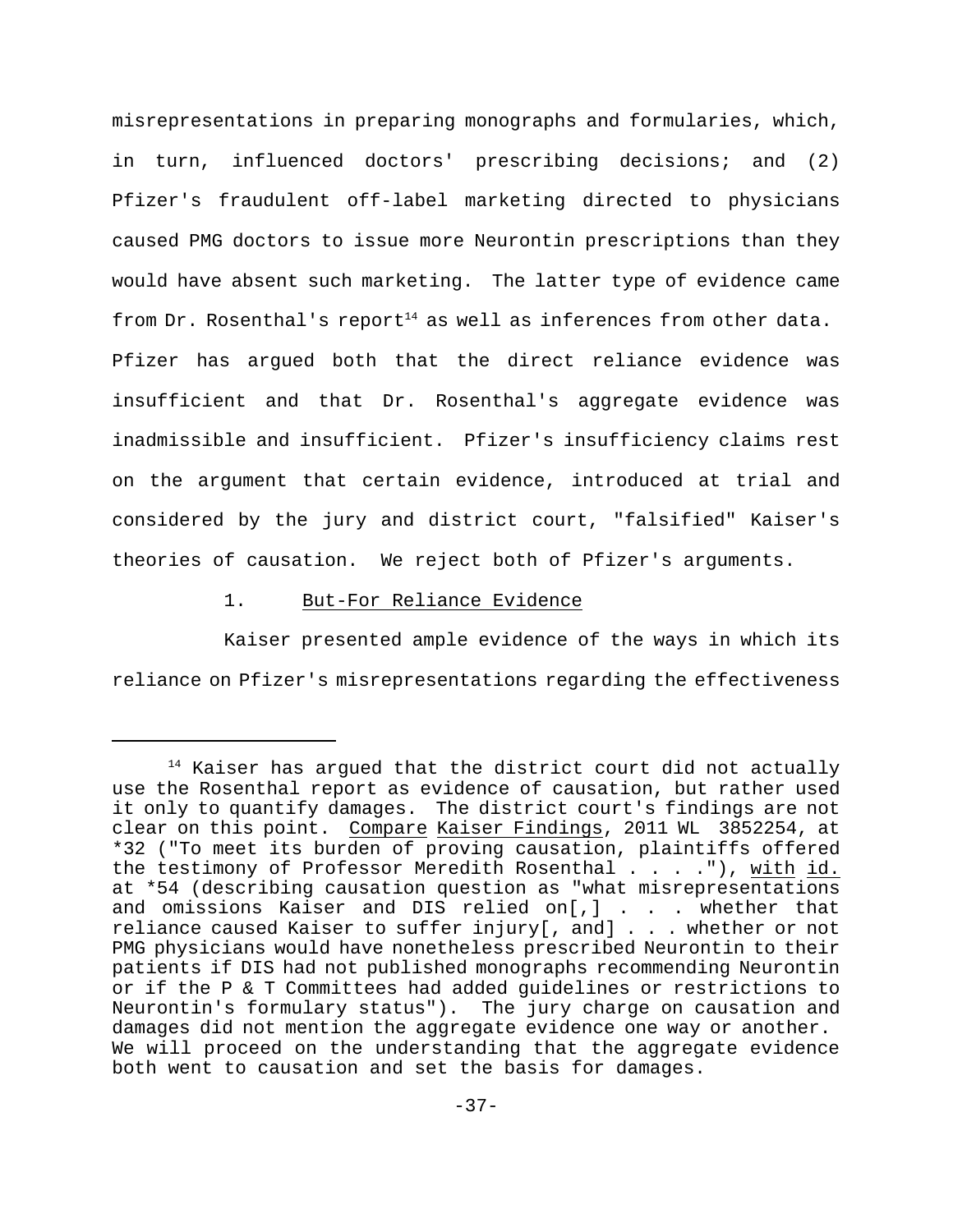misrepresentations in preparing monographs and formularies, which, in turn, influenced doctors' prescribing decisions; and (2) Pfizer's fraudulent off-label marketing directed to physicians caused PMG doctors to issue more Neurontin prescriptions than they would have absent such marketing. The latter type of evidence came from Dr. Rosenthal's report[14] as well as inferences from other data. Pfizer has argued both that the direct reliance evidence was insufficient and that Dr. Rosenthal's aggregate evidence was inadmissible and insufficient. Pfizer's insufficiency claims rest on the argument that certain evidence, introduced at trial and considered by the jury and district court, "falsified" Kaiser's theories of causation. We reject both of Pfizer's arguments.

### 1. But-For Reliance Evidence

Kaiser presented ample evidence of the ways in which its reliance on Pfizer's misrepresentations regarding the effectiveness

---

[14] Kaiser has argued that the district court did not actually use the Rosenthal report as evidence of causation, but rather used it only to quantify damages. The district court's findings are not clear on this point. Compare Kaiser Findings, 2011 WL 3852254, at *32 ("To meet its burden of proving causation, plaintiffs offered the testimony of Professor Meredith Rosenthal . . . ."), with id. at *54 (describing causation question as "what misrepresentations and omissions Kaiser and DIS relied on[,] . . . whether that reliance caused Kaiser to suffer injury[, and] . . . whether or not PMG physicians would have nonetheless prescribed Neurontin to their patients if DIS had not published monographs recommending Neurontin or if the P & T Committees had added guidelines or restrictions to Neurontin's formulary status"). The jury charge on causation and damages did not mention the aggregate evidence one way or another. We will proceed on the understanding that the aggregate evidence both went to causation and set the basis for damages.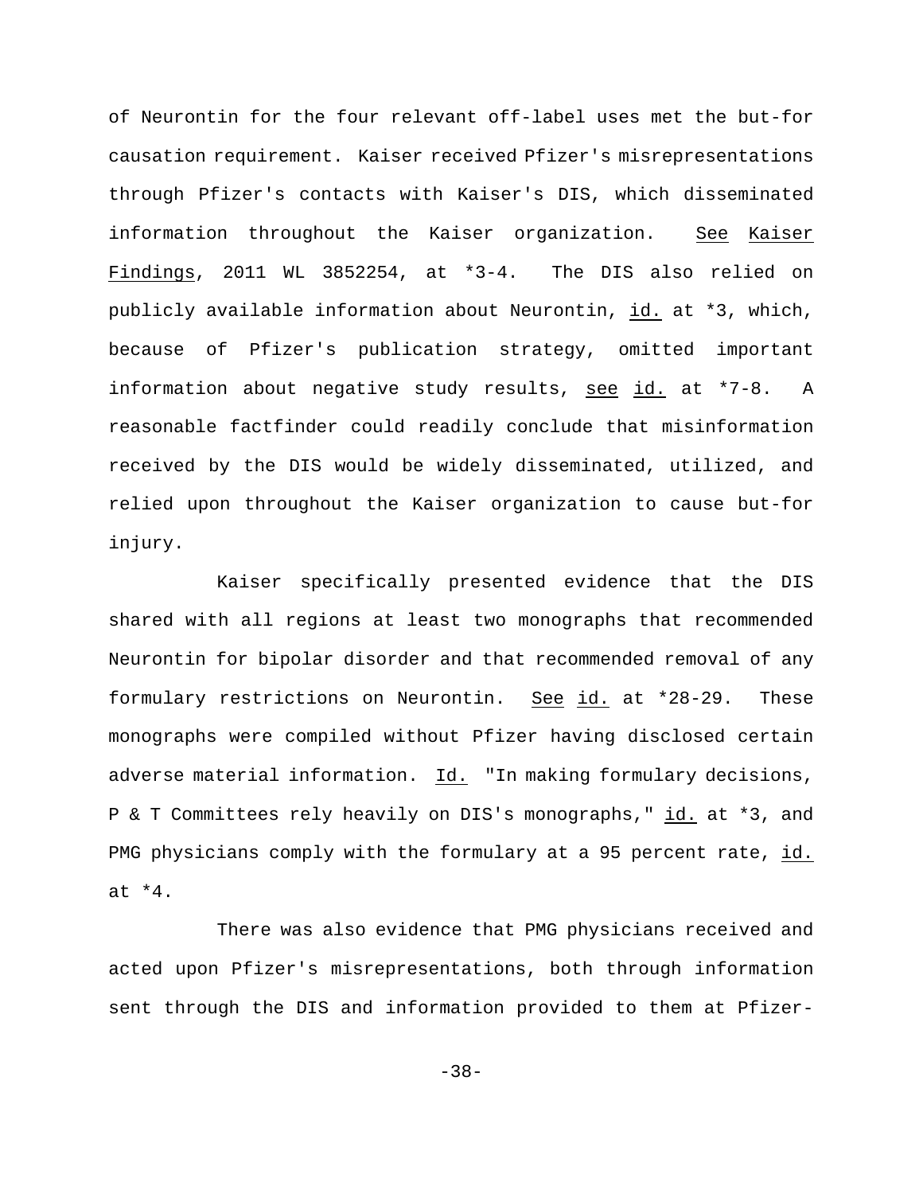of Neurontin for the four relevant off-label uses met the but-for causation requirement. Kaiser received Pfizer's misrepresentations through Pfizer's contacts with Kaiser's DIS, which disseminated information throughout the Kaiser organization. See Kaiser Findings, 2011 WL 3852254, at *3-4. The DIS also relied on publicly available information about Neurontin, id. at *3, which, because of Pfizer's publication strategy, omitted important information about negative study results, see id. at *7-8. A reasonable factfinder could readily conclude that misinformation received by the DIS would be widely disseminated, utilized, and relied upon throughout the Kaiser organization to cause but-for injury.

Kaiser specifically presented evidence that the DIS shared with all regions at least two monographs that recommended Neurontin for bipolar disorder and that recommended removal of any formulary restrictions on Neurontin. See id. at *28-29. These monographs were compiled without Pfizer having disclosed certain adverse material information. Id. "In making formulary decisions, P & T Committees rely heavily on DIS's monographs," id. at *3, and PMG physicians comply with the formulary at a 95 percent rate, id. at *4.

There was also evidence that PMG physicians received and acted upon Pfizer's misrepresentations, both through information sent through the DIS and information provided to them at Pfizer-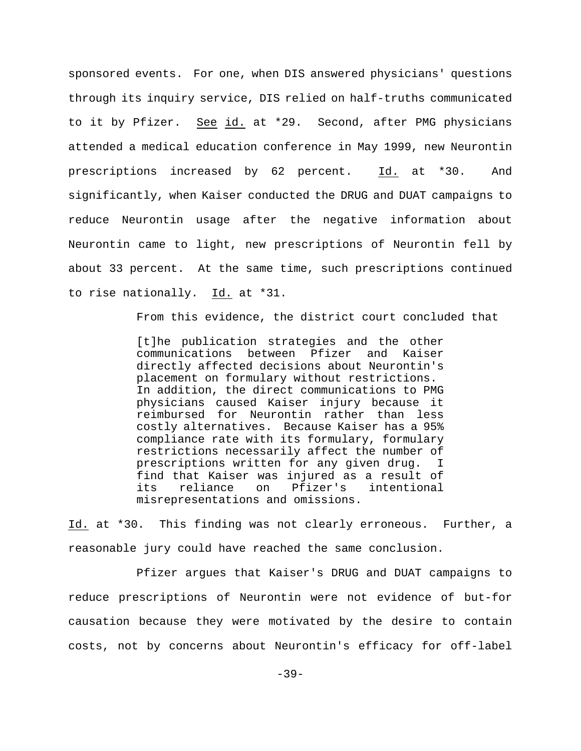sponsored events. For one, when DIS answered physicians' questions through its inquiry service, DIS relied on half-truths communicated to it by Pfizer. See id. at *29. Second, after PMG physicians attended a medical education conference in May 1999, new Neurontin prescriptions increased by 62 percent. Id. at *30. And significantly, when Kaiser conducted the DRUG and DUAT campaigns to reduce Neurontin usage after the negative information about Neurontin came to light, new prescriptions of Neurontin fell by about 33 percent. At the same time, such prescriptions continued to rise nationally. Id. at *31.

From this evidence, the district court concluded that

> [t]he publication strategies and the other communications between Pfizer and Kaiser directly affected decisions about Neurontin's placement on formulary without restrictions. In addition, the direct communications to PMG physicians caused Kaiser injury because it reimbursed for Neurontin rather than less costly alternatives. Because Kaiser has a 95% compliance rate with its formulary, formulary restrictions necessarily affect the number of prescriptions written for any given drug. I find that Kaiser was injured as a result of its reliance on Pfizer's intentional misrepresentations and omissions.

Id. at *30. This finding was not clearly erroneous. Further, a reasonable jury could have reached the same conclusion.

Pfizer argues that Kaiser's DRUG and DUAT campaigns to reduce prescriptions of Neurontin were not evidence of but-for causation because they were motivated by the desire to contain costs, not by concerns about Neurontin's efficacy for off-label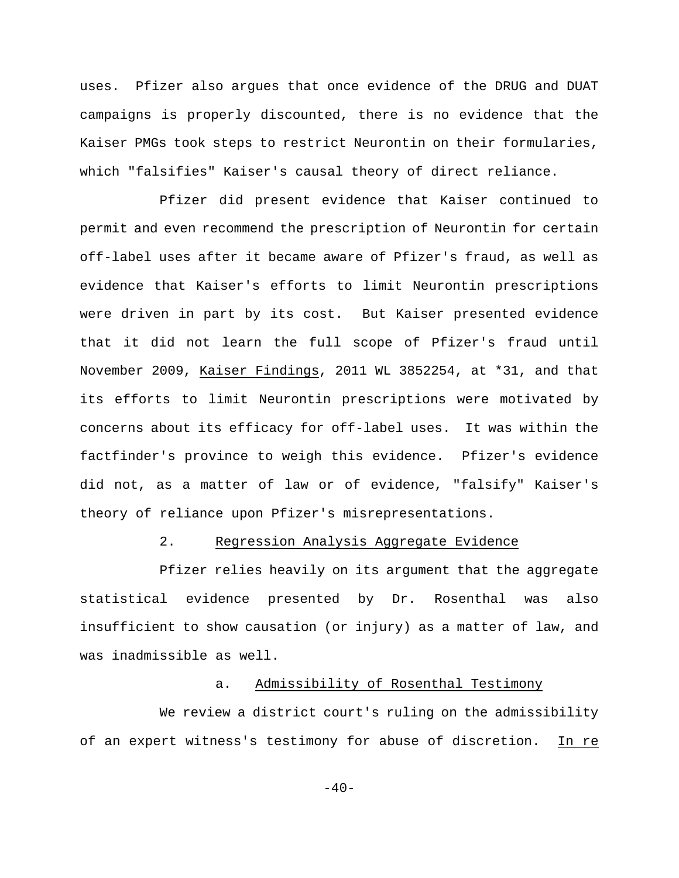uses. Pfizer also argues that once evidence of the DRUG and DUAT campaigns is properly discounted, there is no evidence that the Kaiser PMGs took steps to restrict Neurontin on their formularies, which "falsifies" Kaiser's causal theory of direct reliance.

Pfizer did present evidence that Kaiser continued to permit and even recommend the prescription of Neurontin for certain off-label uses after it became aware of Pfizer's fraud, as well as evidence that Kaiser's efforts to limit Neurontin prescriptions were driven in part by its cost. But Kaiser presented evidence that it did not learn the full scope of Pfizer's fraud until November 2009, Kaiser Findings, 2011 WL 3852254, at *31, and that its efforts to limit Neurontin prescriptions were motivated by concerns about its efficacy for off-label uses. It was within the factfinder's province to weigh this evidence. Pfizer's evidence did not, as a matter of law or of evidence, "falsify" Kaiser's theory of reliance upon Pfizer's misrepresentations.

### 2. Regression Analysis Aggregate Evidence

Pfizer relies heavily on its argument that the aggregate statistical evidence presented by Dr. Rosenthal was also insufficient to show causation (or injury) as a matter of law, and was inadmissible as well.

#### a. Admissibility of Rosenthal Testimony

We review a district court's ruling on the admissibility of an expert witness's testimony for abuse of discretion. In re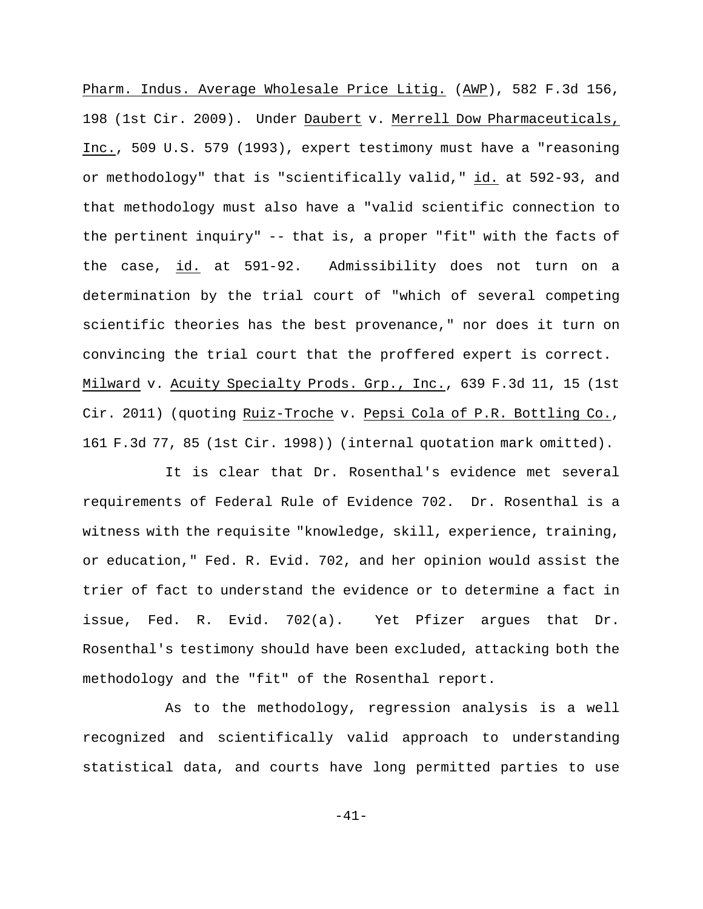Pharm. Indus. Average Wholesale Price Litig. (AWP), 582 F.3d 156, 198 (1st Cir. 2009). Under Daubert v. Merrell Dow Pharmaceuticals, Inc., 509 U.S. 579 (1993), expert testimony must have a "reasoning or methodology" that is "scientifically valid," id. at 592-93, and that methodology must also have a "valid scientific connection to the pertinent inquiry" -- that is, a proper "fit" with the facts of the case, id. at 591-92. Admissibility does not turn on a determination by the trial court of "which of several competing scientific theories has the best provenance," nor does it turn on convincing the trial court that the proffered expert is correct. Milward v. Acuity Specialty Prods. Grp., Inc., 639 F.3d 11, 15 (1st Cir. 2011) (quoting Ruiz-Troche v. Pepsi Cola of P.R. Bottling Co., 161 F.3d 77, 85 (1st Cir. 1998)) (internal quotation mark omitted).

It is clear that Dr. Rosenthal's evidence met several requirements of Federal Rule of Evidence 702. Dr. Rosenthal is a witness with the requisite "knowledge, skill, experience, training, or education," Fed. R. Evid. 702, and her opinion would assist the trier of fact to understand the evidence or to determine a fact in issue, Fed. R. Evid. 702(a). Yet Pfizer argues that Dr. Rosenthal's testimony should have been excluded, attacking both the methodology and the "fit" of the Rosenthal report.

As to the methodology, regression analysis is a well recognized and scientifically valid approach to understanding statistical data, and courts have long permitted parties to use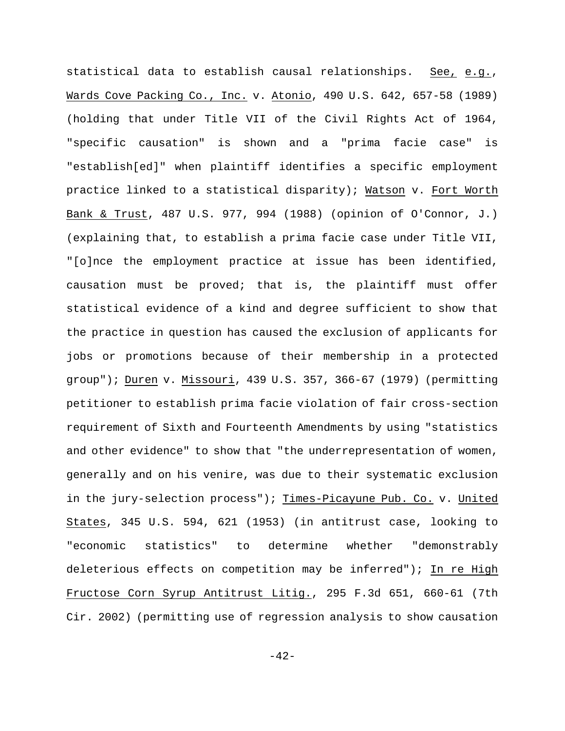statistical data to establish causal relationships. See, e.g., Wards Cove Packing Co., Inc. v. Atonio, 490 U.S. 642, 657-58 (1989) (holding that under Title VII of the Civil Rights Act of 1964, "specific causation" is shown and a "prima facie case" is "establish[ed]" when plaintiff identifies a specific employment practice linked to a statistical disparity); Watson v. Fort Worth Bank & Trust, 487 U.S. 977, 994 (1988) (opinion of O'Connor, J.) (explaining that, to establish a prima facie case under Title VII, "[o]nce the employment practice at issue has been identified, causation must be proved; that is, the plaintiff must offer statistical evidence of a kind and degree sufficient to show that the practice in question has caused the exclusion of applicants for jobs or promotions because of their membership in a protected group"); Duren v. Missouri, 439 U.S. 357, 366-67 (1979) (permitting petitioner to establish prima facie violation of fair cross-section requirement of Sixth and Fourteenth Amendments by using "statistics and other evidence" to show that "the underrepresentation of women, generally and on his venire, was due to their systematic exclusion in the jury-selection process"); Times-Picayune Pub. Co. v. United States, 345 U.S. 594, 621 (1953) (in antitrust case, looking to "economic statistics" to determine whether "demonstrably deleterious effects on competition may be inferred"); In re High Fructose Corn Syrup Antitrust Litig., 295 F.3d 651, 660-61 (7th Cir. 2002) (permitting use of regression analysis to show causation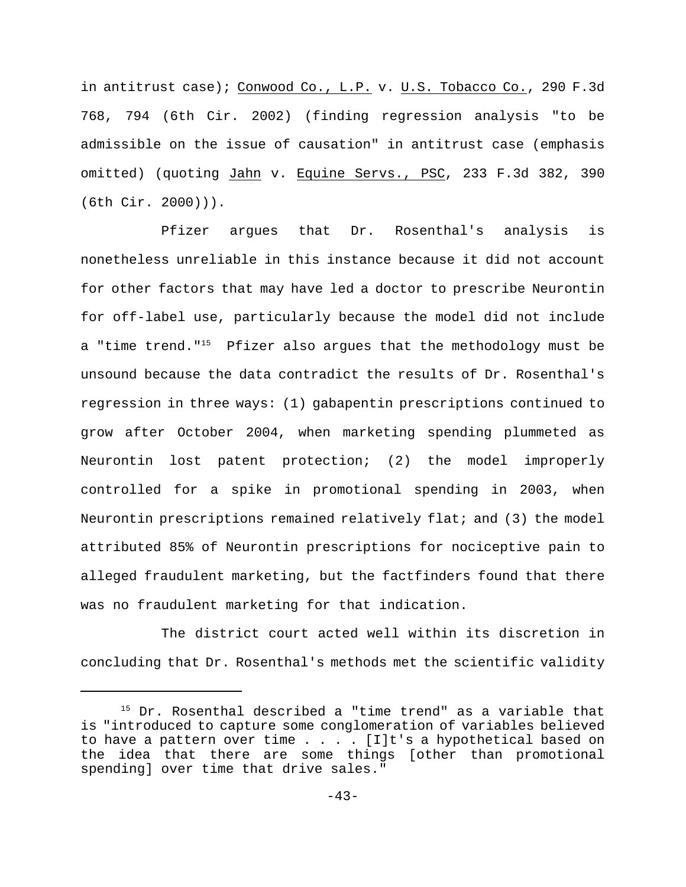in antitrust case); Conwood Co., L.P. v. U.S. Tobacco Co., 290 F.3d 768, 794 (6th Cir. 2002) (finding regression analysis "to be admissible on the issue of causation" in antitrust case (emphasis omitted) (quoting Jahn v. Equine Servs., PSC, 233 F.3d 382, 390 (6th Cir. 2000))).

Pfizer argues that Dr. Rosenthal's analysis is nonetheless unreliable in this instance because it did not account for other factors that may have led a doctor to prescribe Neurontin for off-label use, particularly because the model did not include a "time trend."[15] Pfizer also argues that the methodology must be unsound because the data contradict the results of Dr. Rosenthal's regression in three ways: (1) gabapentin prescriptions continued to grow after October 2004, when marketing spending plummeted as Neurontin lost patent protection; (2) the model improperly controlled for a spike in promotional spending in 2003, when Neurontin prescriptions remained relatively flat; and (3) the model attributed 85% of Neurontin prescriptions for nociceptive pain to alleged fraudulent marketing, but the factfinders found that there was no fraudulent marketing for that indication.

The district court acted well within its discretion in concluding that Dr. Rosenthal's methods met the scientific validity

---

[15] Dr. Rosenthal described a "time trend" as a variable that is "introduced to capture some conglomeration of variables believed to have a pattern over time . . . . [I]t's a hypothetical based on the idea that there are some things [other than promotional spending] over time that drive sales."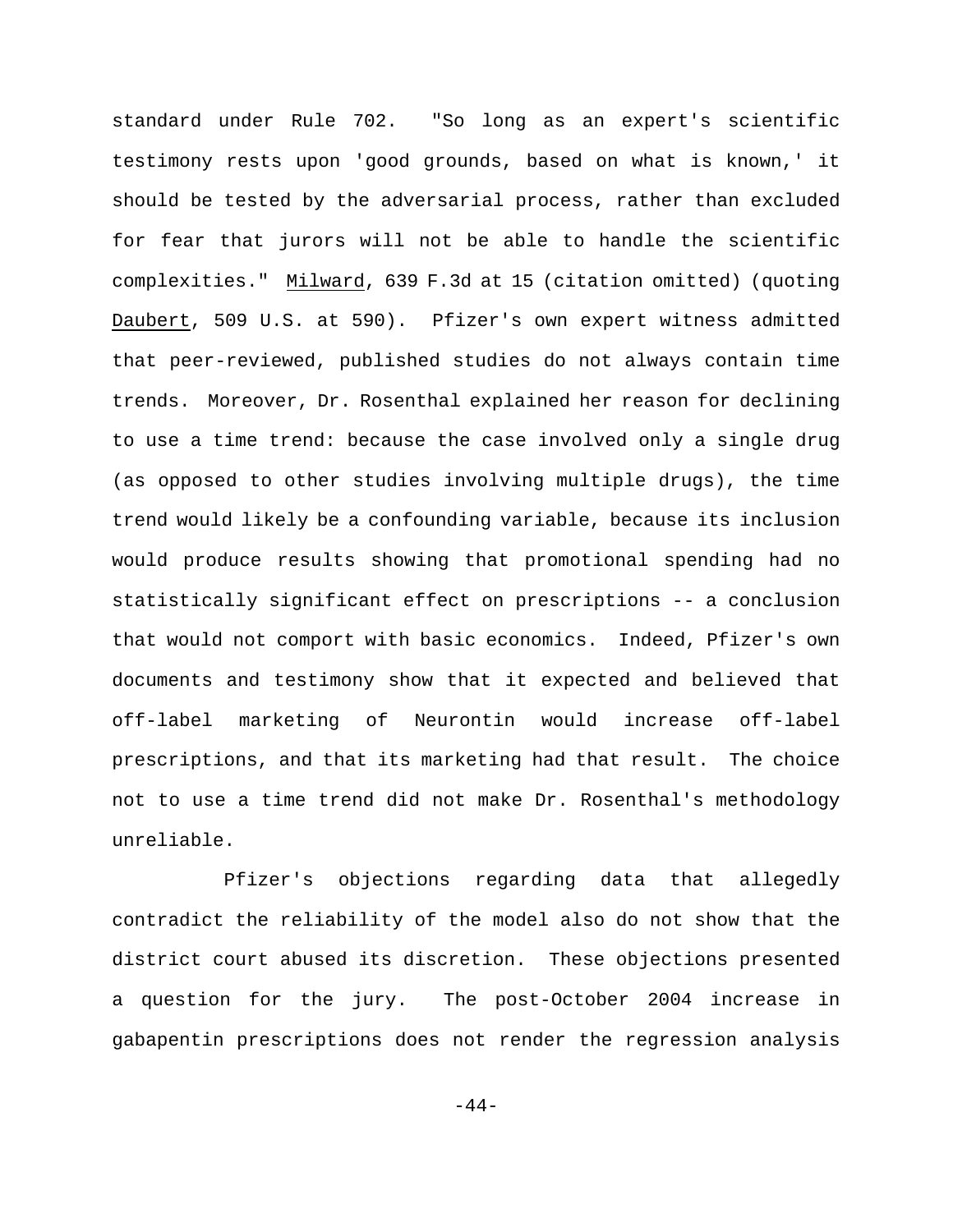standard under Rule 702. "So long as an expert's scientific testimony rests upon 'good grounds, based on what is known,' it should be tested by the adversarial process, rather than excluded for fear that jurors will not be able to handle the scientific complexities." Milward, 639 F.3d at 15 (citation omitted) (quoting Daubert, 509 U.S. at 590). Pfizer's own expert witness admitted that peer-reviewed, published studies do not always contain time trends. Moreover, Dr. Rosenthal explained her reason for declining to use a time trend: because the case involved only a single drug (as opposed to other studies involving multiple drugs), the time trend would likely be a confounding variable, because its inclusion would produce results showing that promotional spending had no statistically significant effect on prescriptions -- a conclusion that would not comport with basic economics. Indeed, Pfizer's own documents and testimony show that it expected and believed that off-label marketing of Neurontin would increase off-label prescriptions, and that its marketing had that result. The choice not to use a time trend did not make Dr. Rosenthal's methodology unreliable.

Pfizer's objections regarding data that allegedly contradict the reliability of the model also do not show that the district court abused its discretion. These objections presented a question for the jury. The post-October 2004 increase in gabapentin prescriptions does not render the regression analysis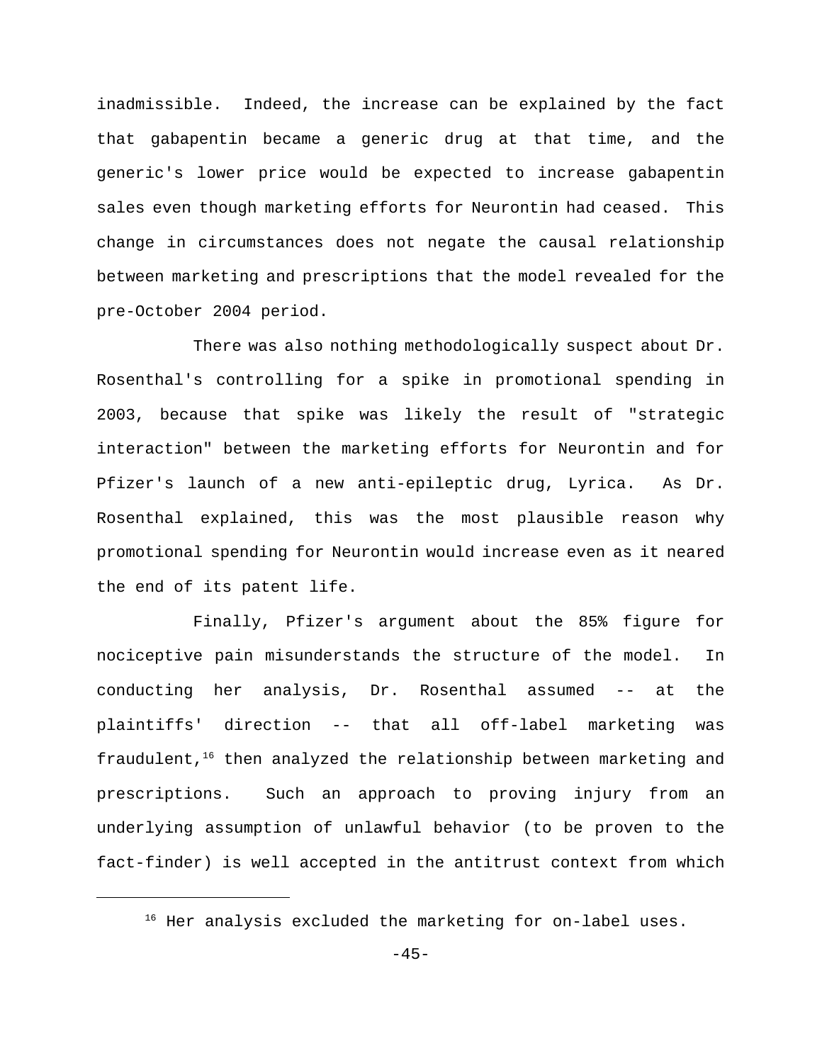inadmissible. Indeed, the increase can be explained by the fact that gabapentin became a generic drug at that time, and the generic's lower price would be expected to increase gabapentin sales even though marketing efforts for Neurontin had ceased. This change in circumstances does not negate the causal relationship between marketing and prescriptions that the model revealed for the pre-October 2004 period.

There was also nothing methodologically suspect about Dr. Rosenthal's controlling for a spike in promotional spending in 2003, because that spike was likely the result of "strategic interaction" between the marketing efforts for Neurontin and for Pfizer's launch of a new anti-epileptic drug, Lyrica. As Dr. Rosenthal explained, this was the most plausible reason why promotional spending for Neurontin would increase even as it neared the end of its patent life.

Finally, Pfizer's argument about the 85% figure for nociceptive pain misunderstands the structure of the model. In conducting her analysis, Dr. Rosenthal assumed -- at the plaintiffs' direction -- that all off-label marketing was fraudulent,[16] then analyzed the relationship between marketing and prescriptions. Such an approach to proving injury from an underlying assumption of unlawful behavior (to be proven to the fact-finder) is well accepted in the antitrust context from which

---

[16] Her analysis excluded the marketing for on-label uses.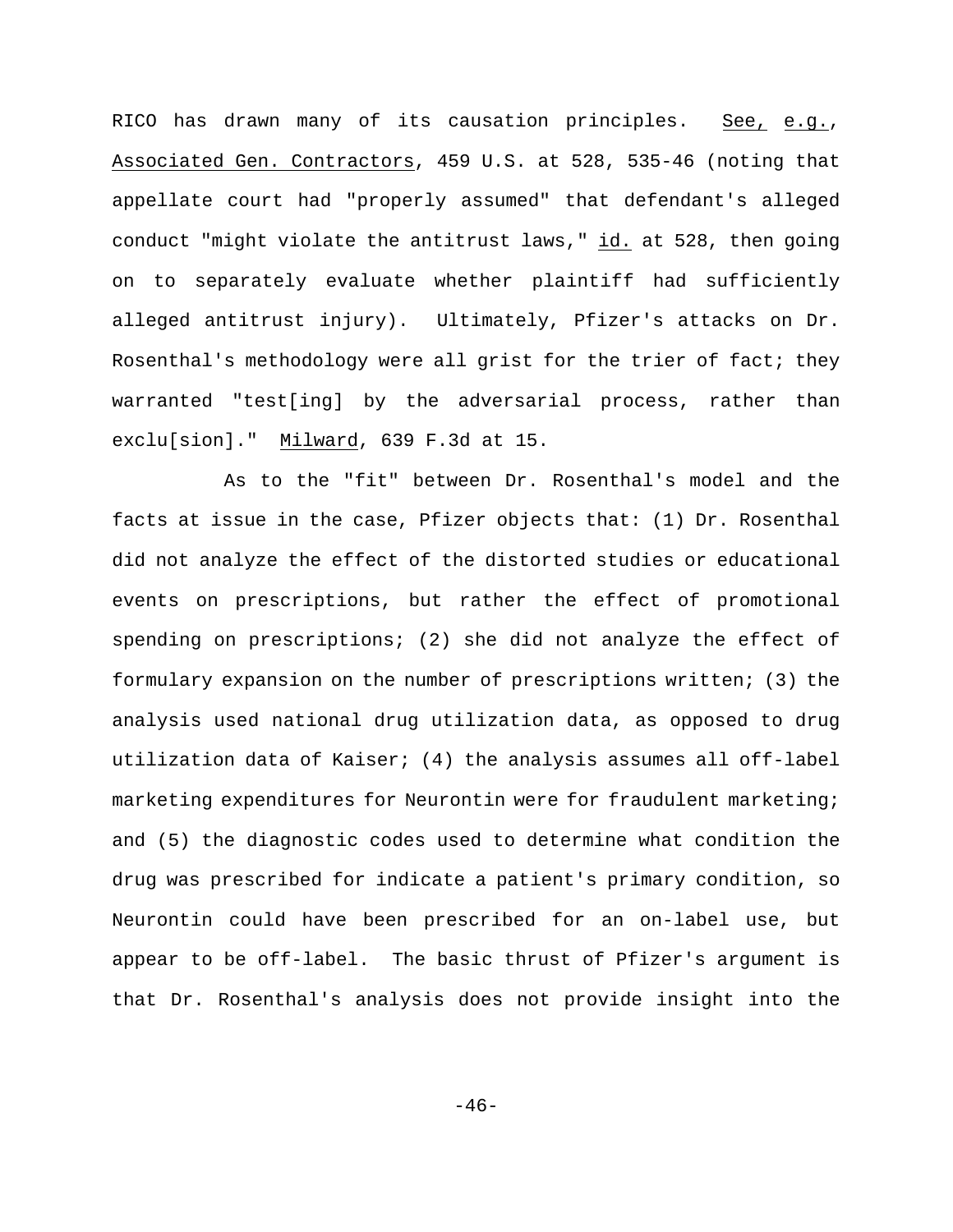RICO has drawn many of its causation principles. See, e.g., Associated Gen. Contractors, 459 U.S. at 528, 535-46 (noting that appellate court had "properly assumed" that defendant's alleged conduct "might violate the antitrust laws," id. at 528, then going on to separately evaluate whether plaintiff had sufficiently alleged antitrust injury). Ultimately, Pfizer's attacks on Dr. Rosenthal's methodology were all grist for the trier of fact; they warranted "test[ing] by the adversarial process, rather than exclu[sion]." Milward, 639 F.3d at 15.

As to the "fit" between Dr. Rosenthal's model and the facts at issue in the case, Pfizer objects that: (1) Dr. Rosenthal did not analyze the effect of the distorted studies or educational events on prescriptions, but rather the effect of promotional spending on prescriptions; (2) she did not analyze the effect of formulary expansion on the number of prescriptions written; (3) the analysis used national drug utilization data, as opposed to drug utilization data of Kaiser; (4) the analysis assumes all off-label marketing expenditures for Neurontin were for fraudulent marketing; and (5) the diagnostic codes used to determine what condition the drug was prescribed for indicate a patient's primary condition, so Neurontin could have been prescribed for an on-label use, but appear to be off-label. The basic thrust of Pfizer's argument is that Dr. Rosenthal's analysis does not provide insight into the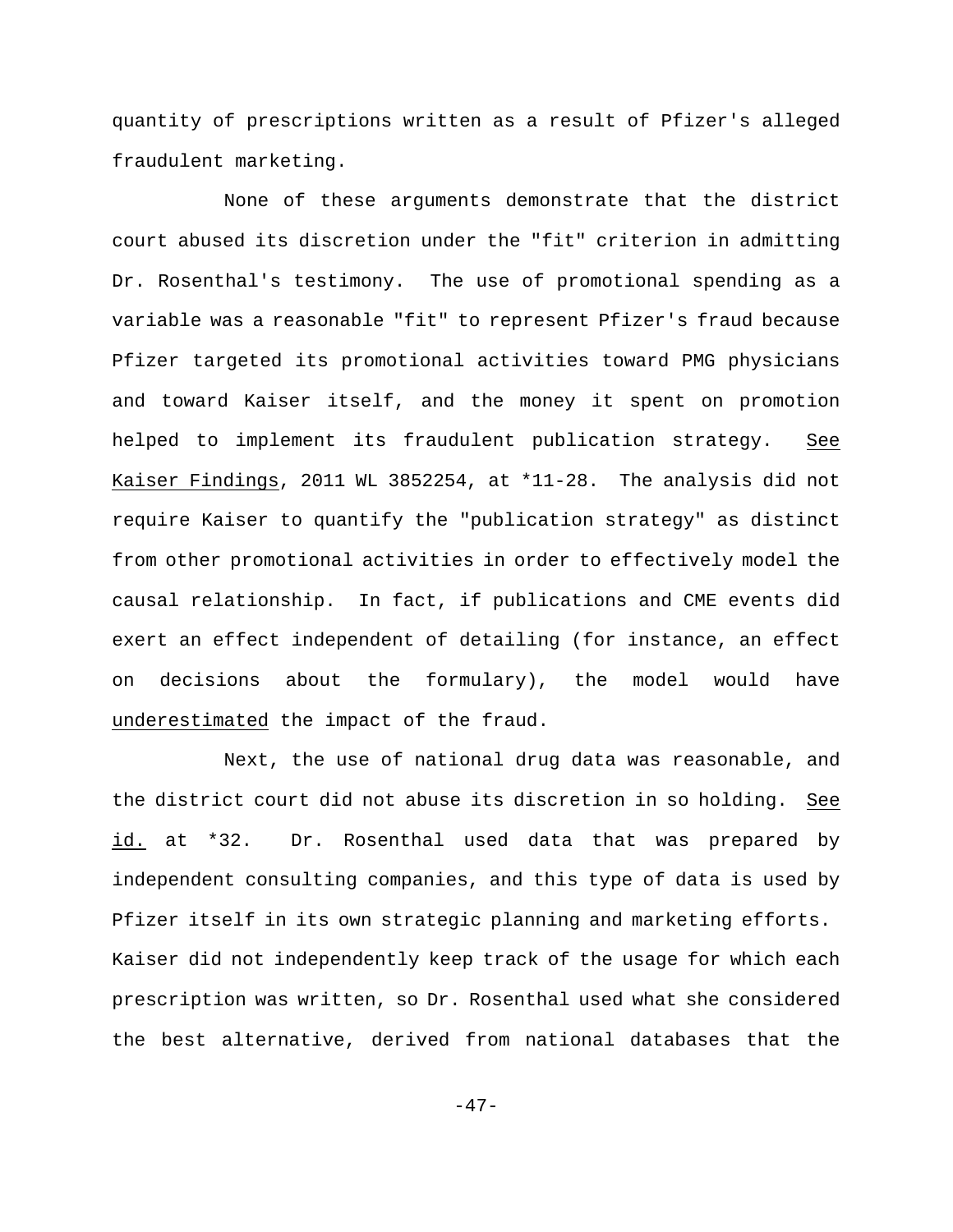quantity of prescriptions written as a result of Pfizer's alleged fraudulent marketing.

None of these arguments demonstrate that the district court abused its discretion under the "fit" criterion in admitting Dr. Rosenthal's testimony. The use of promotional spending as a variable was a reasonable "fit" to represent Pfizer's fraud because Pfizer targeted its promotional activities toward PMG physicians and toward Kaiser itself, and the money it spent on promotion helped to implement its fraudulent publication strategy. See Kaiser Findings, 2011 WL 3852254, at *11-28. The analysis did not require Kaiser to quantify the "publication strategy" as distinct from other promotional activities in order to effectively model the causal relationship. In fact, if publications and CME events did exert an effect independent of detailing (for instance, an effect on decisions about the formulary), the model would have underestimated the impact of the fraud.

Next, the use of national drug data was reasonable, and the district court did not abuse its discretion in so holding. See id. at *32. Dr. Rosenthal used data that was prepared by independent consulting companies, and this type of data is used by Pfizer itself in its own strategic planning and marketing efforts. Kaiser did not independently keep track of the usage for which each prescription was written, so Dr. Rosenthal used what she considered the best alternative, derived from national databases that the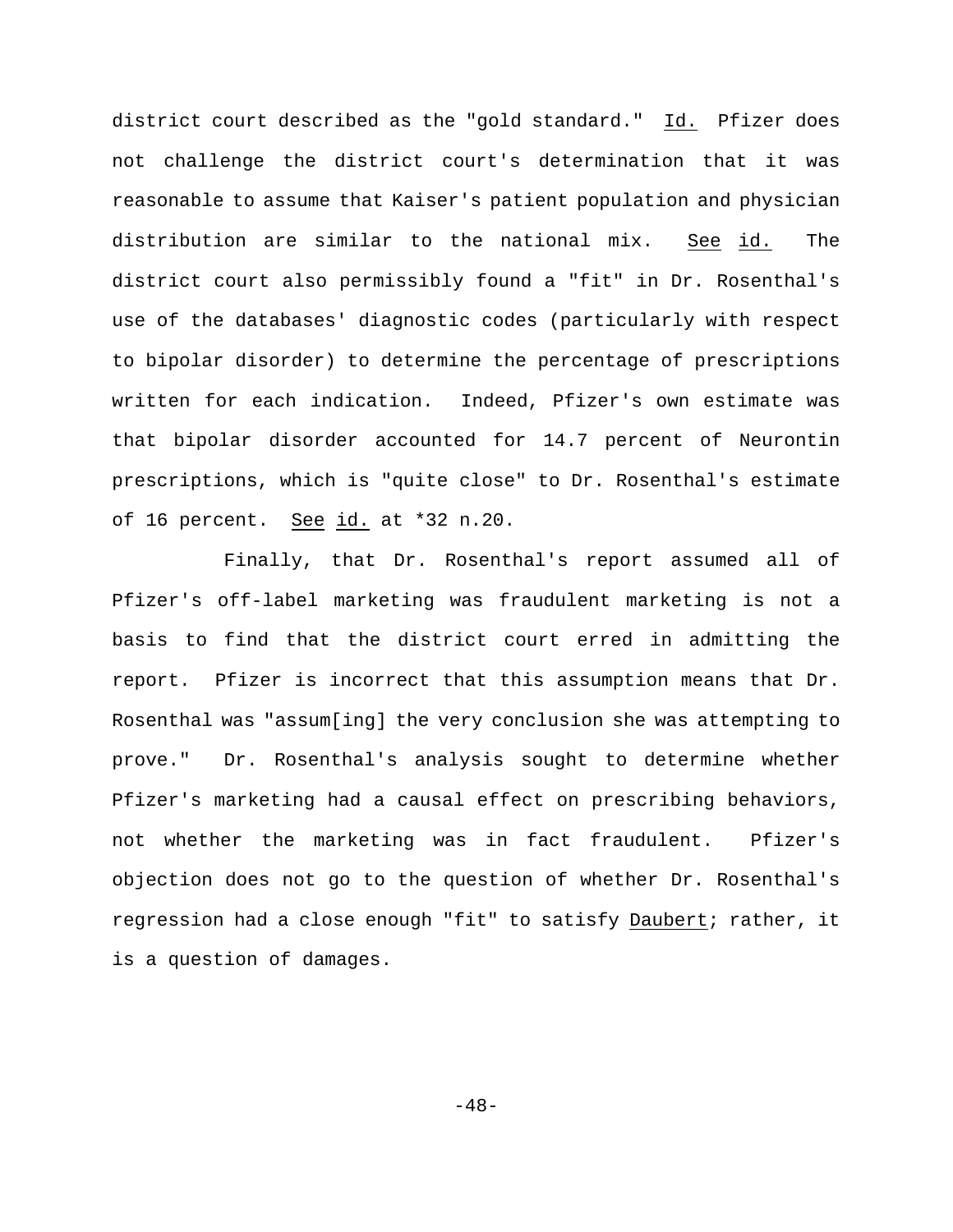district court described as the "gold standard." _Id._ Pfizer does not challenge the district court's determination that it was reasonable to assume that Kaiser's patient population and physician distribution are similar to the national mix. _See id._ The district court also permissibly found a "fit" in Dr. Rosenthal's use of the databases' diagnostic codes (particularly with respect to bipolar disorder) to determine the percentage of prescriptions written for each indication. Indeed, Pfizer's own estimate was that bipolar disorder accounted for 14.7 percent of Neurontin prescriptions, which is "quite close" to Dr. Rosenthal's estimate of 16 percent. _See id._ at *32 n.20.

Finally, that Dr. Rosenthal's report assumed all of Pfizer's off-label marketing was fraudulent marketing is not a basis to find that the district court erred in admitting the report. Pfizer is incorrect that this assumption means that Dr. Rosenthal was "assum[ing] the very conclusion she was attempting to prove." Dr. Rosenthal's analysis sought to determine whether Pfizer's marketing had a causal effect on prescribing behaviors, not whether the marketing was in fact fraudulent. Pfizer's objection does not go to the question of whether Dr. Rosenthal's regression had a close enough "fit" to satisfy _Daubert_; rather, it is a question of damages.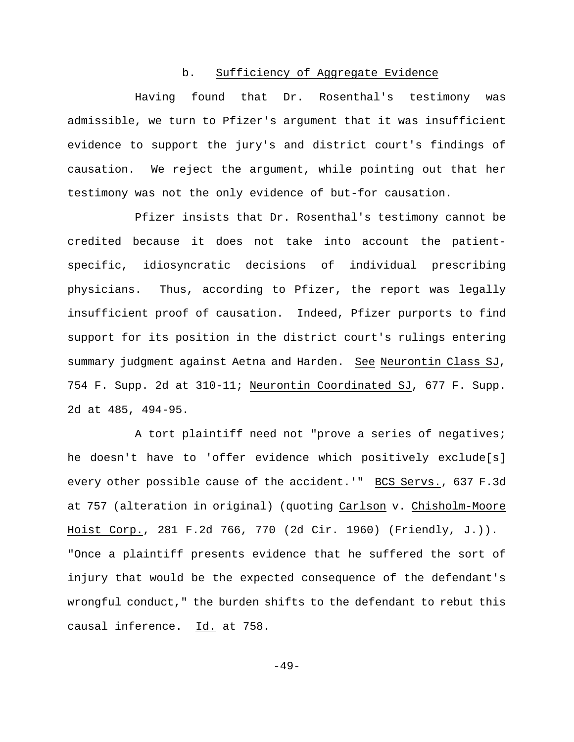### b. Sufficiency of Aggregate Evidence

Having found that Dr. Rosenthal's testimony was admissible, we turn to Pfizer's argument that it was insufficient evidence to support the jury's and district court's findings of causation. We reject the argument, while pointing out that her testimony was not the only evidence of but-for causation.

Pfizer insists that Dr. Rosenthal's testimony cannot be credited because it does not take into account the patient-specific, idiosyncratic decisions of individual prescribing physicians. Thus, according to Pfizer, the report was legally insufficient proof of causation. Indeed, Pfizer purports to find support for its position in the district court's rulings entering summary judgment against Aetna and Harden. See Neurontin Class SJ, 754 F. Supp. 2d at 310-11; Neurontin Coordinated SJ, 677 F. Supp. 2d at 485, 494-95.

A tort plaintiff need not "prove a series of negatives; he doesn't have to 'offer evidence which positively exclude[s] every other possible cause of the accident.'" BCS Servs., 637 F.3d at 757 (alteration in original) (quoting Carlson v. Chisholm-Moore Hoist Corp., 281 F.2d 766, 770 (2d Cir. 1960) (Friendly, J.)). "Once a plaintiff presents evidence that he suffered the sort of injury that would be the expected consequence of the defendant's wrongful conduct," the burden shifts to the defendant to rebut this causal inference. Id. at 758.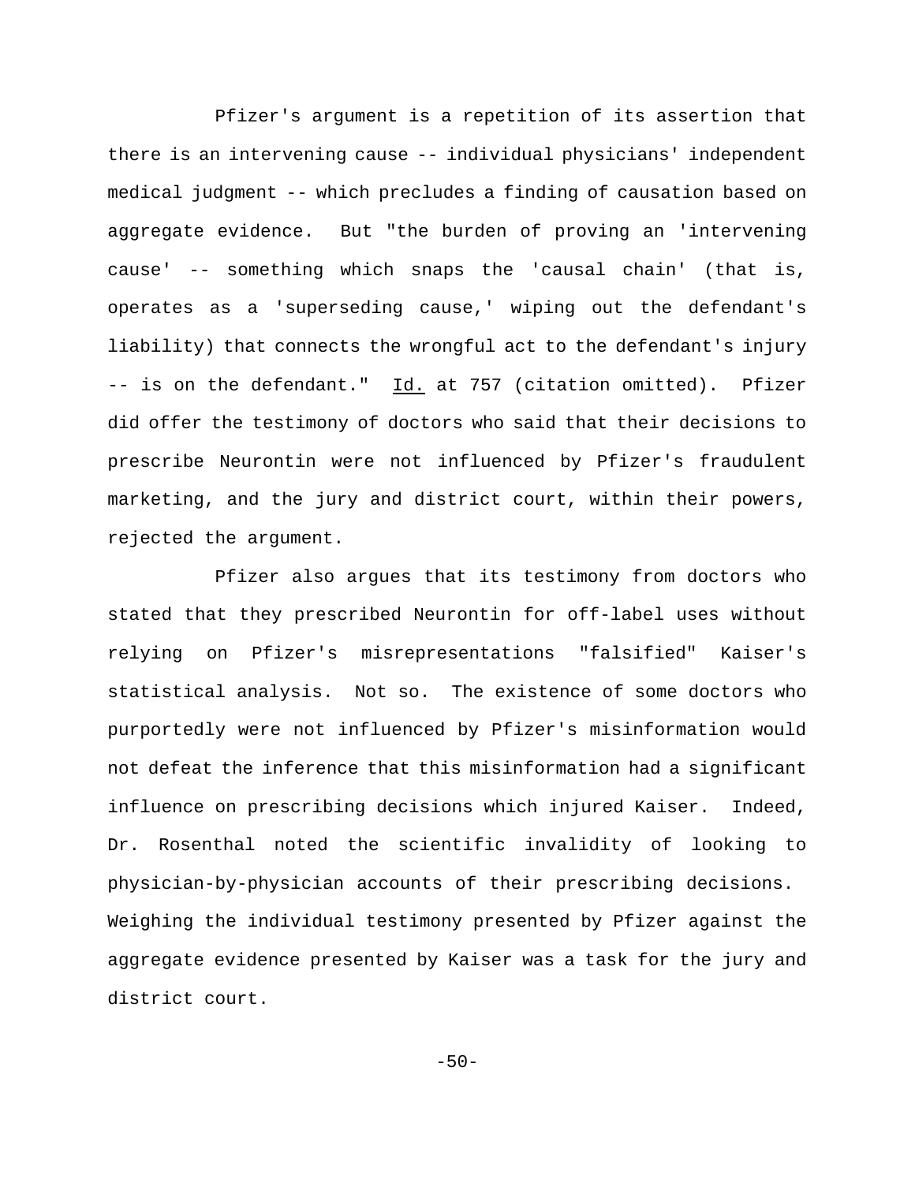Pfizer's argument is a repetition of its assertion that there is an intervening cause -- individual physicians' independent medical judgment -- which precludes a finding of causation based on aggregate evidence. But "the burden of proving an 'intervening cause' -- something which snaps the 'causal chain' (that is, operates as a 'superseding cause,' wiping out the defendant's liability) that connects the wrongful act to the defendant's injury -- is on the defendant." Id. at 757 (citation omitted). Pfizer did offer the testimony of doctors who said that their decisions to prescribe Neurontin were not influenced by Pfizer's fraudulent marketing, and the jury and district court, within their powers, rejected the argument.

Pfizer also argues that its testimony from doctors who stated that they prescribed Neurontin for off-label uses without relying on Pfizer's misrepresentations "falsified" Kaiser's statistical analysis. Not so. The existence of some doctors who purportedly were not influenced by Pfizer's misinformation would not defeat the inference that this misinformation had a significant influence on prescribing decisions which injured Kaiser. Indeed, Dr. Rosenthal noted the scientific invalidity of looking to physician-by-physician accounts of their prescribing decisions. Weighing the individual testimony presented by Pfizer against the aggregate evidence presented by Kaiser was a task for the jury and district court.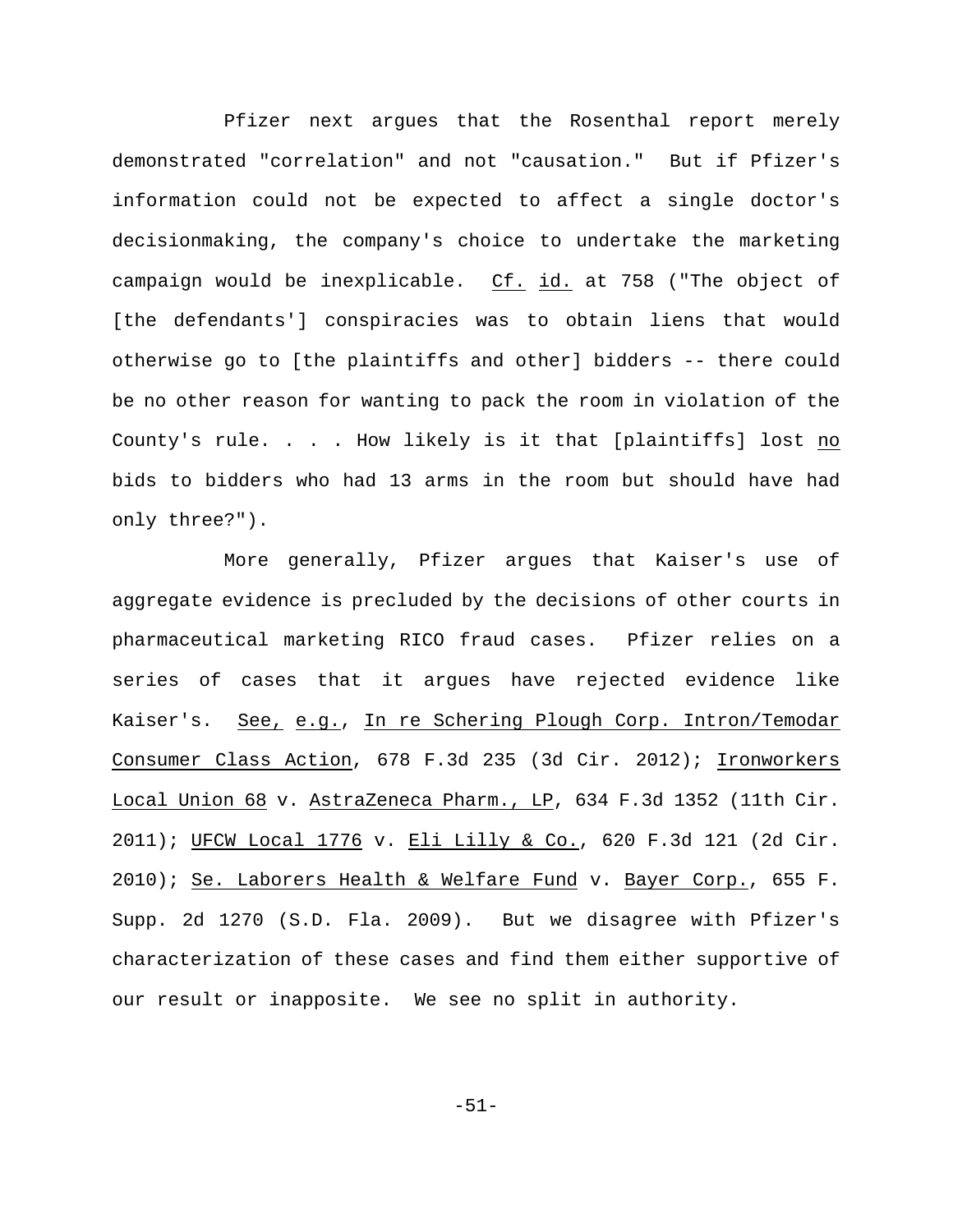Pfizer next argues that the Rosenthal report merely demonstrated "correlation" and not "causation." But if Pfizer's information could not be expected to affect a single doctor's decisionmaking, the company's choice to undertake the marketing campaign would be inexplicable. _Cf._ _id._ at 758 ("The object of [the defendants'] conspiracies was to obtain liens that would otherwise go to [the plaintiffs and other] bidders -- there could be no other reason for wanting to pack the room in violation of the County's rule. . . . How likely is it that [plaintiffs] lost _no_ bids to bidders who had 13 arms in the room but should have had only three?").

More generally, Pfizer argues that Kaiser's use of aggregate evidence is precluded by the decisions of other courts in pharmaceutical marketing RICO fraud cases. Pfizer relies on a series of cases that it argues have rejected evidence like Kaiser's. _See, e.g._, _In re Schering Plough Corp. Intron/Temodar Consumer Class Action_, 678 F.3d 235 (3d Cir. 2012); _Ironworkers Local Union 68_ v. _AstraZeneca Pharm., LP_, 634 F.3d 1352 (11th Cir. 2011); _UFCW Local 1776_ v. _Eli Lilly & Co._, 620 F.3d 121 (2d Cir. 2010); _Se. Laborers Health & Welfare Fund_ v. _Bayer Corp._, 655 F. Supp. 2d 1270 (S.D. Fla. 2009). But we disagree with Pfizer's characterization of these cases and find them either supportive of our result or inapposite. We see no split in authority.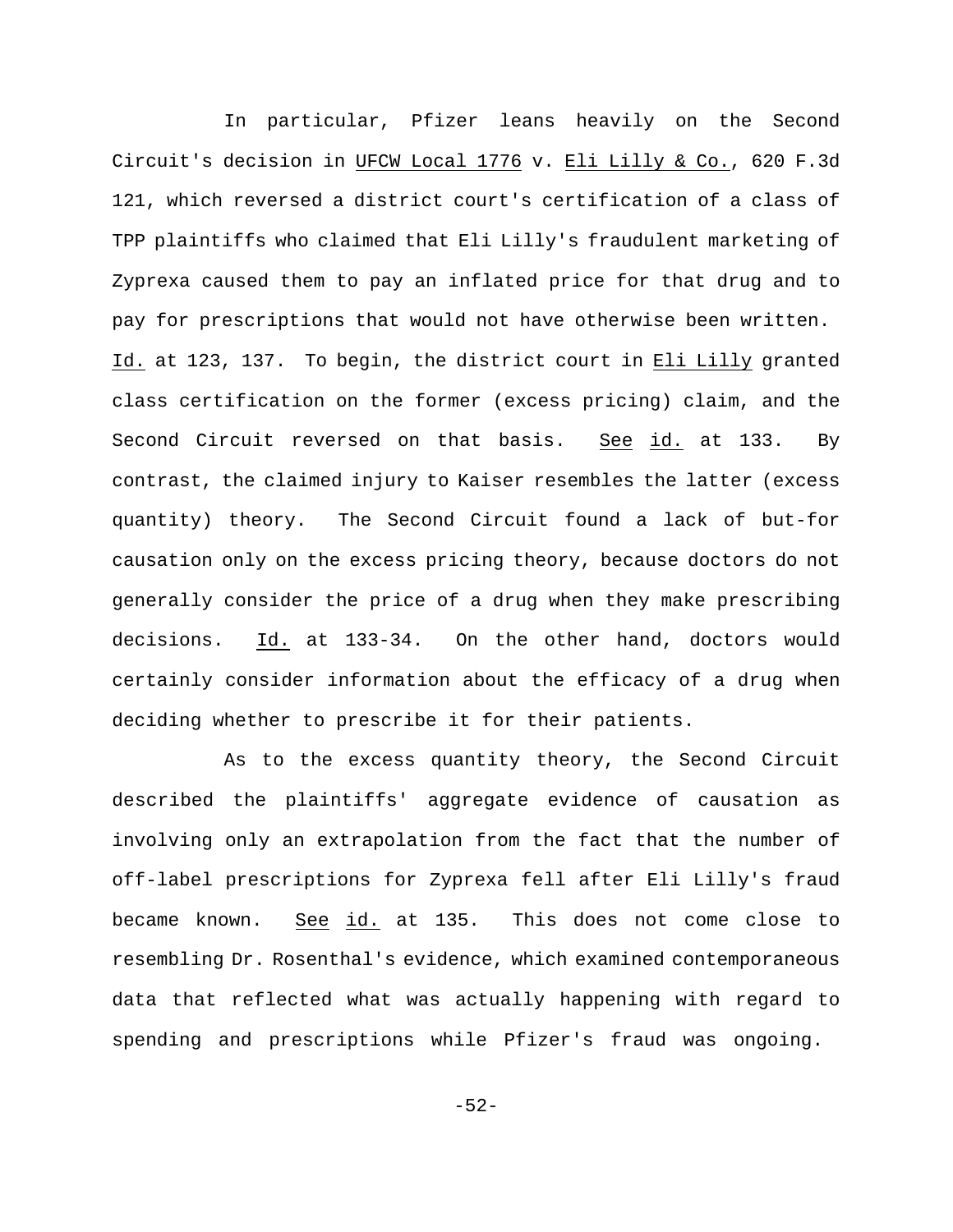In particular, Pfizer leans heavily on the Second Circuit's decision in UFCW Local 1776 v. Eli Lilly & Co., 620 F.3d 121, which reversed a district court's certification of a class of TPP plaintiffs who claimed that Eli Lilly's fraudulent marketing of Zyprexa caused them to pay an inflated price for that drug and to pay for prescriptions that would not have otherwise been written. Id. at 123, 137. To begin, the district court in Eli Lilly granted class certification on the former (excess pricing) claim, and the Second Circuit reversed on that basis. See id. at 133. By contrast, the claimed injury to Kaiser resembles the latter (excess quantity) theory. The Second Circuit found a lack of but-for causation only on the excess pricing theory, because doctors do not generally consider the price of a drug when they make prescribing decisions. Id. at 133-34. On the other hand, doctors would certainly consider information about the efficacy of a drug when deciding whether to prescribe it for their patients.

As to the excess quantity theory, the Second Circuit described the plaintiffs' aggregate evidence of causation as involving only an extrapolation from the fact that the number of off-label prescriptions for Zyprexa fell after Eli Lilly's fraud became known. See id. at 135. This does not come close to resembling Dr. Rosenthal's evidence, which examined contemporaneous data that reflected what was actually happening with regard to spending and prescriptions while Pfizer's fraud was ongoing.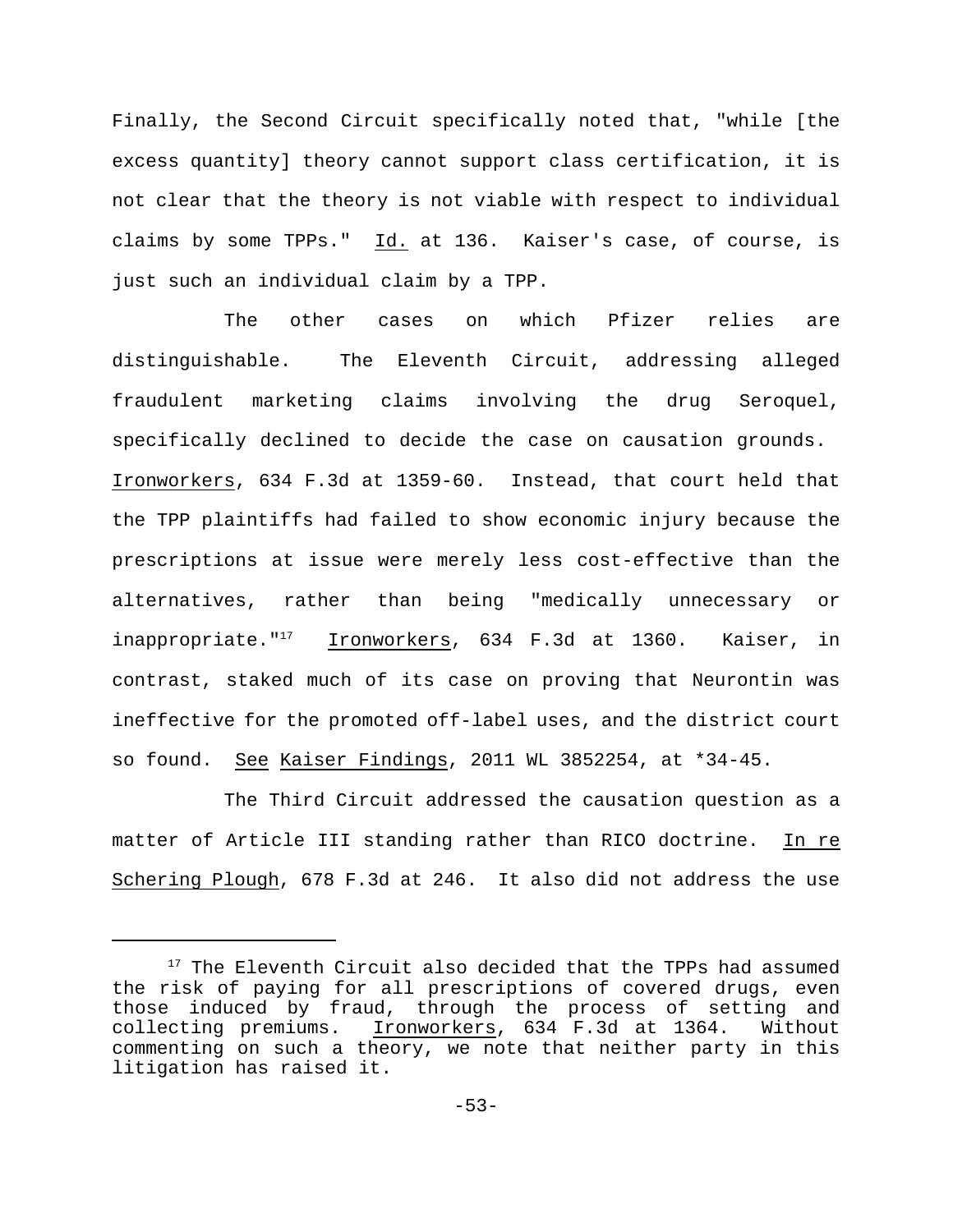Finally, the Second Circuit specifically noted that, "while [the excess quantity] theory cannot support class certification, it is not clear that the theory is not viable with respect to individual claims by some TPPs." Id. at 136. Kaiser's case, of course, is just such an individual claim by a TPP.

The other cases on which Pfizer relies are distinguishable. The Eleventh Circuit, addressing alleged fraudulent marketing claims involving the drug Seroquel, specifically declined to decide the case on causation grounds. Ironworkers, 634 F.3d at 1359-60. Instead, that court held that the TPP plaintiffs had failed to show economic injury because the prescriptions at issue were merely less cost-effective than the alternatives, rather than being "medically unnecessary or inappropriate."[17] Ironworkers, 634 F.3d at 1360. Kaiser, in contrast, staked much of its case on proving that Neurontin was ineffective for the promoted off-label uses, and the district court so found. See Kaiser Findings, 2011 WL 3852254, at *34-45.

The Third Circuit addressed the causation question as a matter of Article III standing rather than RICO doctrine. In re Schering Plough, 678 F.3d at 246. It also did not address the use

---

[17] The Eleventh Circuit also decided that the TPPs had assumed the risk of paying for all prescriptions of covered drugs, even those induced by fraud, through the process of setting and collecting premiums. Ironworkers, 634 F.3d at 1364. Without commenting on such a theory, we note that neither party in this litigation has raised it.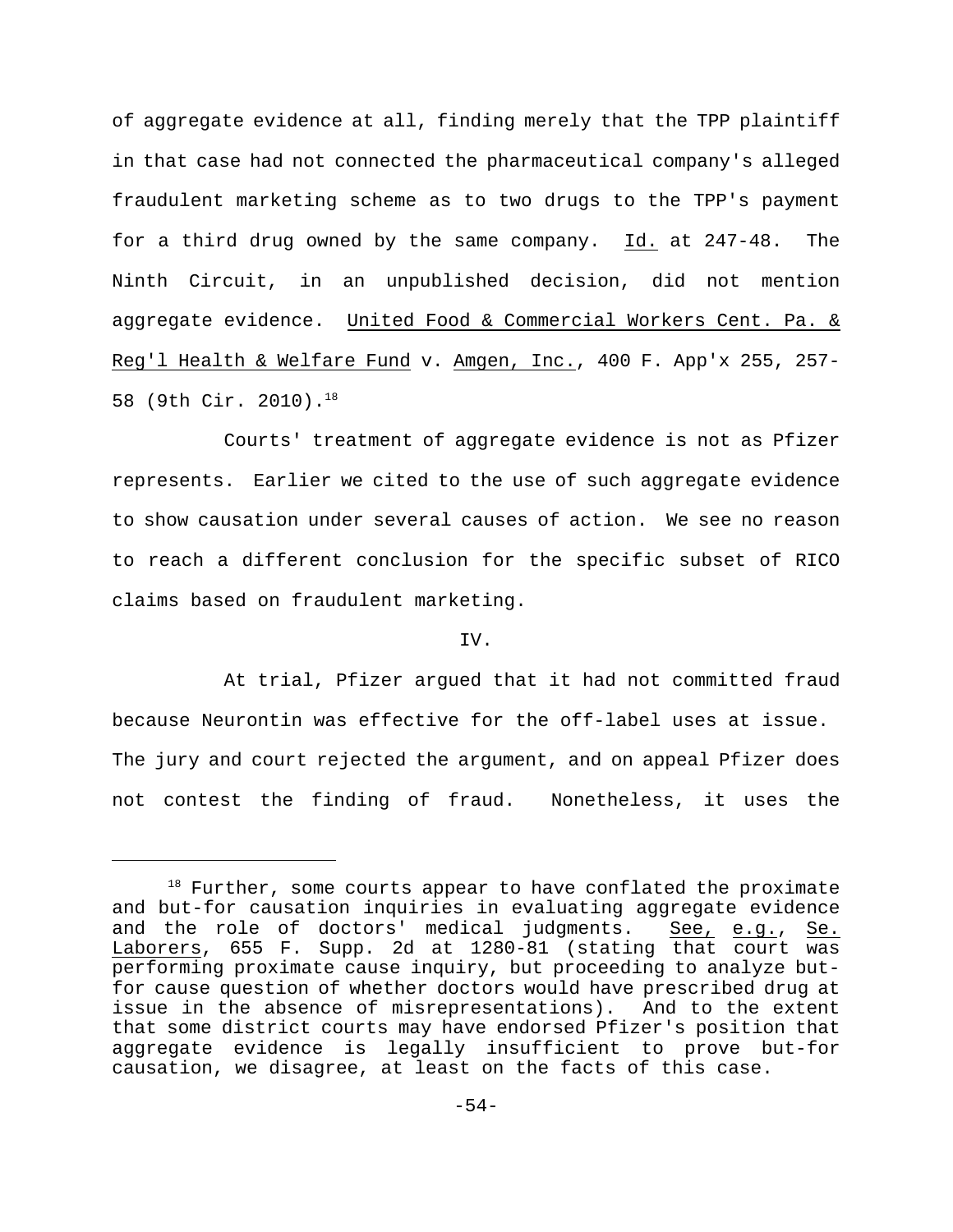of aggregate evidence at all, finding merely that the TPP plaintiff in that case had not connected the pharmaceutical company's alleged fraudulent marketing scheme as to two drugs to the TPP's payment for a third drug owned by the same company. Id. at 247-48. The Ninth Circuit, in an unpublished decision, did not mention aggregate evidence. United Food & Commercial Workers Cent. Pa. & Reg'l Health & Welfare Fund v. Amgen, Inc., 400 F. App'x 255, 257-58 (9th Cir. 2010).[18]

Courts' treatment of aggregate evidence is not as Pfizer represents. Earlier we cited to the use of such aggregate evidence to show causation under several causes of action. We see no reason to reach a different conclusion for the specific subset of RICO claims based on fraudulent marketing.

IV.

At trial, Pfizer argued that it had not committed fraud because Neurontin was effective for the off-label uses at issue. The jury and court rejected the argument, and on appeal Pfizer does not contest the finding of fraud. Nonetheless, it uses the

---

[18] Further, some courts appear to have conflated the proximate and but-for causation inquiries in evaluating aggregate evidence and the role of doctors' medical judgments. See, e.g., Se. Laborers, 655 F. Supp. 2d at 1280-81 (stating that court was performing proximate cause inquiry, but proceeding to analyze but-for cause question of whether doctors would have prescribed drug at issue in the absence of misrepresentations). And to the extent that some district courts may have endorsed Pfizer's position that aggregate evidence is legally insufficient to prove but-for causation, we disagree, at least on the facts of this case.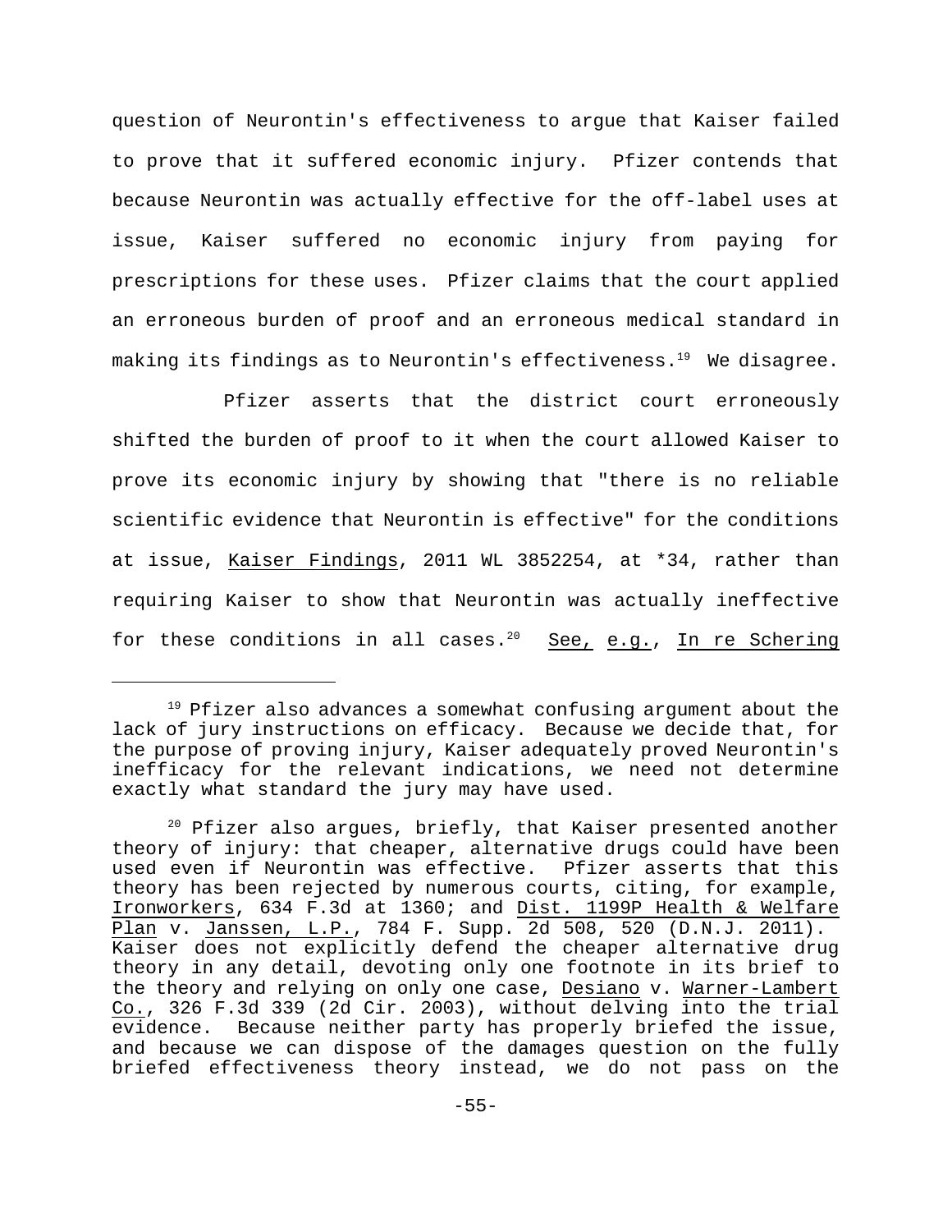question of Neurontin's effectiveness to argue that Kaiser failed to prove that it suffered economic injury. Pfizer contends that because Neurontin was actually effective for the off-label uses at issue, Kaiser suffered no economic injury from paying for prescriptions for these uses. Pfizer claims that the court applied an erroneous burden of proof and an erroneous medical standard in making its findings as to Neurontin's effectiveness.[19] We disagree.

Pfizer asserts that the district court erroneously shifted the burden of proof to it when the court allowed Kaiser to prove its economic injury by showing that "there is no reliable scientific evidence that Neurontin is effective" for the conditions at issue, _Kaiser Findings_, 2011 WL 3852254, at *34, rather than requiring Kaiser to show that Neurontin was actually ineffective for these conditions in all cases.[20] _See, e.g._, _In re Schering_

---

[19] Pfizer also advances a somewhat confusing argument about the lack of jury instructions on efficacy. Because we decide that, for the purpose of proving injury, Kaiser adequately proved Neurontin's inefficacy for the relevant indications, we need not determine exactly what standard the jury may have used.

[20] Pfizer also argues, briefly, that Kaiser presented another theory of injury: that cheaper, alternative drugs could have been used even if Neurontin was effective. Pfizer asserts that this theory has been rejected by numerous courts, citing, for example, _Ironworkers_, 634 F.3d at 1360; and _Dist. 1199P Health & Welfare Plan_ v. _Janssen, L.P._, 784 F. Supp. 2d 508, 520 (D.N.J. 2011). Kaiser does not explicitly defend the cheaper alternative drug theory in any detail, devoting only one footnote in its brief to the theory and relying on only one case, _Desiano_ v. _Warner-Lambert Co._, 326 F.3d 339 (2d Cir. 2003), without delving into the trial evidence. Because neither party has properly briefed the issue, and because we can dispose of the damages question on the fully briefed effectiveness theory instead, we do not pass on the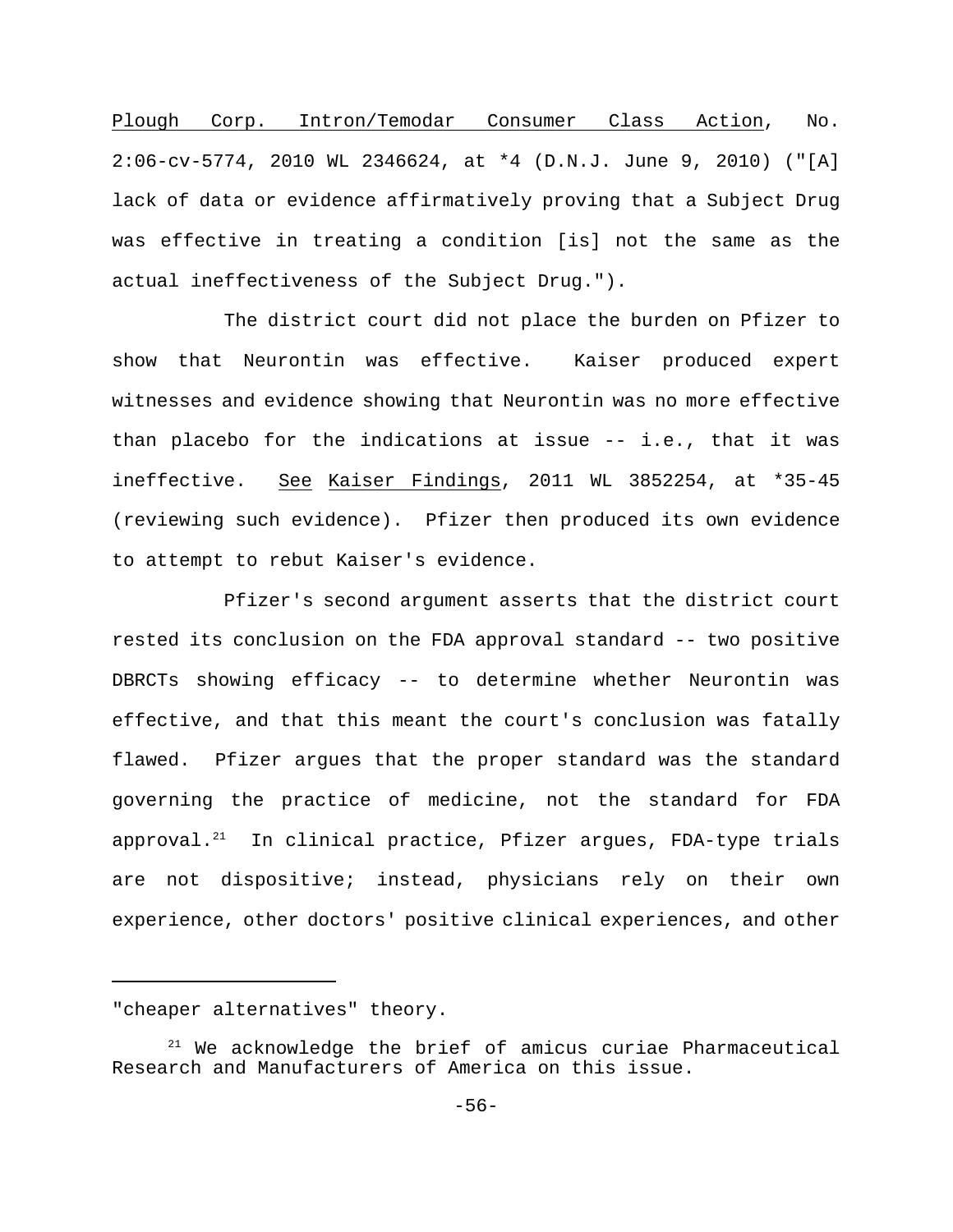Plough Corp. Intron/Temodar Consumer Class Action, No. 2:06-cv-5774, 2010 WL 2346624, at *4 (D.N.J. June 9, 2010) ("[A] lack of data or evidence affirmatively proving that a Subject Drug was effective in treating a condition [is] not the same as the actual ineffectiveness of the Subject Drug.").

The district court did not place the burden on Pfizer to show that Neurontin was effective. Kaiser produced expert witnesses and evidence showing that Neurontin was no more effective than placebo for the indications at issue -- i.e., that it was ineffective. See Kaiser Findings, 2011 WL 3852254, at *35-45 (reviewing such evidence). Pfizer then produced its own evidence to attempt to rebut Kaiser's evidence.

Pfizer's second argument asserts that the district court rested its conclusion on the FDA approval standard -- two positive DBRCTs showing efficacy -- to determine whether Neurontin was effective, and that this meant the court's conclusion was fatally flawed. Pfizer argues that the proper standard was the standard governing the practice of medicine, not the standard for FDA approval.[21] In clinical practice, Pfizer argues, FDA-type trials are not dispositive; instead, physicians rely on their own experience, other doctors' positive clinical experiences, and other

---

"cheaper alternatives" theory.

[21] We acknowledge the brief of amicus curiae Pharmaceutical Research and Manufacturers of America on this issue.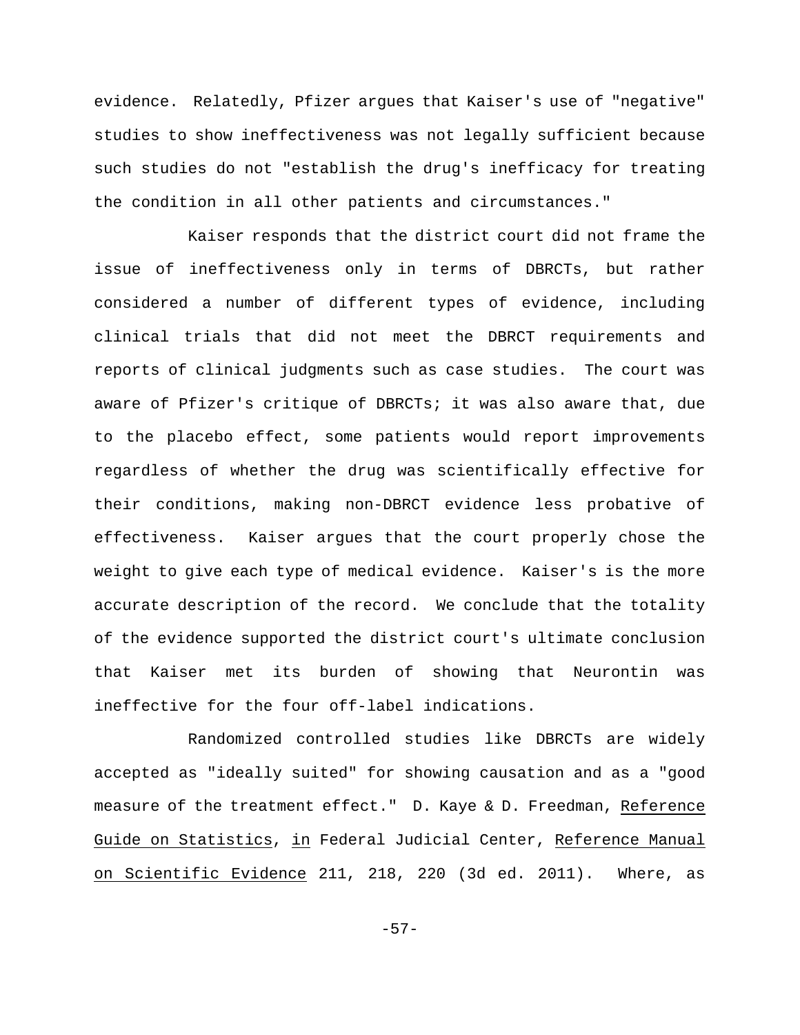evidence. Relatedly, Pfizer argues that Kaiser's use of "negative" studies to show ineffectiveness was not legally sufficient because such studies do not "establish the drug's inefficacy for treating the condition in all other patients and circumstances."

Kaiser responds that the district court did not frame the issue of ineffectiveness only in terms of DBRCTs, but rather considered a number of different types of evidence, including clinical trials that did not meet the DBRCT requirements and reports of clinical judgments such as case studies. The court was aware of Pfizer's critique of DBRCTs; it was also aware that, due to the placebo effect, some patients would report improvements regardless of whether the drug was scientifically effective for their conditions, making non-DBRCT evidence less probative of effectiveness. Kaiser argues that the court properly chose the weight to give each type of medical evidence. Kaiser's is the more accurate description of the record. We conclude that the totality of the evidence supported the district court's ultimate conclusion that Kaiser met its burden of showing that Neurontin was ineffective for the four off-label indications.

Randomized controlled studies like DBRCTs are widely accepted as "ideally suited" for showing causation and as a "good measure of the treatment effect." D. Kaye & D. Freedman, _Reference Guide on Statistics_, _in_ Federal Judicial Center, _Reference Manual on Scientific Evidence_ 211, 218, 220 (3d ed. 2011). Where, as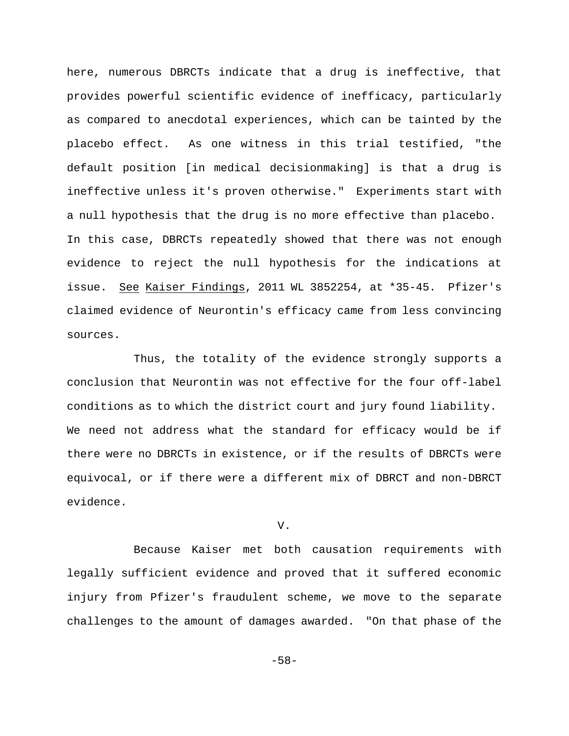here, numerous DBRCTs indicate that a drug is ineffective, that provides powerful scientific evidence of inefficacy, particularly as compared to anecdotal experiences, which can be tainted by the placebo effect. As one witness in this trial testified, "the default position [in medical decisionmaking] is that a drug is ineffective unless it's proven otherwise." Experiments start with a null hypothesis that the drug is no more effective than placebo. In this case, DBRCTs repeatedly showed that there was not enough evidence to reject the null hypothesis for the indications at issue. See Kaiser Findings, 2011 WL 3852254, at *35-45. Pfizer's claimed evidence of Neurontin's efficacy came from less convincing sources.

Thus, the totality of the evidence strongly supports a conclusion that Neurontin was not effective for the four off-label conditions as to which the district court and jury found liability. We need not address what the standard for efficacy would be if there were no DBRCTs in existence, or if the results of DBRCTs were equivocal, or if there were a different mix of DBRCT and non-DBRCT evidence.

## V.

Because Kaiser met both causation requirements with legally sufficient evidence and proved that it suffered economic injury from Pfizer's fraudulent scheme, we move to the separate challenges to the amount of damages awarded. "On that phase of the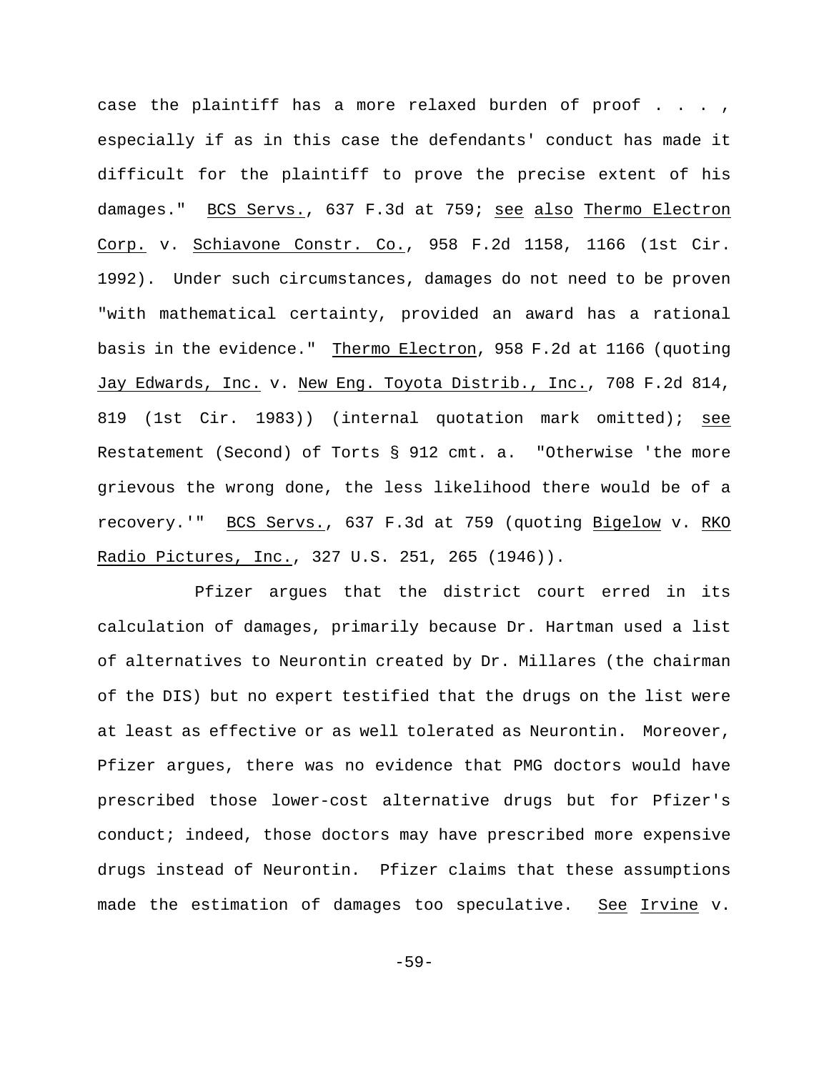case the plaintiff has a more relaxed burden of proof . . . , especially if as in this case the defendants' conduct has made it difficult for the plaintiff to prove the precise extent of his damages." BCS Servs., 637 F.3d at 759; see also Thermo Electron Corp. v. Schiavone Constr. Co., 958 F.2d 1158, 1166 (1st Cir. 1992). Under such circumstances, damages do not need to be proven "with mathematical certainty, provided an award has a rational basis in the evidence." Thermo Electron, 958 F.2d at 1166 (quoting Jay Edwards, Inc. v. New Eng. Toyota Distrib., Inc., 708 F.2d 814, 819 (1st Cir. 1983)) (internal quotation mark omitted); see Restatement (Second) of Torts § 912 cmt. a. "Otherwise 'the more grievous the wrong done, the less likelihood there would be of a recovery.'" BCS Servs., 637 F.3d at 759 (quoting Bigelow v. RKO Radio Pictures, Inc., 327 U.S. 251, 265 (1946)).

Pfizer argues that the district court erred in its calculation of damages, primarily because Dr. Hartman used a list of alternatives to Neurontin created by Dr. Millares (the chairman of the DIS) but no expert testified that the drugs on the list were at least as effective or as well tolerated as Neurontin. Moreover, Pfizer argues, there was no evidence that PMG doctors would have prescribed those lower-cost alternative drugs but for Pfizer's conduct; indeed, those doctors may have prescribed more expensive drugs instead of Neurontin. Pfizer claims that these assumptions made the estimation of damages too speculative. See Irvine v.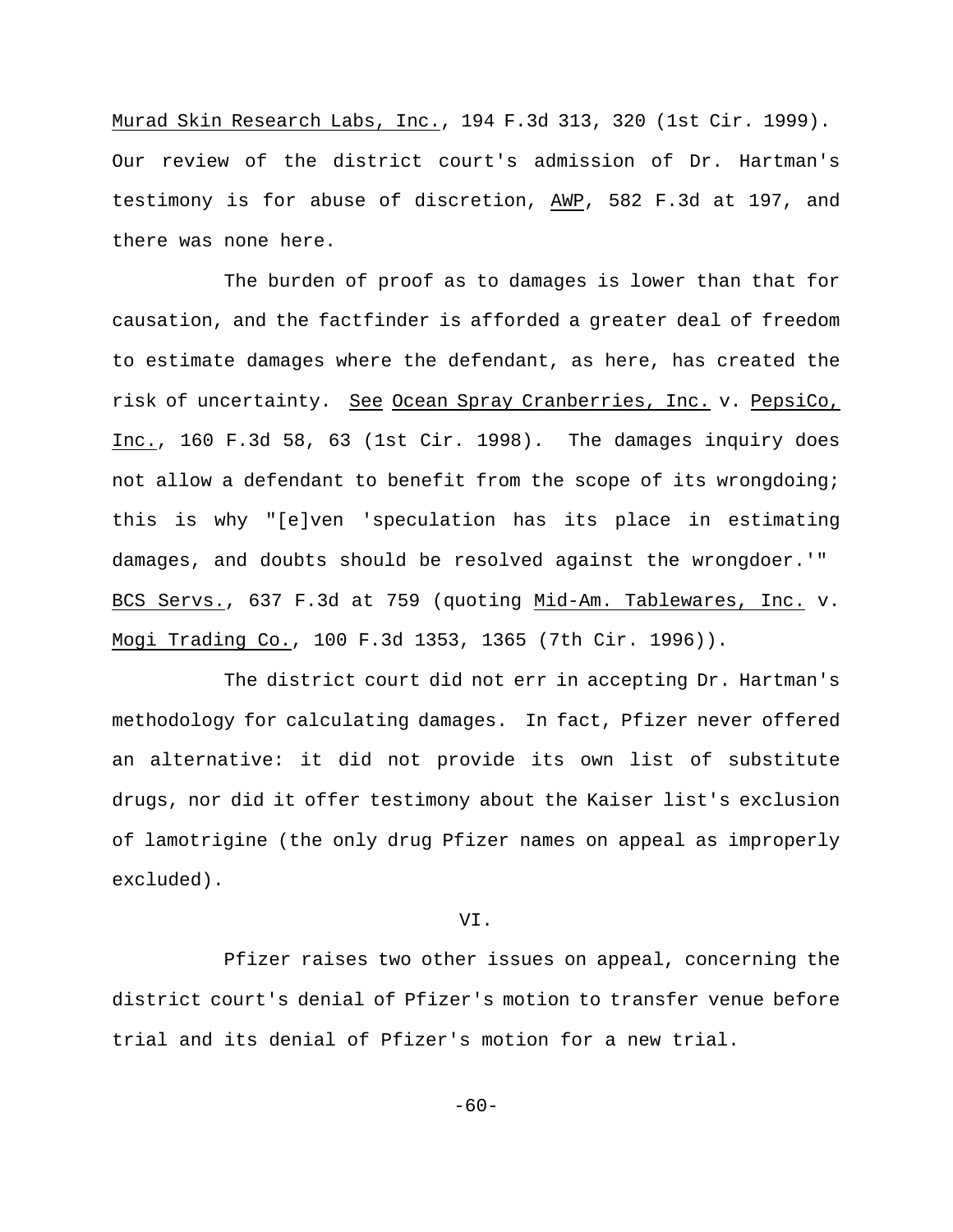Murad Skin Research Labs, Inc., 194 F.3d 313, 320 (1st Cir. 1999). Our review of the district court's admission of Dr. Hartman's testimony is for abuse of discretion, AWP, 582 F.3d at 197, and there was none here.

The burden of proof as to damages is lower than that for causation, and the factfinder is afforded a greater deal of freedom to estimate damages where the defendant, as here, has created the risk of uncertainty. See Ocean Spray Cranberries, Inc. v. PepsiCo, Inc., 160 F.3d 58, 63 (1st Cir. 1998). The damages inquiry does not allow a defendant to benefit from the scope of its wrongdoing; this is why "[e]ven 'speculation has its place in estimating damages, and doubts should be resolved against the wrongdoer.'" BCS Servs., 637 F.3d at 759 (quoting Mid-Am. Tablewares, Inc. v. Mogi Trading Co., 100 F.3d 1353, 1365 (7th Cir. 1996)).

The district court did not err in accepting Dr. Hartman's methodology for calculating damages. In fact, Pfizer never offered an alternative: it did not provide its own list of substitute drugs, nor did it offer testimony about the Kaiser list's exclusion of lamotrigine (the only drug Pfizer names on appeal as improperly excluded).

## VI.

Pfizer raises two other issues on appeal, concerning the district court's denial of Pfizer's motion to transfer venue before trial and its denial of Pfizer's motion for a new trial.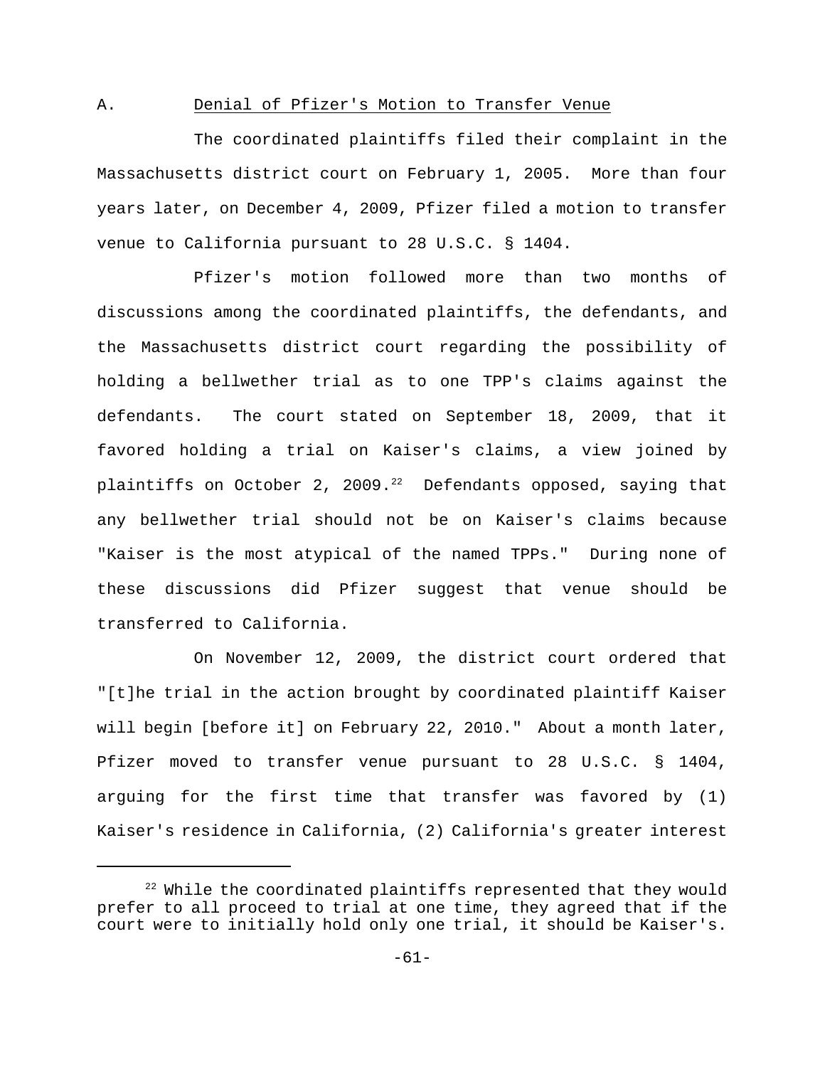### A. Denial of Pfizer's Motion to Transfer Venue

The coordinated plaintiffs filed their complaint in the Massachusetts district court on February 1, 2005. More than four years later, on December 4, 2009, Pfizer filed a motion to transfer venue to California pursuant to 28 U.S.C. § 1404.

Pfizer's motion followed more than two months of discussions among the coordinated plaintiffs, the defendants, and the Massachusetts district court regarding the possibility of holding a bellwether trial as to one TPP's claims against the defendants. The court stated on September 18, 2009, that it favored holding a trial on Kaiser's claims, a view joined by plaintiffs on October 2, 2009.[22] Defendants opposed, saying that any bellwether trial should not be on Kaiser's claims because "Kaiser is the most atypical of the named TPPs." During none of these discussions did Pfizer suggest that venue should be transferred to California.

On November 12, 2009, the district court ordered that "[t]he trial in the action brought by coordinated plaintiff Kaiser will begin [before it] on February 22, 2010." About a month later, Pfizer moved to transfer venue pursuant to 28 U.S.C. § 1404, arguing for the first time that transfer was favored by (1) Kaiser's residence in California, (2) California's greater interest

[22] While the coordinated plaintiffs represented that they would prefer to all proceed to trial at one time, they agreed that if the court were to initially hold only one trial, it should be Kaiser's.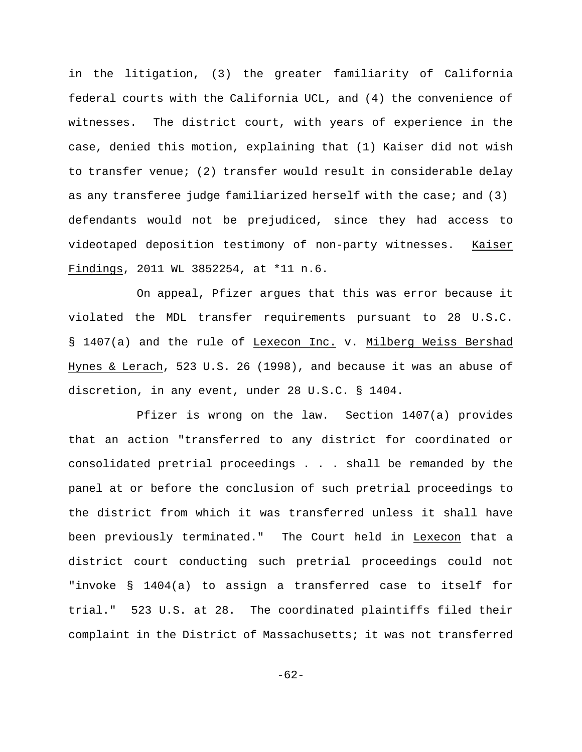in the litigation, (3) the greater familiarity of California federal courts with the California UCL, and (4) the convenience of witnesses. The district court, with years of experience in the case, denied this motion, explaining that (1) Kaiser did not wish to transfer venue; (2) transfer would result in considerable delay as any transferee judge familiarized herself with the case; and (3) defendants would not be prejudiced, since they had access to videotaped deposition testimony of non-party witnesses. Kaiser Findings, 2011 WL 3852254, at *11 n.6.

On appeal, Pfizer argues that this was error because it violated the MDL transfer requirements pursuant to 28 U.S.C. § 1407(a) and the rule of Lexecon Inc. v. Milberg Weiss Bershad Hynes & Lerach, 523 U.S. 26 (1998), and because it was an abuse of discretion, in any event, under 28 U.S.C. § 1404.

Pfizer is wrong on the law. Section 1407(a) provides that an action "transferred to any district for coordinated or consolidated pretrial proceedings . . . shall be remanded by the panel at or before the conclusion of such pretrial proceedings to the district from which it was transferred unless it shall have been previously terminated." The Court held in Lexecon that a district court conducting such pretrial proceedings could not "invoke § 1404(a) to assign a transferred case to itself for trial." 523 U.S. at 28. The coordinated plaintiffs filed their complaint in the District of Massachusetts; it was not transferred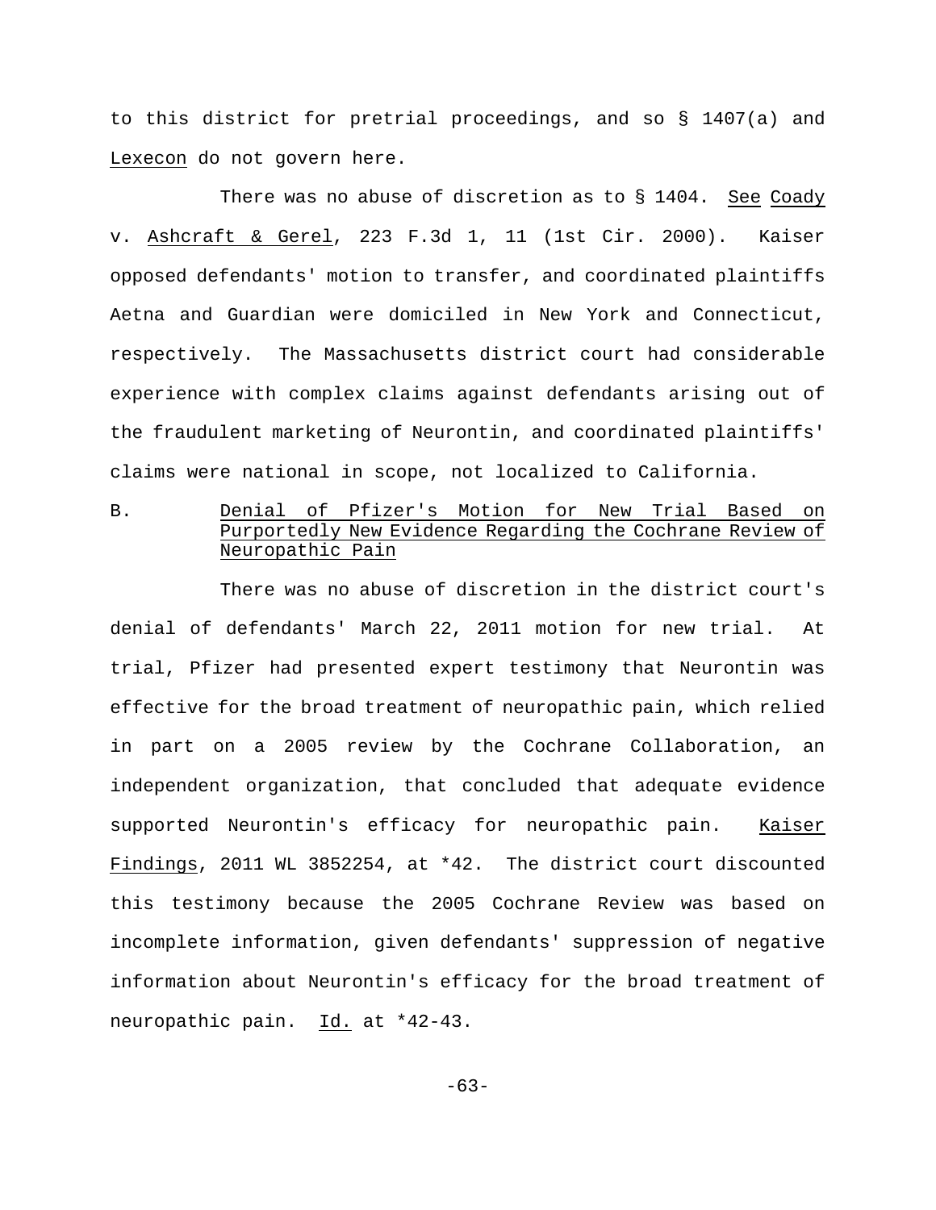to this district for pretrial proceedings, and so § 1407(a) and Lexecon do not govern here.

There was no abuse of discretion as to § 1404. See Coady v. Ashcraft & Gerel, 223 F.3d 1, 11 (1st Cir. 2000). Kaiser opposed defendants' motion to transfer, and coordinated plaintiffs Aetna and Guardian were domiciled in New York and Connecticut, respectively. The Massachusetts district court had considerable experience with complex claims against defendants arising out of the fraudulent marketing of Neurontin, and coordinated plaintiffs' claims were national in scope, not localized to California.

### B. Denial of Pfizer's Motion for New Trial Based on Purportedly New Evidence Regarding the Cochrane Review of Neuropathic Pain

There was no abuse of discretion in the district court's denial of defendants' March 22, 2011 motion for new trial. At trial, Pfizer had presented expert testimony that Neurontin was effective for the broad treatment of neuropathic pain, which relied in part on a 2005 review by the Cochrane Collaboration, an independent organization, that concluded that adequate evidence supported Neurontin's efficacy for neuropathic pain. Kaiser Findings, 2011 WL 3852254, at *42. The district court discounted this testimony because the 2005 Cochrane Review was based on incomplete information, given defendants' suppression of negative information about Neurontin's efficacy for the broad treatment of neuropathic pain. Id. at *42-43.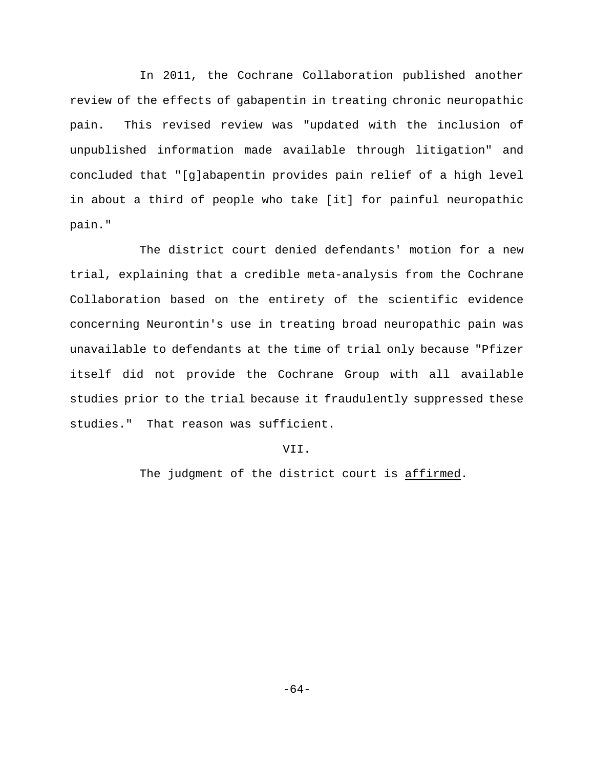In 2011, the Cochrane Collaboration published another review of the effects of gabapentin in treating chronic neuropathic pain. This revised review was "updated with the inclusion of unpublished information made available through litigation" and concluded that "[g]abapentin provides pain relief of a high level in about a third of people who take [it] for painful neuropathic pain."

The district court denied defendants' motion for a new trial, explaining that a credible meta-analysis from the Cochrane Collaboration based on the entirety of the scientific evidence concerning Neurontin's use in treating broad neuropathic pain was unavailable to defendants at the time of trial only because "Pfizer itself did not provide the Cochrane Group with all available studies prior to the trial because it fraudulently suppressed these studies." That reason was sufficient.

VII.

The judgment of the district court is affirmed.